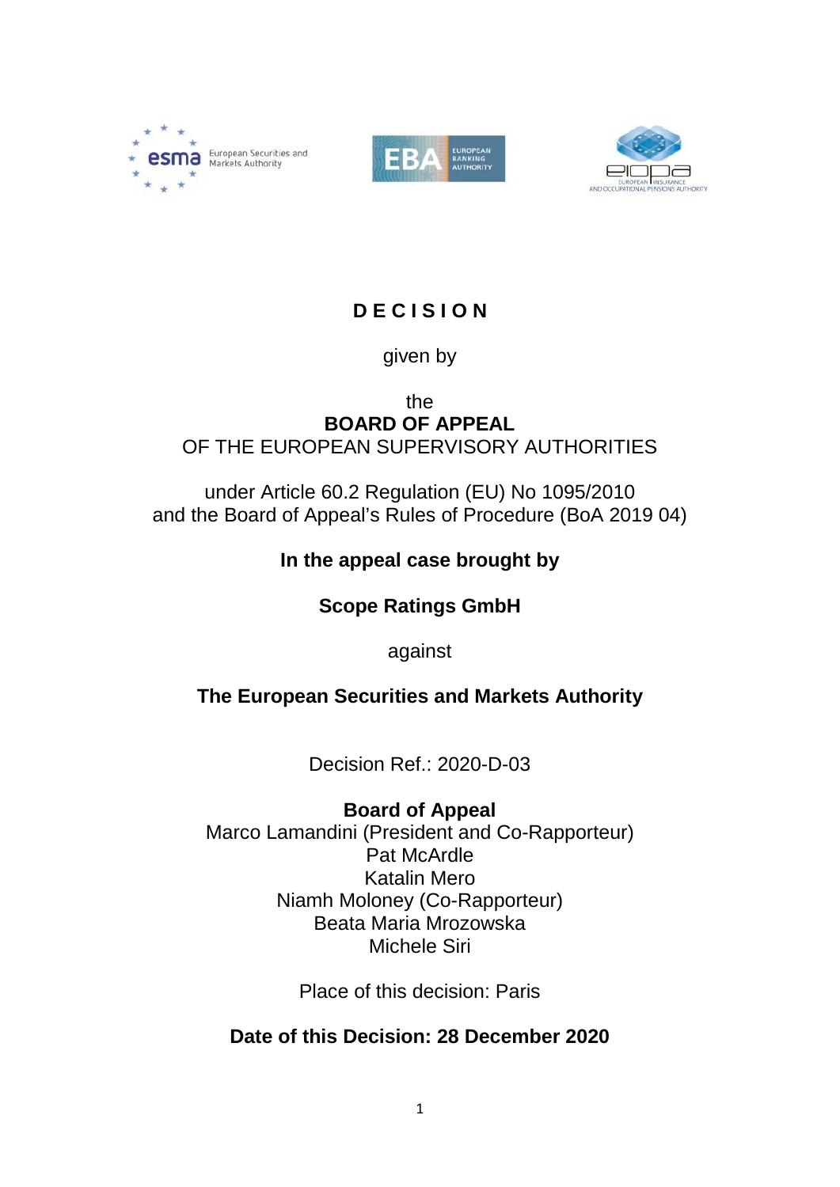# D E C I S I O N

given by

the
**BOARD OF APPEAL**
OF THE EUROPEAN SUPERVISORY AUTHORITIES

under Article 60.2 Regulation (EU) No 1095/2010
and the Board of Appeal's Rules of Procedure (BoA 2019 04)

**In the appeal case brought by**

**Scope Ratings GmbH**

against

**The European Securities and Markets Authority**

Decision Ref.: 2020-D-03

**Board of Appeal**
Marco Lamandini (President and Co-Rapporteur)
Pat McArdle
Katalin Mero
Niamh Moloney (Co-Rapporteur)
Beata Maria Mrozowska
Michele Siri

Place of this decision: Paris

**Date of this Decision: 28 December 2020**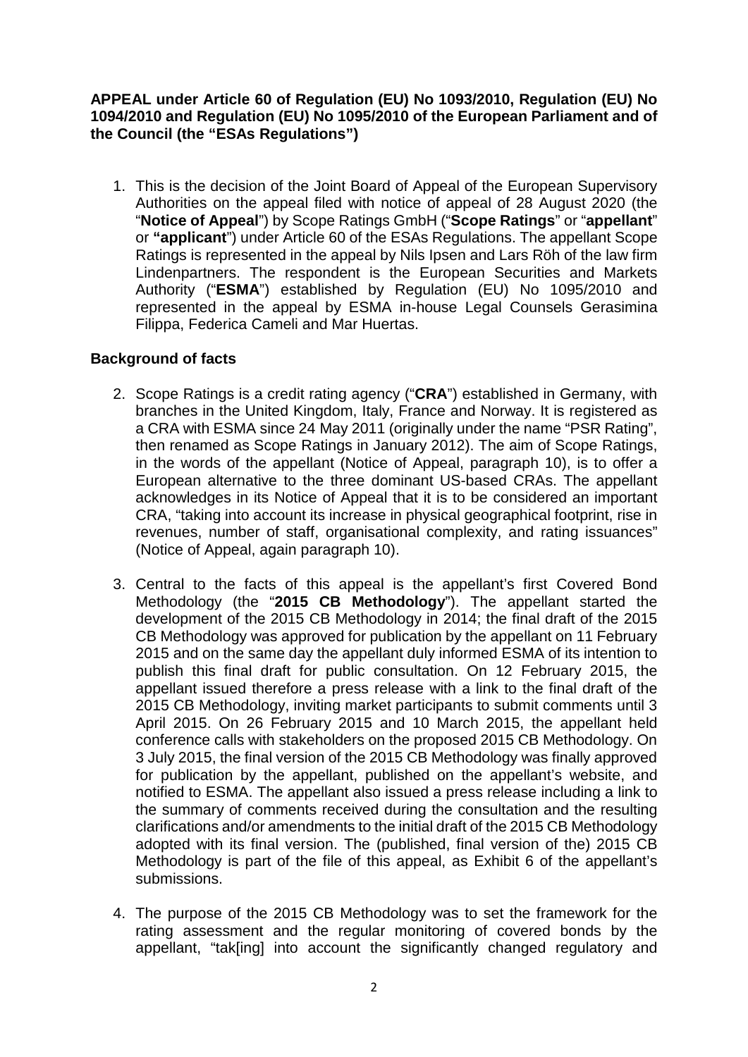**APPEAL under Article 60 of Regulation (EU) No 1093/2010, Regulation (EU) No 1094/2010 and Regulation (EU) No 1095/2010 of the European Parliament and of the Council (the "ESAs Regulations")**

1. This is the decision of the Joint Board of Appeal of the European Supervisory Authorities on the appeal filed with notice of appeal of 28 August 2020 (the "**Notice of Appeal**") by Scope Ratings GmbH ("**Scope Ratings**" or "**appellant**" or **"applicant**") under Article 60 of the ESAs Regulations. The appellant Scope Ratings is represented in the appeal by Nils Ipsen and Lars Röh of the law firm Lindenpartners. The respondent is the European Securities and Markets Authority ("**ESMA**") established by Regulation (EU) No 1095/2010 and represented in the appeal by ESMA in-house Legal Counsels Gerasimina Filippa, Federica Cameli and Mar Huertas.

## Background of facts

2. Scope Ratings is a credit rating agency ("**CRA**") established in Germany, with branches in the United Kingdom, Italy, France and Norway. It is registered as a CRA with ESMA since 24 May 2011 (originally under the name "PSR Rating", then renamed as Scope Ratings in January 2012). The aim of Scope Ratings, in the words of the appellant (Notice of Appeal, paragraph 10), is to offer a European alternative to the three dominant US-based CRAs. The appellant acknowledges in its Notice of Appeal that it is to be considered an important CRA, "taking into account its increase in physical geographical footprint, rise in revenues, number of staff, organisational complexity, and rating issuances" (Notice of Appeal, again paragraph 10).

3. Central to the facts of this appeal is the appellant's first Covered Bond Methodology (the "**2015 CB Methodology**"). The appellant started the development of the 2015 CB Methodology in 2014; the final draft of the 2015 CB Methodology was approved for publication by the appellant on 11 February 2015 and on the same day the appellant duly informed ESMA of its intention to publish this final draft for public consultation. On 12 February 2015, the appellant issued therefore a press release with a link to the final draft of the 2015 CB Methodology, inviting market participants to submit comments until 3 April 2015. On 26 February 2015 and 10 March 2015, the appellant held conference calls with stakeholders on the proposed 2015 CB Methodology. On 3 July 2015, the final version of the 2015 CB Methodology was finally approved for publication by the appellant, published on the appellant's website, and notified to ESMA. The appellant also issued a press release including a link to the summary of comments received during the consultation and the resulting clarifications and/or amendments to the initial draft of the 2015 CB Methodology adopted with its final version. The (published, final version of the) 2015 CB Methodology is part of the file of this appeal, as Exhibit 6 of the appellant's submissions.

4. The purpose of the 2015 CB Methodology was to set the framework for the rating assessment and the regular monitoring of covered bonds by the appellant, "tak[ing] into account the significantly changed regulatory and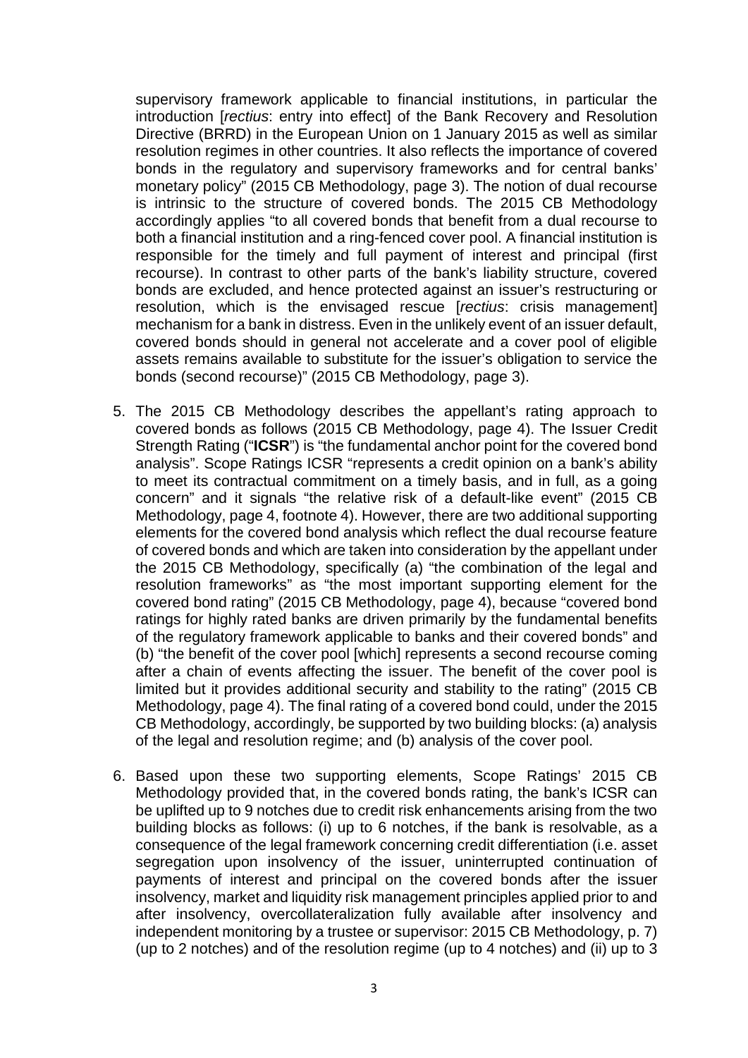supervisory framework applicable to financial institutions, in particular the introduction [*rectius*: entry into effect] of the Bank Recovery and Resolution Directive (BRRD) in the European Union on 1 January 2015 as well as similar resolution regimes in other countries. It also reflects the importance of covered bonds in the regulatory and supervisory frameworks and for central banks' monetary policy" (2015 CB Methodology, page 3). The notion of dual recourse is intrinsic to the structure of covered bonds. The 2015 CB Methodology accordingly applies "to all covered bonds that benefit from a dual recourse to both a financial institution and a ring-fenced cover pool. A financial institution is responsible for the timely and full payment of interest and principal (first recourse). In contrast to other parts of the bank's liability structure, covered bonds are excluded, and hence protected against an issuer's restructuring or resolution, which is the envisaged rescue [*rectius*: crisis management] mechanism for a bank in distress. Even in the unlikely event of an issuer default, covered bonds should in general not accelerate and a cover pool of eligible assets remains available to substitute for the issuer's obligation to service the bonds (second recourse)" (2015 CB Methodology, page 3).

5. The 2015 CB Methodology describes the appellant's rating approach to covered bonds as follows (2015 CB Methodology, page 4). The Issuer Credit Strength Rating ("**ICSR**") is "the fundamental anchor point for the covered bond analysis". Scope Ratings ICSR "represents a credit opinion on a bank's ability to meet its contractual commitment on a timely basis, and in full, as a going concern" and it signals "the relative risk of a default-like event" (2015 CB Methodology, page 4, footnote 4). However, there are two additional supporting elements for the covered bond analysis which reflect the dual recourse feature of covered bonds and which are taken into consideration by the appellant under the 2015 CB Methodology, specifically (a) "the combination of the legal and resolution frameworks" as "the most important supporting element for the covered bond rating" (2015 CB Methodology, page 4), because "covered bond ratings for highly rated banks are driven primarily by the fundamental benefits of the regulatory framework applicable to banks and their covered bonds" and (b) "the benefit of the cover pool [which] represents a second recourse coming after a chain of events affecting the issuer. The benefit of the cover pool is limited but it provides additional security and stability to the rating" (2015 CB Methodology, page 4). The final rating of a covered bond could, under the 2015 CB Methodology, accordingly, be supported by two building blocks: (a) analysis of the legal and resolution regime; and (b) analysis of the cover pool.

6. Based upon these two supporting elements, Scope Ratings' 2015 CB Methodology provided that, in the covered bonds rating, the bank's ICSR can be uplifted up to 9 notches due to credit risk enhancements arising from the two building blocks as follows: (i) up to 6 notches, if the bank is resolvable, as a consequence of the legal framework concerning credit differentiation (i.e. asset segregation upon insolvency of the issuer, uninterrupted continuation of payments of interest and principal on the covered bonds after the issuer insolvency, market and liquidity risk management principles applied prior to and after insolvency, overcollateralization fully available after insolvency and independent monitoring by a trustee or supervisor: 2015 CB Methodology, p. 7) (up to 2 notches) and of the resolution regime (up to 4 notches) and (ii) up to 3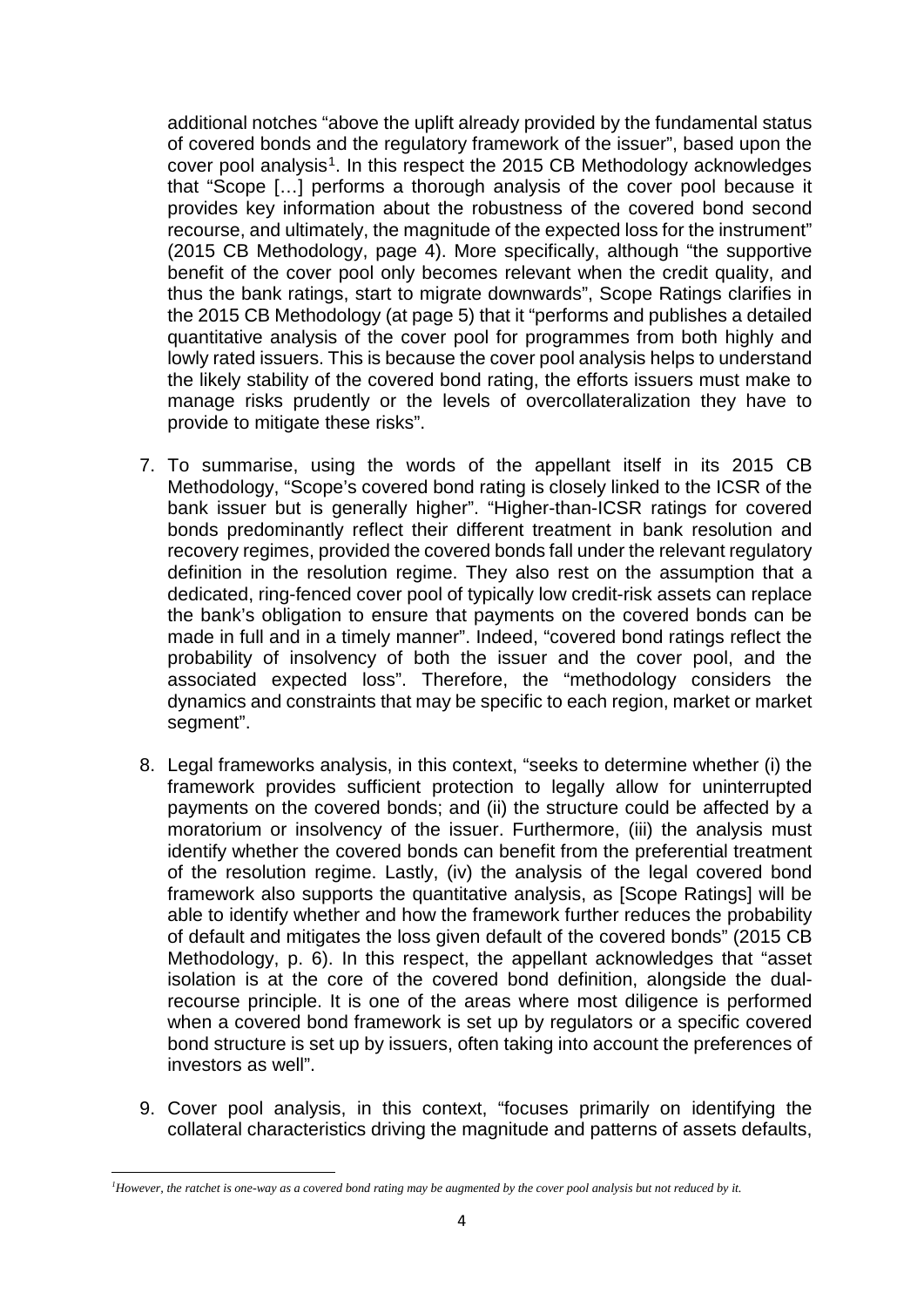additional notches "above the uplift already provided by the fundamental status of covered bonds and the regulatory framework of the issuer", based upon the cover pool analysis[1]. In this respect the 2015 CB Methodology acknowledges that "Scope […] performs a thorough analysis of the cover pool because it provides key information about the robustness of the covered bond second recourse, and ultimately, the magnitude of the expected loss for the instrument" (2015 CB Methodology, page 4). More specifically, although "the supportive benefit of the cover pool only becomes relevant when the credit quality, and thus the bank ratings, start to migrate downwards", Scope Ratings clarifies in the 2015 CB Methodology (at page 5) that it "performs and publishes a detailed quantitative analysis of the cover pool for programmes from both highly and lowly rated issuers. This is because the cover pool analysis helps to understand the likely stability of the covered bond rating, the efforts issuers must make to manage risks prudently or the levels of overcollateralization they have to provide to mitigate these risks".

7. To summarise, using the words of the appellant itself in its 2015 CB Methodology, "Scope's covered bond rating is closely linked to the ICSR of the bank issuer but is generally higher". "Higher-than-ICSR ratings for covered bonds predominantly reflect their different treatment in bank resolution and recovery regimes, provided the covered bonds fall under the relevant regulatory definition in the resolution regime. They also rest on the assumption that a dedicated, ring-fenced cover pool of typically low credit-risk assets can replace the bank's obligation to ensure that payments on the covered bonds can be made in full and in a timely manner". Indeed, "covered bond ratings reflect the probability of insolvency of both the issuer and the cover pool, and the associated expected loss". Therefore, the "methodology considers the dynamics and constraints that may be specific to each region, market or market segment".

8. Legal frameworks analysis, in this context, "seeks to determine whether (i) the framework provides sufficient protection to legally allow for uninterrupted payments on the covered bonds; and (ii) the structure could be affected by a moratorium or insolvency of the issuer. Furthermore, (iii) the analysis must identify whether the covered bonds can benefit from the preferential treatment of the resolution regime. Lastly, (iv) the analysis of the legal covered bond framework also supports the quantitative analysis, as [Scope Ratings] will be able to identify whether and how the framework further reduces the probability of default and mitigates the loss given default of the covered bonds" (2015 CB Methodology, p. 6). In this respect, the appellant acknowledges that "asset isolation is at the core of the covered bond definition, alongside the dual-recourse principle. It is one of the areas where most diligence is performed when a covered bond framework is set up by regulators or a specific covered bond structure is set up by issuers, often taking into account the preferences of investors as well".

9. Cover pool analysis, in this context, "focuses primarily on identifying the collateral characteristics driving the magnitude and patterns of assets defaults,

[1] *However, the ratchet is one-way as a covered bond rating may be augmented by the cover pool analysis but not reduced by it.*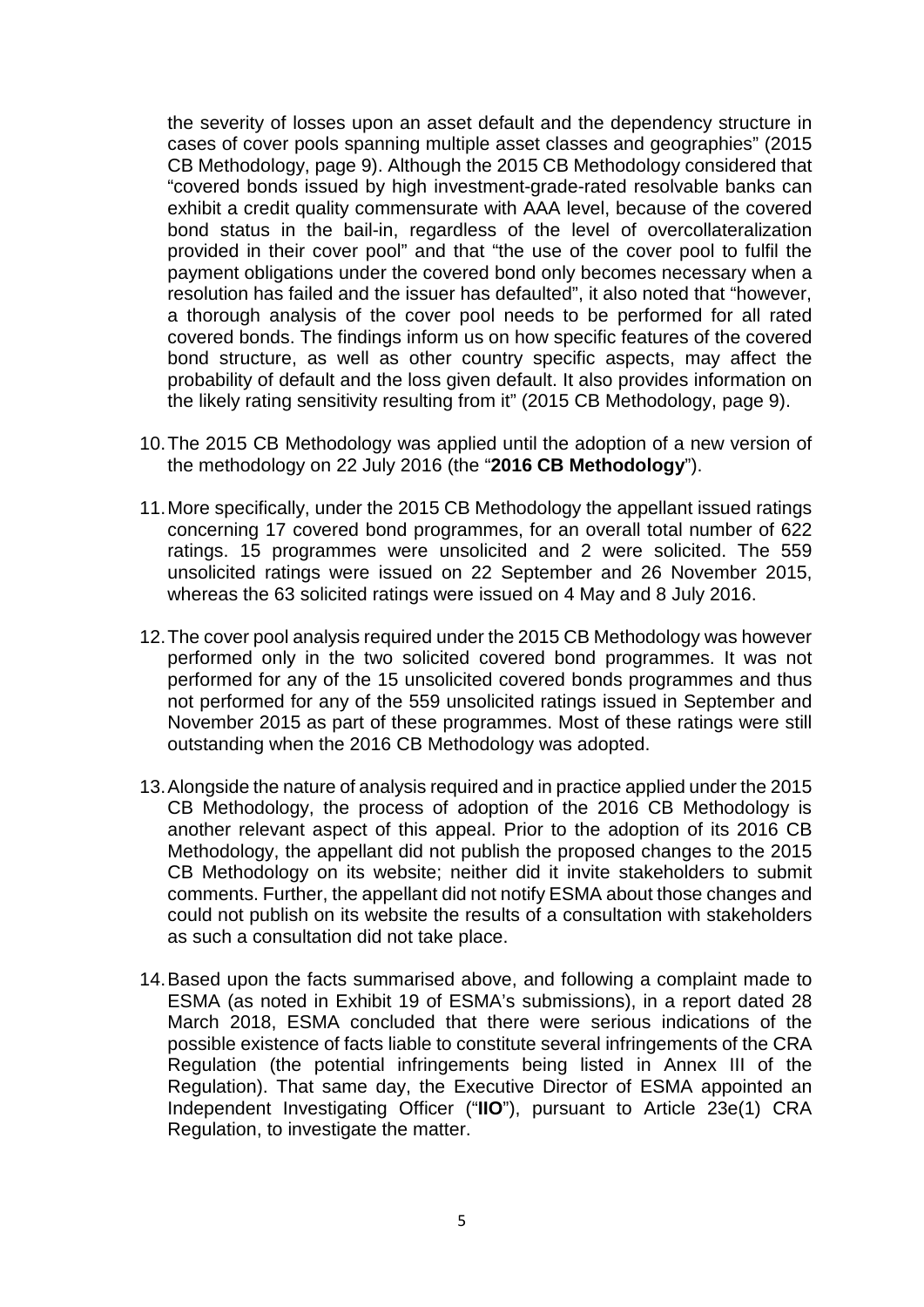the severity of losses upon an asset default and the dependency structure in cases of cover pools spanning multiple asset classes and geographies" (2015 CB Methodology, page 9). Although the 2015 CB Methodology considered that "covered bonds issued by high investment-grade-rated resolvable banks can exhibit a credit quality commensurate with AAA level, because of the covered bond status in the bail-in, regardless of the level of overcollateralization provided in their cover pool" and that "the use of the cover pool to fulfil the payment obligations under the covered bond only becomes necessary when a resolution has failed and the issuer has defaulted", it also noted that "however, a thorough analysis of the cover pool needs to be performed for all rated covered bonds. The findings inform us on how specific features of the covered bond structure, as well as other country specific aspects, may affect the probability of default and the loss given default. It also provides information on the likely rating sensitivity resulting from it" (2015 CB Methodology, page 9).

10. The 2015 CB Methodology was applied until the adoption of a new version of the methodology on 22 July 2016 (the "**2016 CB Methodology**").

11. More specifically, under the 2015 CB Methodology the appellant issued ratings concerning 17 covered bond programmes, for an overall total number of 622 ratings. 15 programmes were unsolicited and 2 were solicited. The 559 unsolicited ratings were issued on 22 September and 26 November 2015, whereas the 63 solicited ratings were issued on 4 May and 8 July 2016.

12. The cover pool analysis required under the 2015 CB Methodology was however performed only in the two solicited covered bond programmes. It was not performed for any of the 15 unsolicited covered bonds programmes and thus not performed for any of the 559 unsolicited ratings issued in September and November 2015 as part of these programmes. Most of these ratings were still outstanding when the 2016 CB Methodology was adopted.

13. Alongside the nature of analysis required and in practice applied under the 2015 CB Methodology, the process of adoption of the 2016 CB Methodology is another relevant aspect of this appeal. Prior to the adoption of its 2016 CB Methodology, the appellant did not publish the proposed changes to the 2015 CB Methodology on its website; neither did it invite stakeholders to submit comments. Further, the appellant did not notify ESMA about those changes and could not publish on its website the results of a consultation with stakeholders as such a consultation did not take place.

14. Based upon the facts summarised above, and following a complaint made to ESMA (as noted in Exhibit 19 of ESMA's submissions), in a report dated 28 March 2018, ESMA concluded that there were serious indications of the possible existence of facts liable to constitute several infringements of the CRA Regulation (the potential infringements being listed in Annex III of the Regulation). That same day, the Executive Director of ESMA appointed an Independent Investigating Officer ("**IIO**"), pursuant to Article 23e(1) CRA Regulation, to investigate the matter.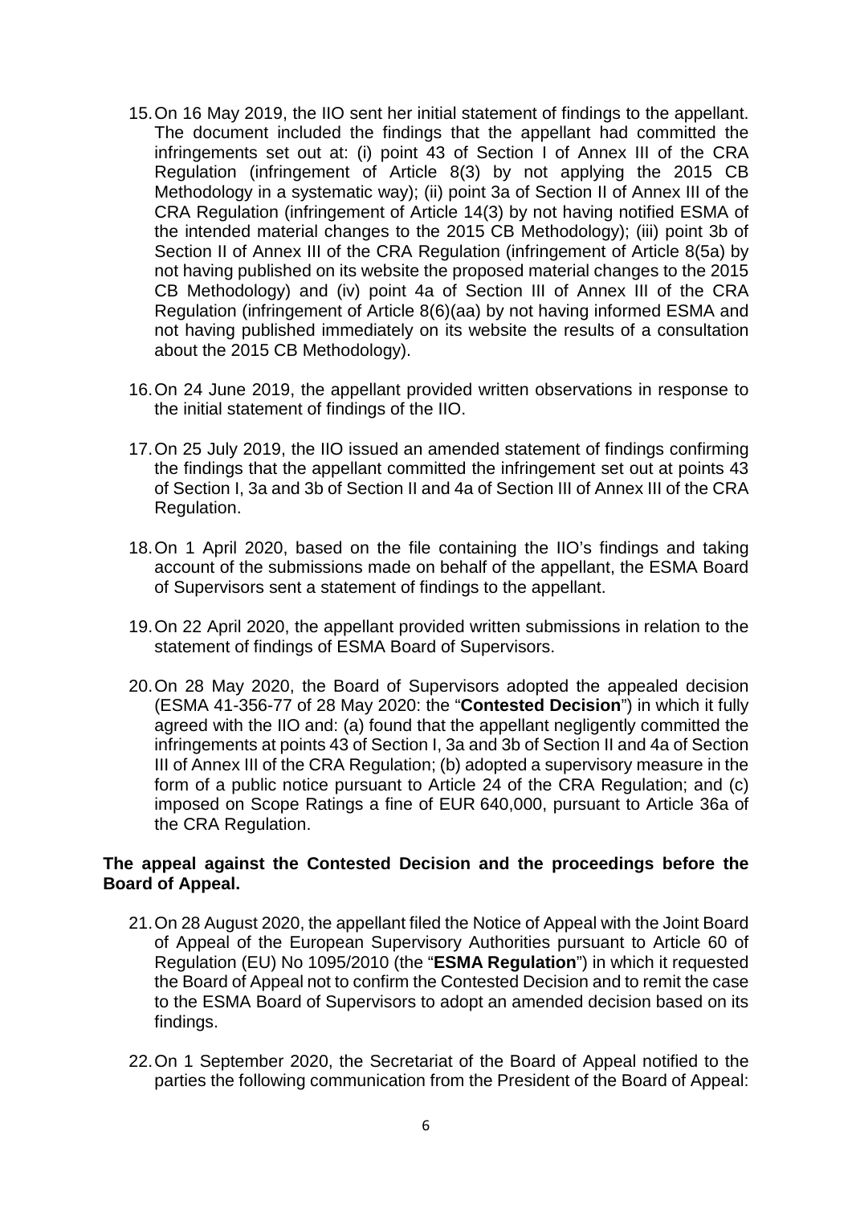15. On 16 May 2019, the IIO sent her initial statement of findings to the appellant. The document included the findings that the appellant had committed the infringements set out at: (i) point 43 of Section I of Annex III of the CRA Regulation (infringement of Article 8(3) by not applying the 2015 CB Methodology in a systematic way); (ii) point 3a of Section II of Annex III of the CRA Regulation (infringement of Article 14(3) by not having notified ESMA of the intended material changes to the 2015 CB Methodology); (iii) point 3b of Section II of Annex III of the CRA Regulation (infringement of Article 8(5a) by not having published on its website the proposed material changes to the 2015 CB Methodology) and (iv) point 4a of Section III of Annex III of the CRA Regulation (infringement of Article 8(6)(aa) by not having informed ESMA and not having published immediately on its website the results of a consultation about the 2015 CB Methodology).

16. On 24 June 2019, the appellant provided written observations in response to the initial statement of findings of the IIO.

17. On 25 July 2019, the IIO issued an amended statement of findings confirming the findings that the appellant committed the infringement set out at points 43 of Section I, 3a and 3b of Section II and 4a of Section III of Annex III of the CRA Regulation.

18. On 1 April 2020, based on the file containing the IIO's findings and taking account of the submissions made on behalf of the appellant, the ESMA Board of Supervisors sent a statement of findings to the appellant.

19. On 22 April 2020, the appellant provided written submissions in relation to the statement of findings of ESMA Board of Supervisors.

20. On 28 May 2020, the Board of Supervisors adopted the appealed decision (ESMA 41-356-77 of 28 May 2020: the "**Contested Decision**") in which it fully agreed with the IIO and: (a) found that the appellant negligently committed the infringements at points 43 of Section I, 3a and 3b of Section II and 4a of Section III of Annex III of the CRA Regulation; (b) adopted a supervisory measure in the form of a public notice pursuant to Article 24 of the CRA Regulation; and (c) imposed on Scope Ratings a fine of EUR 640,000, pursuant to Article 36a of the CRA Regulation.

**The appeal against the Contested Decision and the proceedings before the Board of Appeal.**

21. On 28 August 2020, the appellant filed the Notice of Appeal with the Joint Board of Appeal of the European Supervisory Authorities pursuant to Article 60 of Regulation (EU) No 1095/2010 (the "**ESMA Regulation**") in which it requested the Board of Appeal not to confirm the Contested Decision and to remit the case to the ESMA Board of Supervisors to adopt an amended decision based on its findings.

22. On 1 September 2020, the Secretariat of the Board of Appeal notified to the parties the following communication from the President of the Board of Appeal: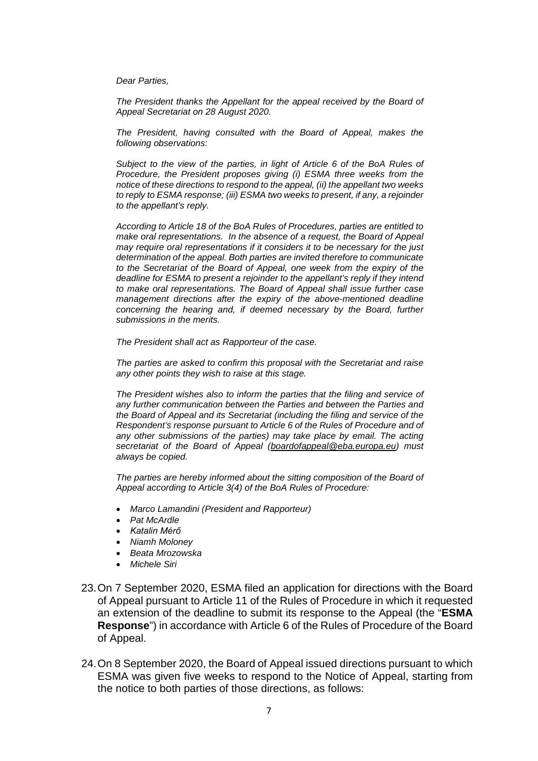*Dear Parties,*

*The President thanks the Appellant for the appeal received by the Board of Appeal Secretariat on 28 August 2020.*

*The President, having consulted with the Board of Appeal, makes the following observations:*

*Subject to the view of the parties, in light of Article 6 of the BoA Rules of Procedure, the President proposes giving (i) ESMA three weeks from the notice of these directions to respond to the appeal, (ii) the appellant two weeks to reply to ESMA response; (iii) ESMA two weeks to present, if any, a rejoinder to the appellant's reply.*

*According to Article 18 of the BoA Rules of Procedures, parties are entitled to make oral representations. In the absence of a request, the Board of Appeal may require oral representations if it considers it to be necessary for the just determination of the appeal. Both parties are invited therefore to communicate to the Secretariat of the Board of Appeal, one week from the expiry of the deadline for ESMA to present a rejoinder to the appellant's reply if they intend to make oral representations. The Board of Appeal shall issue further case management directions after the expiry of the above-mentioned deadline concerning the hearing and, if deemed necessary by the Board, further submissions in the merits.*

*The President shall act as Rapporteur of the case.*

*The parties are asked to confirm this proposal with the Secretariat and raise any other points they wish to raise at this stage.*

*The President wishes also to inform the parties that the filing and service of any further communication between the Parties and between the Parties and the Board of Appeal and its Secretariat (including the filing and service of the Respondent's response pursuant to Article 6 of the Rules of Procedure and of any other submissions of the parties) may take place by email. The acting secretariat of the Board of Appeal (boardofappeal@eba.europa.eu) must always be copied.*

*The parties are hereby informed about the sitting composition of the Board of Appeal according to Article 3(4) of the BoA Rules of Procedure:*

- *Marco Lamandini (President and Rapporteur)*
- *Pat McArdle*
- *Katalin Mérő*
- *Niamh Moloney*
- *Beata Mrozowska*
- *Michele Siri*

23. On 7 September 2020, ESMA filed an application for directions with the Board of Appeal pursuant to Article 11 of the Rules of Procedure in which it requested an extension of the deadline to submit its response to the Appeal (the "**ESMA Response**") in accordance with Article 6 of the Rules of Procedure of the Board of Appeal.

24. On 8 September 2020, the Board of Appeal issued directions pursuant to which ESMA was given five weeks to respond to the Notice of Appeal, starting from the notice to both parties of those directions, as follows: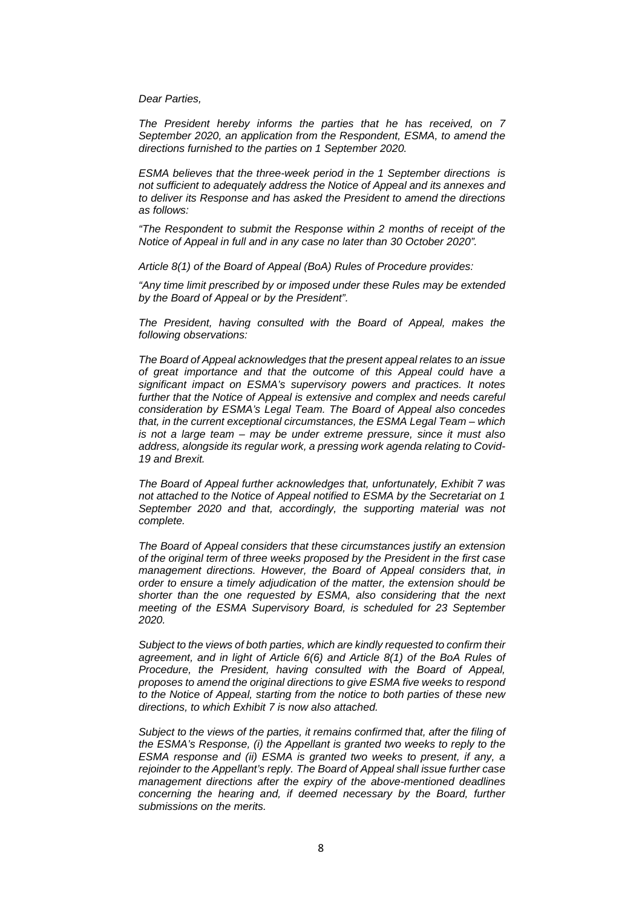*Dear Parties,*

*The President hereby informs the parties that he has received, on 7 September 2020, an application from the Respondent, ESMA, to amend the directions furnished to the parties on 1 September 2020.*

*ESMA believes that the three-week period in the 1 September directions is not sufficient to adequately address the Notice of Appeal and its annexes and to deliver its Response and has asked the President to amend the directions as follows:*

*"The Respondent to submit the Response within 2 months of receipt of the Notice of Appeal in full and in any case no later than 30 October 2020".*

*Article 8(1) of the Board of Appeal (BoA) Rules of Procedure provides:*

*"Any time limit prescribed by or imposed under these Rules may be extended by the Board of Appeal or by the President".*

*The President, having consulted with the Board of Appeal, makes the following observations:*

*The Board of Appeal acknowledges that the present appeal relates to an issue of great importance and that the outcome of this Appeal could have a significant impact on ESMA's supervisory powers and practices. It notes further that the Notice of Appeal is extensive and complex and needs careful consideration by ESMA's Legal Team. The Board of Appeal also concedes that, in the current exceptional circumstances, the ESMA Legal Team – which is not a large team – may be under extreme pressure, since it must also address, alongside its regular work, a pressing work agenda relating to Covid-19 and Brexit.*

*The Board of Appeal further acknowledges that, unfortunately, Exhibit 7 was not attached to the Notice of Appeal notified to ESMA by the Secretariat on 1 September 2020 and that, accordingly, the supporting material was not complete.*

*The Board of Appeal considers that these circumstances justify an extension of the original term of three weeks proposed by the President in the first case management directions. However, the Board of Appeal considers that, in order to ensure a timely adjudication of the matter, the extension should be shorter than the one requested by ESMA, also considering that the next meeting of the ESMA Supervisory Board, is scheduled for 23 September 2020.*

*Subject to the views of both parties, which are kindly requested to confirm their agreement, and in light of Article 6(6) and Article 8(1) of the BoA Rules of Procedure, the President, having consulted with the Board of Appeal, proposes to amend the original directions to give ESMA five weeks to respond to the Notice of Appeal, starting from the notice to both parties of these new directions, to which Exhibit 7 is now also attached.*

*Subject to the views of the parties, it remains confirmed that, after the filing of the ESMA's Response, (i) the Appellant is granted two weeks to reply to the ESMA response and (ii) ESMA is granted two weeks to present, if any, a rejoinder to the Appellant's reply. The Board of Appeal shall issue further case management directions after the expiry of the above-mentioned deadlines concerning the hearing and, if deemed necessary by the Board, further submissions on the merits.*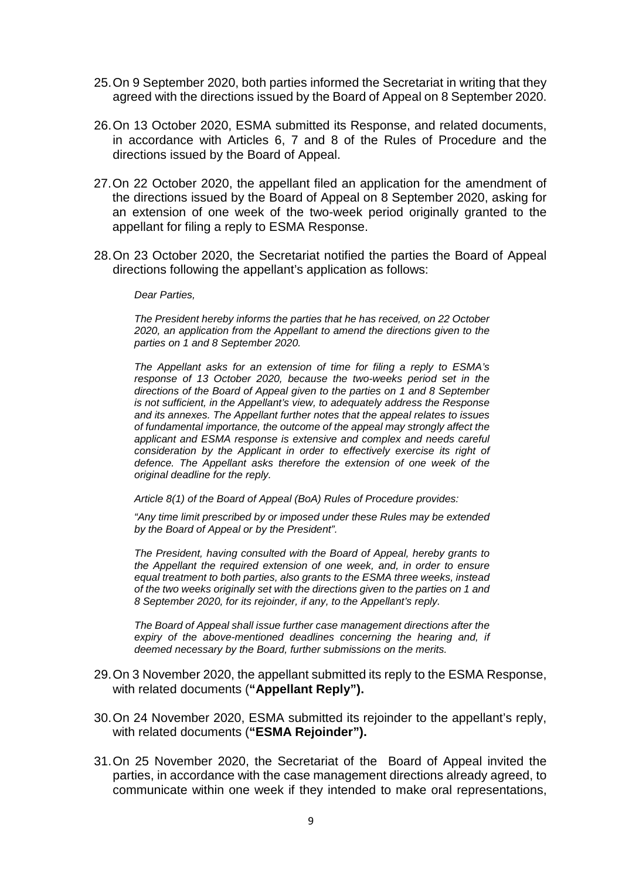25. On 9 September 2020, both parties informed the Secretariat in writing that they agreed with the directions issued by the Board of Appeal on 8 September 2020.

26. On 13 October 2020, ESMA submitted its Response, and related documents, in accordance with Articles 6, 7 and 8 of the Rules of Procedure and the directions issued by the Board of Appeal.

27. On 22 October 2020, the appellant filed an application for the amendment of the directions issued by the Board of Appeal on 8 September 2020, asking for an extension of one week of the two-week period originally granted to the appellant for filing a reply to ESMA Response.

28. On 23 October 2020, the Secretariat notified the parties the Board of Appeal directions following the appellant's application as follows:

> *Dear Parties,*
>
> *The President hereby informs the parties that he has received, on 22 October 2020, an application from the Appellant to amend the directions given to the parties on 1 and 8 September 2020.*
>
> *The Appellant asks for an extension of time for filing a reply to ESMA's response of 13 October 2020, because the two-weeks period set in the directions of the Board of Appeal given to the parties on 1 and 8 September is not sufficient, in the Appellant's view, to adequately address the Response and its annexes. The Appellant further notes that the appeal relates to issues of fundamental importance, the outcome of the appeal may strongly affect the applicant and ESMA response is extensive and complex and needs careful consideration by the Applicant in order to effectively exercise its right of defence. The Appellant asks therefore the extension of one week of the original deadline for the reply.*
>
> *Article 8(1) of the Board of Appeal (BoA) Rules of Procedure provides:*
>
> *"Any time limit prescribed by or imposed under these Rules may be extended by the Board of Appeal or by the President".*
>
> *The President, having consulted with the Board of Appeal, hereby grants to the Appellant the required extension of one week, and, in order to ensure equal treatment to both parties, also grants to the ESMA three weeks, instead of the two weeks originally set with the directions given to the parties on 1 and 8 September 2020, for its rejoinder, if any, to the Appellant's reply.*
>
> *The Board of Appeal shall issue further case management directions after the expiry of the above-mentioned deadlines concerning the hearing and, if deemed necessary by the Board, further submissions on the merits.*

29. On 3 November 2020, the appellant submitted its reply to the ESMA Response, with related documents (**"Appellant Reply").**

30. On 24 November 2020, ESMA submitted its rejoinder to the appellant's reply, with related documents (**"ESMA Rejoinder").**

31. On 25 November 2020, the Secretariat of the Board of Appeal invited the parties, in accordance with the case management directions already agreed, to communicate within one week if they intended to make oral representations,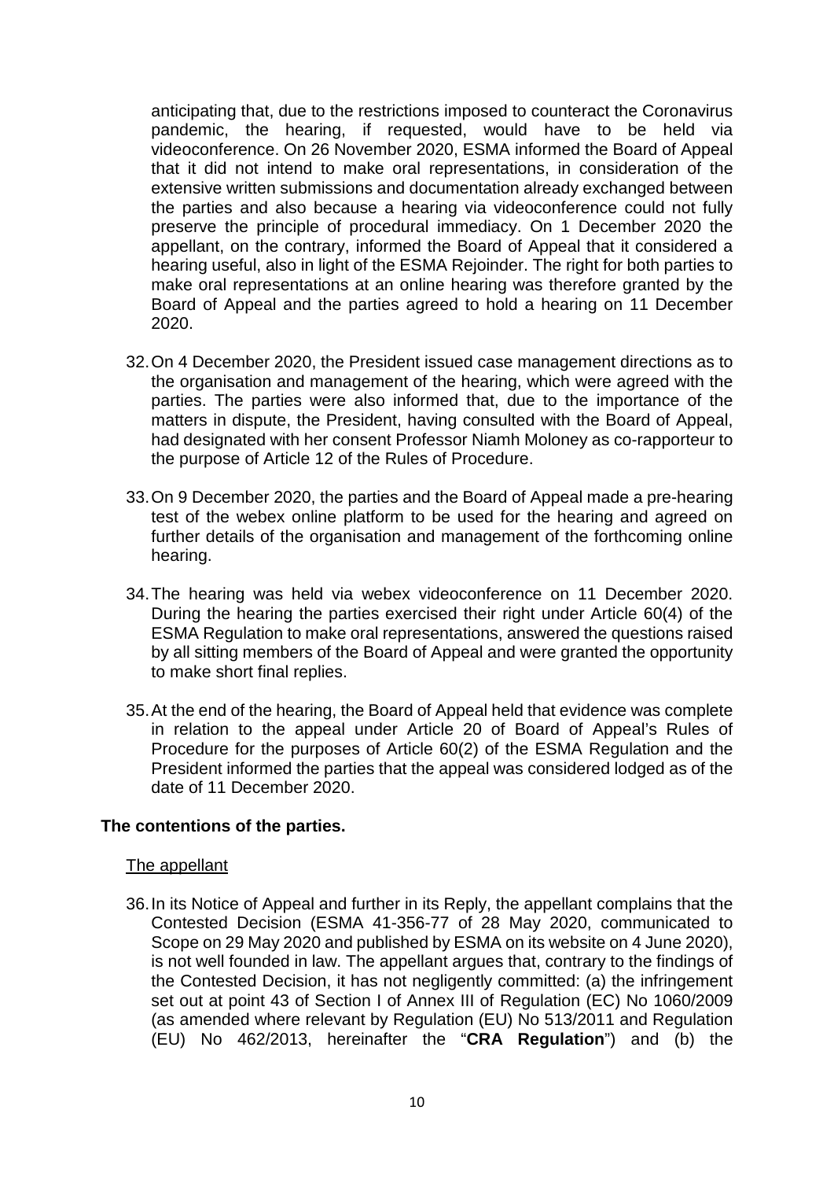anticipating that, due to the restrictions imposed to counteract the Coronavirus pandemic, the hearing, if requested, would have to be held via videoconference. On 26 November 2020, ESMA informed the Board of Appeal that it did not intend to make oral representations, in consideration of the extensive written submissions and documentation already exchanged between the parties and also because a hearing via videoconference could not fully preserve the principle of procedural immediacy. On 1 December 2020 the appellant, on the contrary, informed the Board of Appeal that it considered a hearing useful, also in light of the ESMA Rejoinder. The right for both parties to make oral representations at an online hearing was therefore granted by the Board of Appeal and the parties agreed to hold a hearing on 11 December 2020.

32. On 4 December 2020, the President issued case management directions as to the organisation and management of the hearing, which were agreed with the parties. The parties were also informed that, due to the importance of the matters in dispute, the President, having consulted with the Board of Appeal, had designated with her consent Professor Niamh Moloney as co-rapporteur to the purpose of Article 12 of the Rules of Procedure.

33. On 9 December 2020, the parties and the Board of Appeal made a pre-hearing test of the webex online platform to be used for the hearing and agreed on further details of the organisation and management of the forthcoming online hearing.

34. The hearing was held via webex videoconference on 11 December 2020. During the hearing the parties exercised their right under Article 60(4) of the ESMA Regulation to make oral representations, answered the questions raised by all sitting members of the Board of Appeal and were granted the opportunity to make short final replies.

35. At the end of the hearing, the Board of Appeal held that evidence was complete in relation to the appeal under Article 20 of Board of Appeal's Rules of Procedure for the purposes of Article 60(2) of the ESMA Regulation and the President informed the parties that the appeal was considered lodged as of the date of 11 December 2020.

**The contentions of the parties.**

The appellant

36. In its Notice of Appeal and further in its Reply, the appellant complains that the Contested Decision (ESMA 41-356-77 of 28 May 2020, communicated to Scope on 29 May 2020 and published by ESMA on its website on 4 June 2020), is not well founded in law. The appellant argues that, contrary to the findings of the Contested Decision, it has not negligently committed: (a) the infringement set out at point 43 of Section I of Annex III of Regulation (EC) No 1060/2009 (as amended where relevant by Regulation (EU) No 513/2011 and Regulation (EU) No 462/2013, hereinafter the "**CRA Regulation**") and (b) the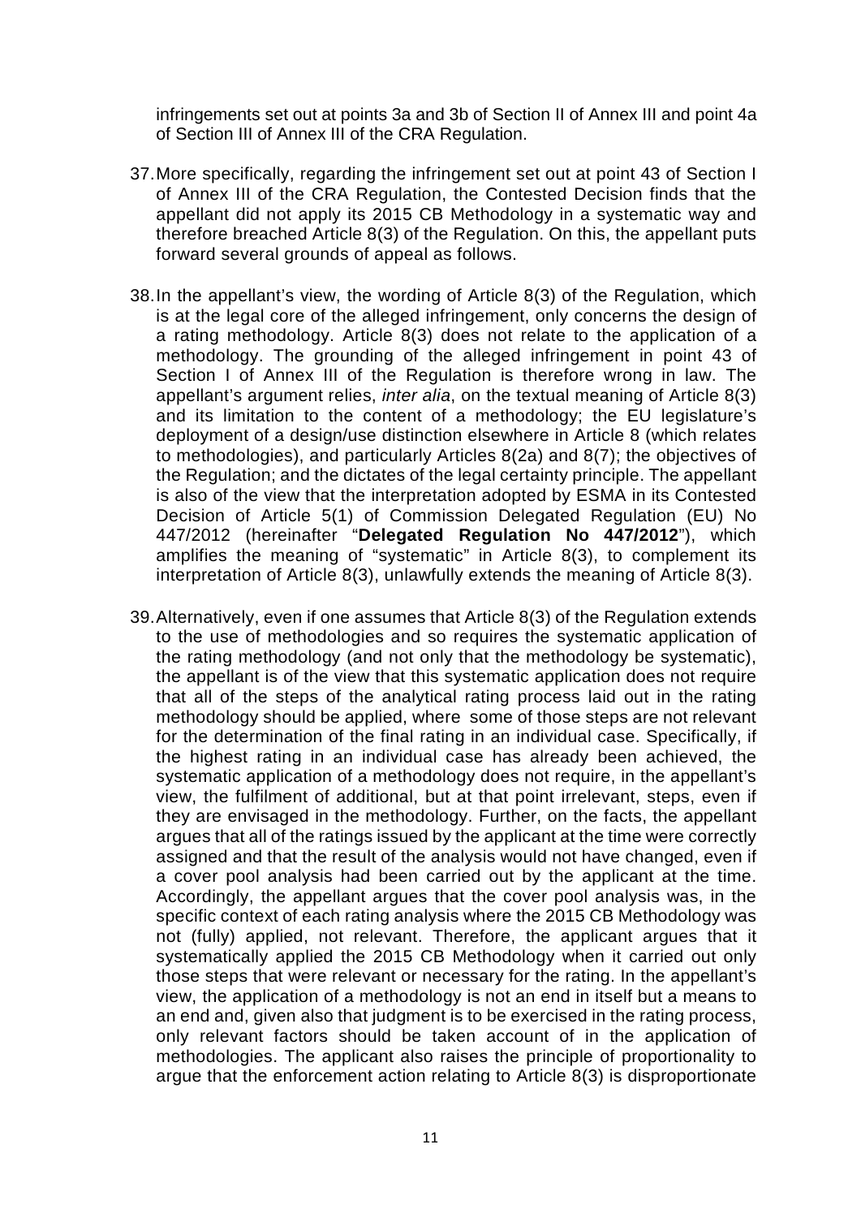infringements set out at points 3a and 3b of Section II of Annex III and point 4a of Section III of Annex III of the CRA Regulation.

37. More specifically, regarding the infringement set out at point 43 of Section I of Annex III of the CRA Regulation, the Contested Decision finds that the appellant did not apply its 2015 CB Methodology in a systematic way and therefore breached Article 8(3) of the Regulation. On this, the appellant puts forward several grounds of appeal as follows.

38. In the appellant's view, the wording of Article 8(3) of the Regulation, which is at the legal core of the alleged infringement, only concerns the design of a rating methodology. Article 8(3) does not relate to the application of a methodology. The grounding of the alleged infringement in point 43 of Section I of Annex III of the Regulation is therefore wrong in law. The appellant's argument relies, *inter alia*, on the textual meaning of Article 8(3) and its limitation to the content of a methodology; the EU legislature's deployment of a design/use distinction elsewhere in Article 8 (which relates to methodologies), and particularly Articles 8(2a) and 8(7); the objectives of the Regulation; and the dictates of the legal certainty principle. The appellant is also of the view that the interpretation adopted by ESMA in its Contested Decision of Article 5(1) of Commission Delegated Regulation (EU) No 447/2012 (hereinafter "**Delegated Regulation No 447/2012**"), which amplifies the meaning of "systematic" in Article 8(3), to complement its interpretation of Article 8(3), unlawfully extends the meaning of Article 8(3).

39. Alternatively, even if one assumes that Article 8(3) of the Regulation extends to the use of methodologies and so requires the systematic application of the rating methodology (and not only that the methodology be systematic), the appellant is of the view that this systematic application does not require that all of the steps of the analytical rating process laid out in the rating methodology should be applied, where some of those steps are not relevant for the determination of the final rating in an individual case. Specifically, if the highest rating in an individual case has already been achieved, the systematic application of a methodology does not require, in the appellant's view, the fulfilment of additional, but at that point irrelevant, steps, even if they are envisaged in the methodology. Further, on the facts, the appellant argues that all of the ratings issued by the applicant at the time were correctly assigned and that the result of the analysis would not have changed, even if a cover pool analysis had been carried out by the applicant at the time. Accordingly, the appellant argues that the cover pool analysis was, in the specific context of each rating analysis where the 2015 CB Methodology was not (fully) applied, not relevant. Therefore, the applicant argues that it systematically applied the 2015 CB Methodology when it carried out only those steps that were relevant or necessary for the rating. In the appellant's view, the application of a methodology is not an end in itself but a means to an end and, given also that judgment is to be exercised in the rating process, only relevant factors should be taken account of in the application of methodologies. The applicant also raises the principle of proportionality to argue that the enforcement action relating to Article 8(3) is disproportionate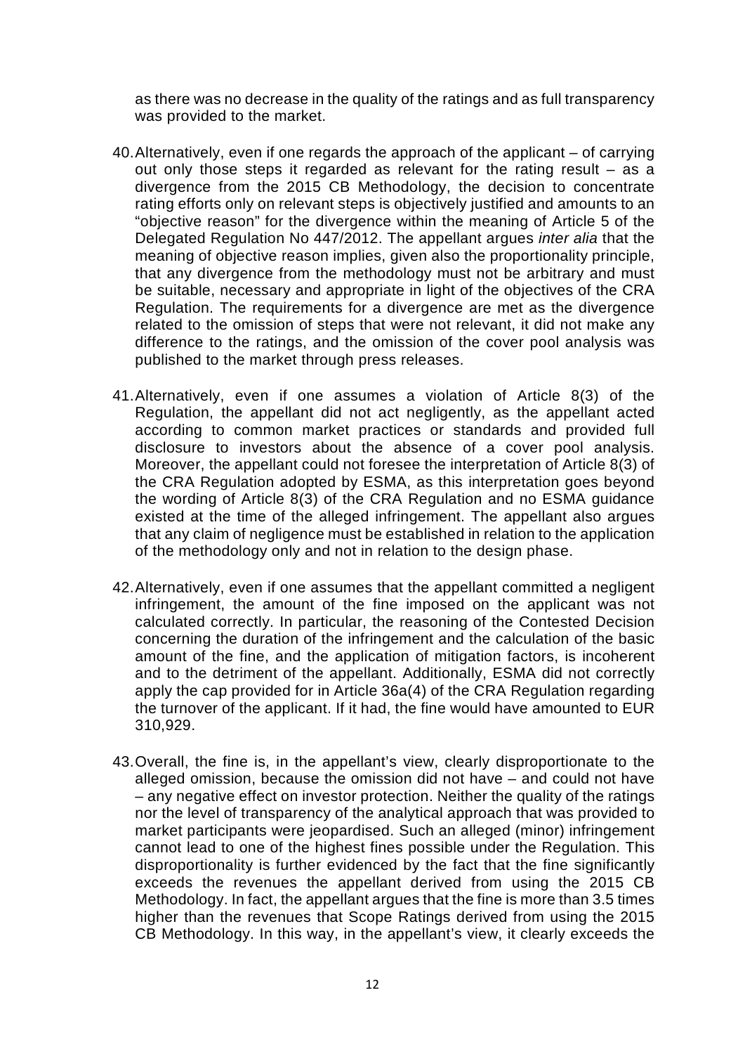as there was no decrease in the quality of the ratings and as full transparency was provided to the market.

40. Alternatively, even if one regards the approach of the applicant – of carrying out only those steps it regarded as relevant for the rating result – as a divergence from the 2015 CB Methodology, the decision to concentrate rating efforts only on relevant steps is objectively justified and amounts to an "objective reason" for the divergence within the meaning of Article 5 of the Delegated Regulation No 447/2012. The appellant argues *inter alia* that the meaning of objective reason implies, given also the proportionality principle, that any divergence from the methodology must not be arbitrary and must be suitable, necessary and appropriate in light of the objectives of the CRA Regulation. The requirements for a divergence are met as the divergence related to the omission of steps that were not relevant, it did not make any difference to the ratings, and the omission of the cover pool analysis was published to the market through press releases.

41. Alternatively, even if one assumes a violation of Article 8(3) of the Regulation, the appellant did not act negligently, as the appellant acted according to common market practices or standards and provided full disclosure to investors about the absence of a cover pool analysis. Moreover, the appellant could not foresee the interpretation of Article 8(3) of the CRA Regulation adopted by ESMA, as this interpretation goes beyond the wording of Article 8(3) of the CRA Regulation and no ESMA guidance existed at the time of the alleged infringement. The appellant also argues that any claim of negligence must be established in relation to the application of the methodology only and not in relation to the design phase.

42. Alternatively, even if one assumes that the appellant committed a negligent infringement, the amount of the fine imposed on the applicant was not calculated correctly. In particular, the reasoning of the Contested Decision concerning the duration of the infringement and the calculation of the basic amount of the fine, and the application of mitigation factors, is incoherent and to the detriment of the appellant. Additionally, ESMA did not correctly apply the cap provided for in Article 36a(4) of the CRA Regulation regarding the turnover of the applicant. If it had, the fine would have amounted to EUR 310,929.

43. Overall, the fine is, in the appellant's view, clearly disproportionate to the alleged omission, because the omission did not have – and could not have – any negative effect on investor protection. Neither the quality of the ratings nor the level of transparency of the analytical approach that was provided to market participants were jeopardised. Such an alleged (minor) infringement cannot lead to one of the highest fines possible under the Regulation. This disproportionality is further evidenced by the fact that the fine significantly exceeds the revenues the appellant derived from using the 2015 CB Methodology. In fact, the appellant argues that the fine is more than 3.5 times higher than the revenues that Scope Ratings derived from using the 2015 CB Methodology. In this way, in the appellant's view, it clearly exceeds the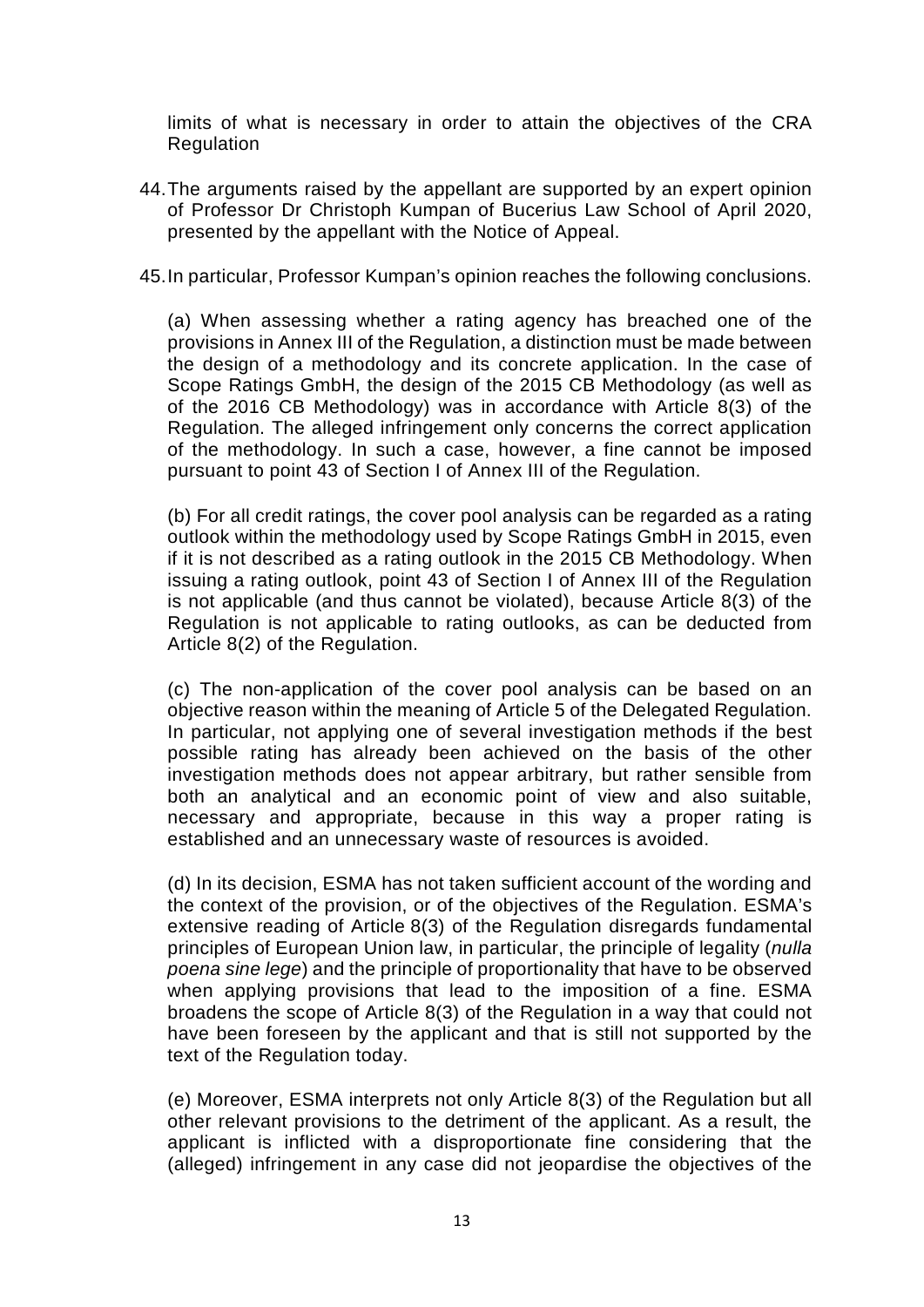limits of what is necessary in order to attain the objectives of the CRA Regulation

44. The arguments raised by the appellant are supported by an expert opinion of Professor Dr Christoph Kumpan of Bucerius Law School of April 2020, presented by the appellant with the Notice of Appeal.

45. In particular, Professor Kumpan's opinion reaches the following conclusions.

(a) When assessing whether a rating agency has breached one of the provisions in Annex III of the Regulation, a distinction must be made between the design of a methodology and its concrete application. In the case of Scope Ratings GmbH, the design of the 2015 CB Methodology (as well as of the 2016 CB Methodology) was in accordance with Article 8(3) of the Regulation. The alleged infringement only concerns the correct application of the methodology. In such a case, however, a fine cannot be imposed pursuant to point 43 of Section I of Annex III of the Regulation.

(b) For all credit ratings, the cover pool analysis can be regarded as a rating outlook within the methodology used by Scope Ratings GmbH in 2015, even if it is not described as a rating outlook in the 2015 CB Methodology. When issuing a rating outlook, point 43 of Section I of Annex III of the Regulation is not applicable (and thus cannot be violated), because Article 8(3) of the Regulation is not applicable to rating outlooks, as can be deducted from Article 8(2) of the Regulation.

(c) The non-application of the cover pool analysis can be based on an objective reason within the meaning of Article 5 of the Delegated Regulation. In particular, not applying one of several investigation methods if the best possible rating has already been achieved on the basis of the other investigation methods does not appear arbitrary, but rather sensible from both an analytical and an economic point of view and also suitable, necessary and appropriate, because in this way a proper rating is established and an unnecessary waste of resources is avoided.

(d) In its decision, ESMA has not taken sufficient account of the wording and the context of the provision, or of the objectives of the Regulation. ESMA's extensive reading of Article 8(3) of the Regulation disregards fundamental principles of European Union law, in particular, the principle of legality (*nulla poena sine lege*) and the principle of proportionality that have to be observed when applying provisions that lead to the imposition of a fine. ESMA broadens the scope of Article 8(3) of the Regulation in a way that could not have been foreseen by the applicant and that is still not supported by the text of the Regulation today.

(e) Moreover, ESMA interprets not only Article 8(3) of the Regulation but all other relevant provisions to the detriment of the applicant. As a result, the applicant is inflicted with a disproportionate fine considering that the (alleged) infringement in any case did not jeopardise the objectives of the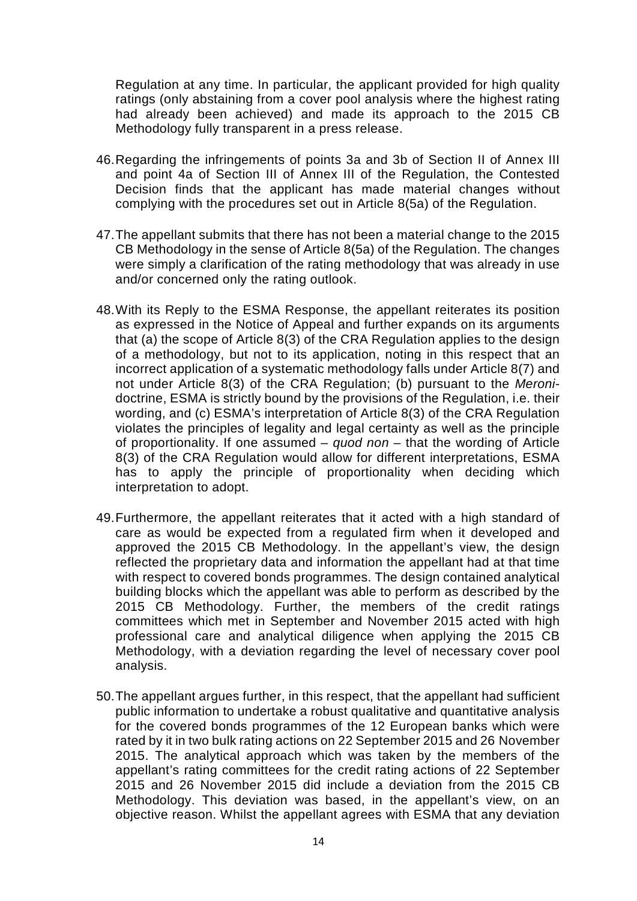Regulation at any time. In particular, the applicant provided for high quality ratings (only abstaining from a cover pool analysis where the highest rating had already been achieved) and made its approach to the 2015 CB Methodology fully transparent in a press release.

46. Regarding the infringements of points 3a and 3b of Section II of Annex III and point 4a of Section III of Annex III of the Regulation, the Contested Decision finds that the applicant has made material changes without complying with the procedures set out in Article 8(5a) of the Regulation.

47. The appellant submits that there has not been a material change to the 2015 CB Methodology in the sense of Article 8(5a) of the Regulation. The changes were simply a clarification of the rating methodology that was already in use and/or concerned only the rating outlook.

48. With its Reply to the ESMA Response, the appellant reiterates its position as expressed in the Notice of Appeal and further expands on its arguments that (a) the scope of Article 8(3) of the CRA Regulation applies to the design of a methodology, but not to its application, noting in this respect that an incorrect application of a systematic methodology falls under Article 8(7) and not under Article 8(3) of the CRA Regulation; (b) pursuant to the *Meroni*-doctrine, ESMA is strictly bound by the provisions of the Regulation, i.e. their wording, and (c) ESMA's interpretation of Article 8(3) of the CRA Regulation violates the principles of legality and legal certainty as well as the principle of proportionality. If one assumed – *quod non* – that the wording of Article 8(3) of the CRA Regulation would allow for different interpretations, ESMA has to apply the principle of proportionality when deciding which interpretation to adopt.

49. Furthermore, the appellant reiterates that it acted with a high standard of care as would be expected from a regulated firm when it developed and approved the 2015 CB Methodology. In the appellant's view, the design reflected the proprietary data and information the appellant had at that time with respect to covered bonds programmes. The design contained analytical building blocks which the appellant was able to perform as described by the 2015 CB Methodology. Further, the members of the credit ratings committees which met in September and November 2015 acted with high professional care and analytical diligence when applying the 2015 CB Methodology, with a deviation regarding the level of necessary cover pool analysis.

50. The appellant argues further, in this respect, that the appellant had sufficient public information to undertake a robust qualitative and quantitative analysis for the covered bonds programmes of the 12 European banks which were rated by it in two bulk rating actions on 22 September 2015 and 26 November 2015. The analytical approach which was taken by the members of the appellant's rating committees for the credit rating actions of 22 September 2015 and 26 November 2015 did include a deviation from the 2015 CB Methodology. This deviation was based, in the appellant's view, on an objective reason. Whilst the appellant agrees with ESMA that any deviation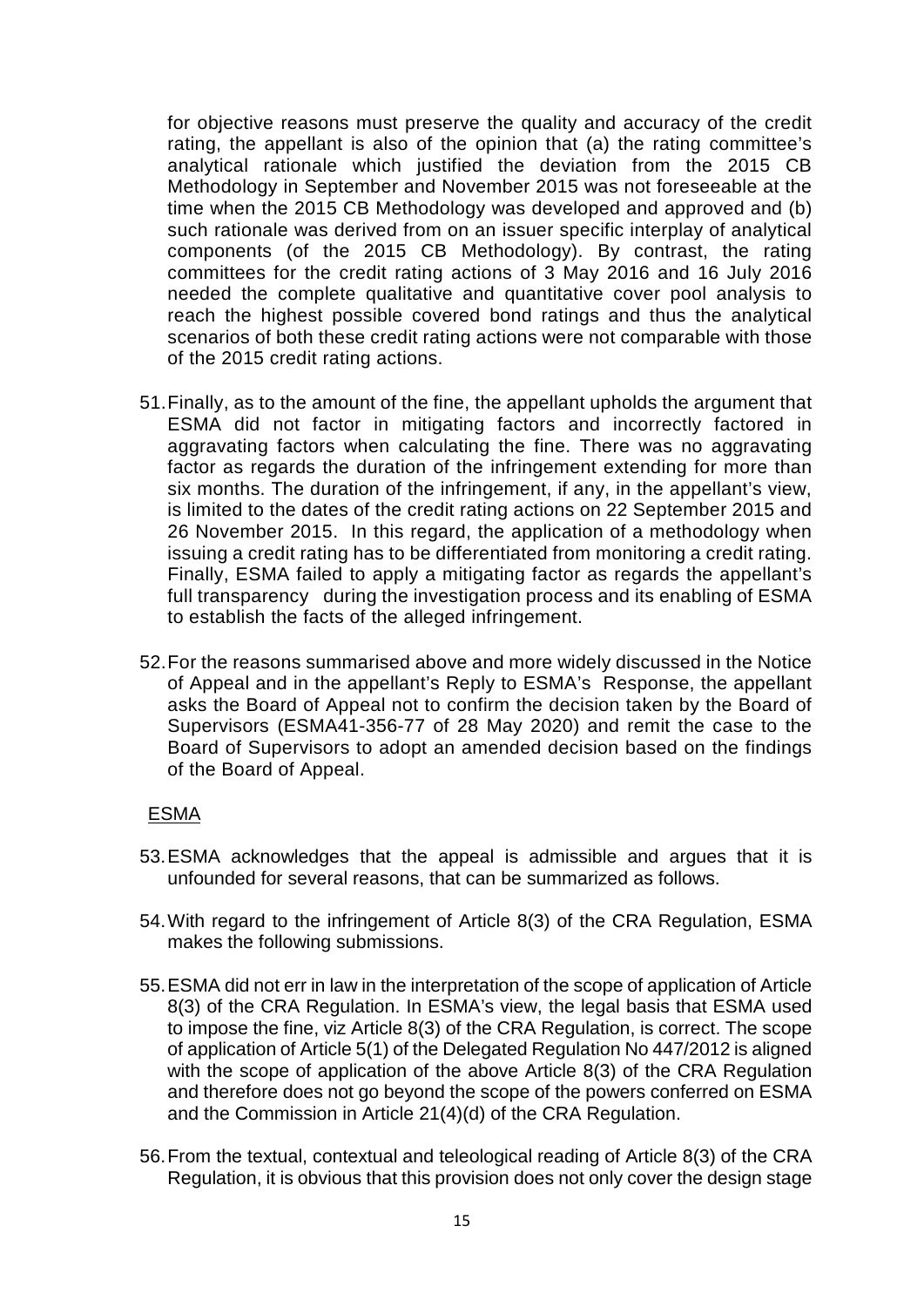for objective reasons must preserve the quality and accuracy of the credit rating, the appellant is also of the opinion that (a) the rating committee's analytical rationale which justified the deviation from the 2015 CB Methodology in September and November 2015 was not foreseeable at the time when the 2015 CB Methodology was developed and approved and (b) such rationale was derived from on an issuer specific interplay of analytical components (of the 2015 CB Methodology). By contrast, the rating committees for the credit rating actions of 3 May 2016 and 16 July 2016 needed the complete qualitative and quantitative cover pool analysis to reach the highest possible covered bond ratings and thus the analytical scenarios of both these credit rating actions were not comparable with those of the 2015 credit rating actions.

51. Finally, as to the amount of the fine, the appellant upholds the argument that ESMA did not factor in mitigating factors and incorrectly factored in aggravating factors when calculating the fine. There was no aggravating factor as regards the duration of the infringement extending for more than six months. The duration of the infringement, if any, in the appellant's view, is limited to the dates of the credit rating actions on 22 September 2015 and 26 November 2015. In this regard, the application of a methodology when issuing a credit rating has to be differentiated from monitoring a credit rating. Finally, ESMA failed to apply a mitigating factor as regards the appellant's full transparency during the investigation process and its enabling of ESMA to establish the facts of the alleged infringement.

52. For the reasons summarised above and more widely discussed in the Notice of Appeal and in the appellant's Reply to ESMA's Response, the appellant asks the Board of Appeal not to confirm the decision taken by the Board of Supervisors (ESMA41-356-77 of 28 May 2020) and remit the case to the Board of Supervisors to adopt an amended decision based on the findings of the Board of Appeal.

ESMA

53. ESMA acknowledges that the appeal is admissible and argues that it is unfounded for several reasons, that can be summarized as follows.

54. With regard to the infringement of Article 8(3) of the CRA Regulation, ESMA makes the following submissions.

55. ESMA did not err in law in the interpretation of the scope of application of Article 8(3) of the CRA Regulation. In ESMA's view, the legal basis that ESMA used to impose the fine, viz Article 8(3) of the CRA Regulation, is correct. The scope of application of Article 5(1) of the Delegated Regulation No 447/2012 is aligned with the scope of application of the above Article 8(3) of the CRA Regulation and therefore does not go beyond the scope of the powers conferred on ESMA and the Commission in Article 21(4)(d) of the CRA Regulation.

56. From the textual, contextual and teleological reading of Article 8(3) of the CRA Regulation, it is obvious that this provision does not only cover the design stage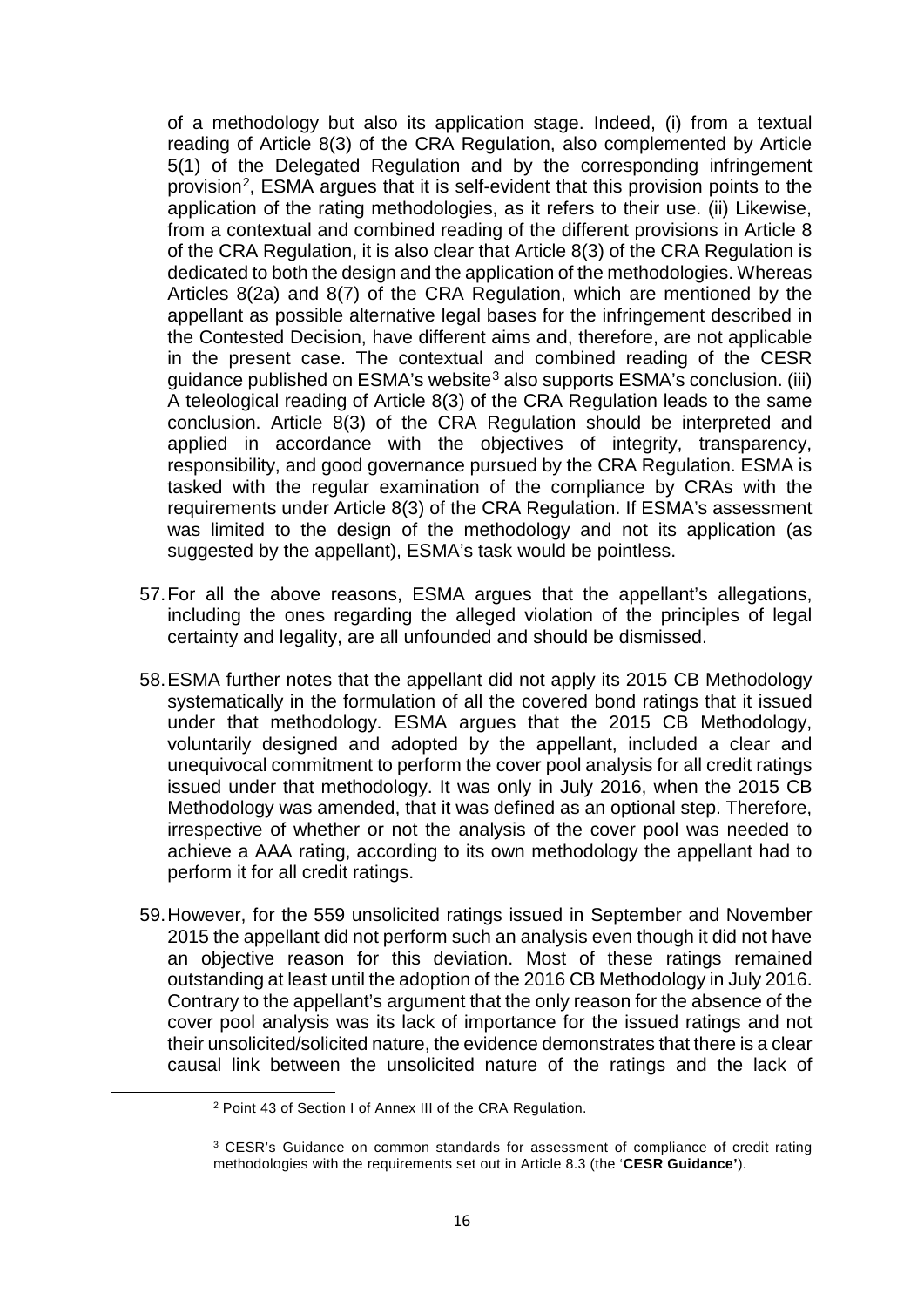of a methodology but also its application stage. Indeed, (i) from a textual reading of Article 8(3) of the CRA Regulation, also complemented by Article 5(1) of the Delegated Regulation and by the corresponding infringement provision[2], ESMA argues that it is self-evident that this provision points to the application of the rating methodologies, as it refers to their use. (ii) Likewise, from a contextual and combined reading of the different provisions in Article 8 of the CRA Regulation, it is also clear that Article 8(3) of the CRA Regulation is dedicated to both the design and the application of the methodologies. Whereas Articles 8(2a) and 8(7) of the CRA Regulation, which are mentioned by the appellant as possible alternative legal bases for the infringement described in the Contested Decision, have different aims and, therefore, are not applicable in the present case. The contextual and combined reading of the CESR guidance published on ESMA's website[3] also supports ESMA's conclusion. (iii) A teleological reading of Article 8(3) of the CRA Regulation leads to the same conclusion. Article 8(3) of the CRA Regulation should be interpreted and applied in accordance with the objectives of integrity, transparency, responsibility, and good governance pursued by the CRA Regulation. ESMA is tasked with the regular examination of the compliance by CRAs with the requirements under Article 8(3) of the CRA Regulation. If ESMA's assessment was limited to the design of the methodology and not its application (as suggested by the appellant), ESMA's task would be pointless.

57. For all the above reasons, ESMA argues that the appellant's allegations, including the ones regarding the alleged violation of the principles of legal certainty and legality, are all unfounded and should be dismissed.

58. ESMA further notes that the appellant did not apply its 2015 CB Methodology systematically in the formulation of all the covered bond ratings that it issued under that methodology. ESMA argues that the 2015 CB Methodology, voluntarily designed and adopted by the appellant, included a clear and unequivocal commitment to perform the cover pool analysis for all credit ratings issued under that methodology. It was only in July 2016, when the 2015 CB Methodology was amended, that it was defined as an optional step. Therefore, irrespective of whether or not the analysis of the cover pool was needed to achieve a AAA rating, according to its own methodology the appellant had to perform it for all credit ratings.

59. However, for the 559 unsolicited ratings issued in September and November 2015 the appellant did not perform such an analysis even though it did not have an objective reason for this deviation. Most of these ratings remained outstanding at least until the adoption of the 2016 CB Methodology in July 2016. Contrary to the appellant's argument that the only reason for the absence of the cover pool analysis was its lack of importance for the issued ratings and not their unsolicited/solicited nature, the evidence demonstrates that there is a clear causal link between the unsolicited nature of the ratings and the lack of

---

[2] Point 43 of Section I of Annex III of the CRA Regulation.

[3] CESR's Guidance on common standards for assessment of compliance of credit rating methodologies with the requirements set out in Article 8.3 (the '**CESR Guidance**').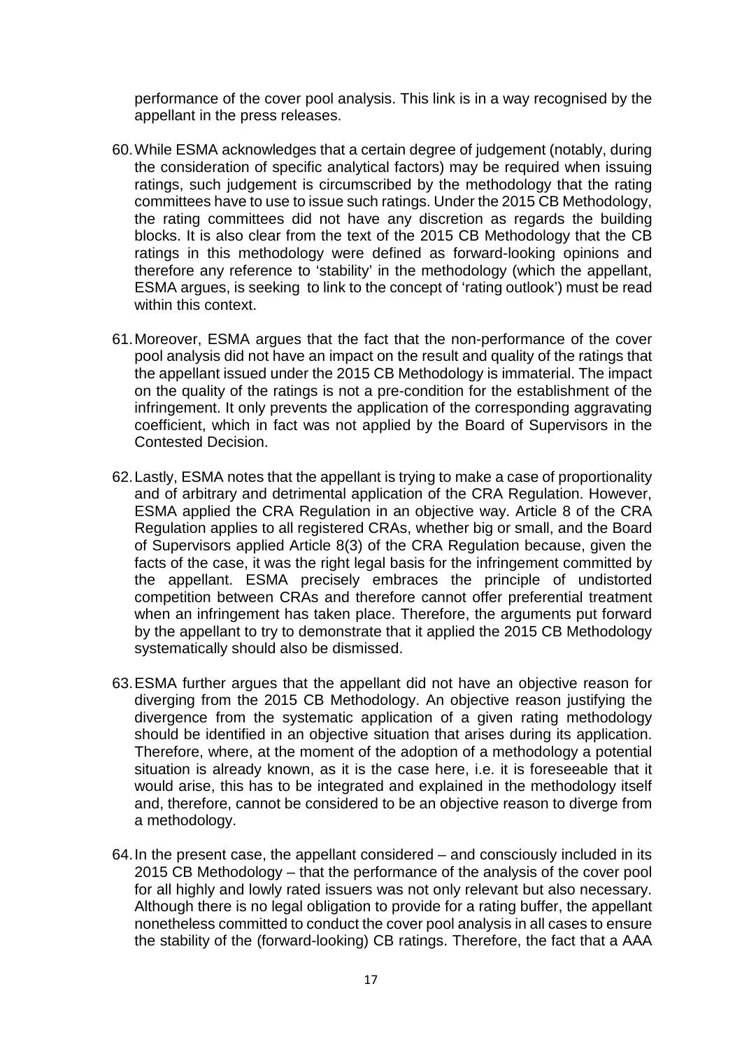performance of the cover pool analysis. This link is in a way recognised by the appellant in the press releases.

60. While ESMA acknowledges that a certain degree of judgement (notably, during the consideration of specific analytical factors) may be required when issuing ratings, such judgement is circumscribed by the methodology that the rating committees have to use to issue such ratings. Under the 2015 CB Methodology, the rating committees did not have any discretion as regards the building blocks. It is also clear from the text of the 2015 CB Methodology that the CB ratings in this methodology were defined as forward-looking opinions and therefore any reference to 'stability' in the methodology (which the appellant, ESMA argues, is seeking to link to the concept of 'rating outlook') must be read within this context.

61. Moreover, ESMA argues that the fact that the non-performance of the cover pool analysis did not have an impact on the result and quality of the ratings that the appellant issued under the 2015 CB Methodology is immaterial. The impact on the quality of the ratings is not a pre-condition for the establishment of the infringement. It only prevents the application of the corresponding aggravating coefficient, which in fact was not applied by the Board of Supervisors in the Contested Decision.

62. Lastly, ESMA notes that the appellant is trying to make a case of proportionality and of arbitrary and detrimental application of the CRA Regulation. However, ESMA applied the CRA Regulation in an objective way. Article 8 of the CRA Regulation applies to all registered CRAs, whether big or small, and the Board of Supervisors applied Article 8(3) of the CRA Regulation because, given the facts of the case, it was the right legal basis for the infringement committed by the appellant. ESMA precisely embraces the principle of undistorted competition between CRAs and therefore cannot offer preferential treatment when an infringement has taken place. Therefore, the arguments put forward by the appellant to try to demonstrate that it applied the 2015 CB Methodology systematically should also be dismissed.

63. ESMA further argues that the appellant did not have an objective reason for diverging from the 2015 CB Methodology. An objective reason justifying the divergence from the systematic application of a given rating methodology should be identified in an objective situation that arises during its application. Therefore, where, at the moment of the adoption of a methodology a potential situation is already known, as it is the case here, i.e. it is foreseeable that it would arise, this has to be integrated and explained in the methodology itself and, therefore, cannot be considered to be an objective reason to diverge from a methodology.

64. In the present case, the appellant considered – and consciously included in its 2015 CB Methodology – that the performance of the analysis of the cover pool for all highly and lowly rated issuers was not only relevant but also necessary. Although there is no legal obligation to provide for a rating buffer, the appellant nonetheless committed to conduct the cover pool analysis in all cases to ensure the stability of the (forward-looking) CB ratings. Therefore, the fact that a AAA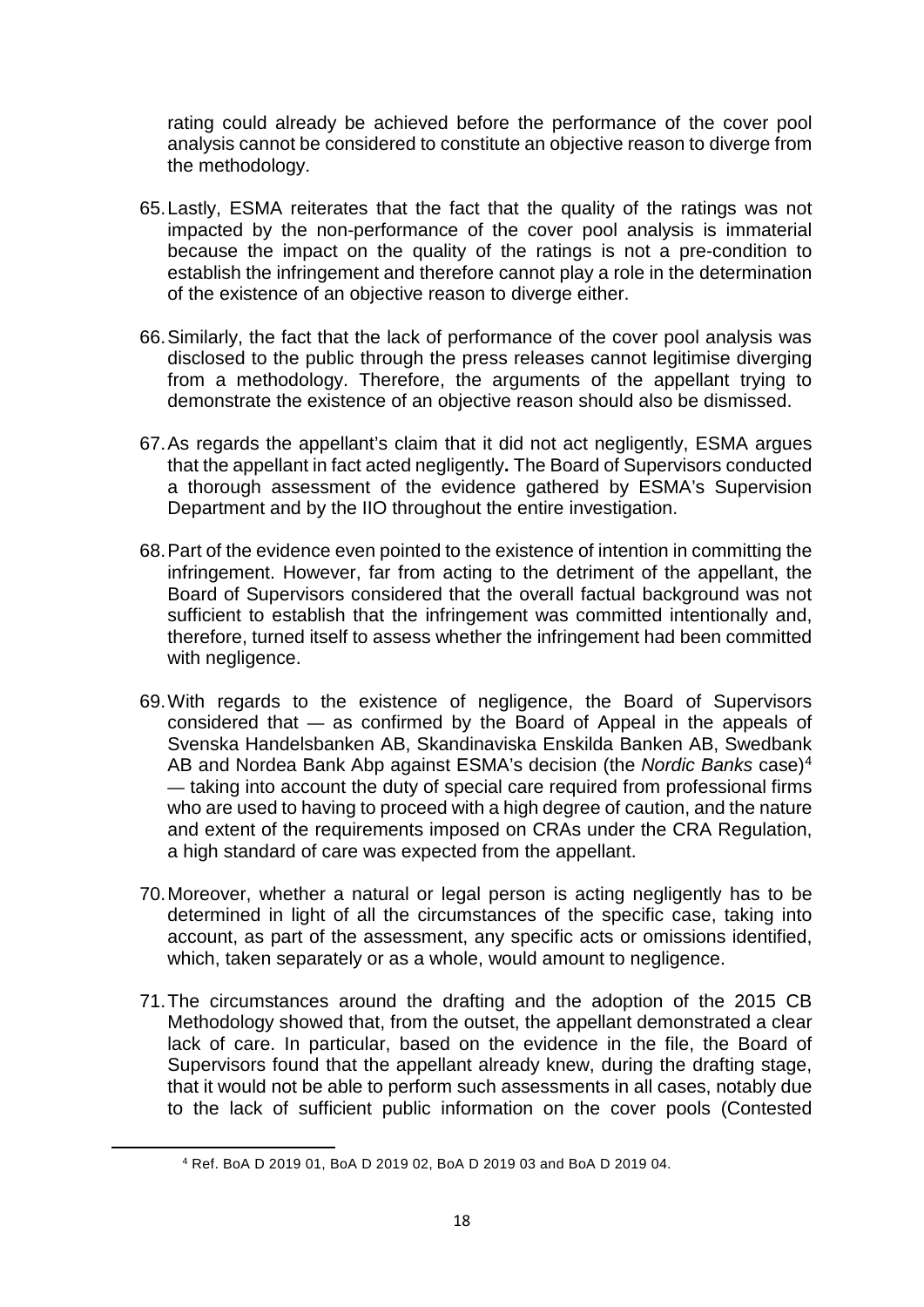rating could already be achieved before the performance of the cover pool analysis cannot be considered to constitute an objective reason to diverge from the methodology.

65. Lastly, ESMA reiterates that the fact that the quality of the ratings was not impacted by the non-performance of the cover pool analysis is immaterial because the impact on the quality of the ratings is not a pre-condition to establish the infringement and therefore cannot play a role in the determination of the existence of an objective reason to diverge either.

66. Similarly, the fact that the lack of performance of the cover pool analysis was disclosed to the public through the press releases cannot legitimise diverging from a methodology. Therefore, the arguments of the appellant trying to demonstrate the existence of an objective reason should also be dismissed.

67. As regards the appellant's claim that it did not act negligently, ESMA argues that the appellant in fact acted negligently**.** The Board of Supervisors conducted a thorough assessment of the evidence gathered by ESMA's Supervision Department and by the IIO throughout the entire investigation.

68. Part of the evidence even pointed to the existence of intention in committing the infringement. However, far from acting to the detriment of the appellant, the Board of Supervisors considered that the overall factual background was not sufficient to establish that the infringement was committed intentionally and, therefore, turned itself to assess whether the infringement had been committed with negligence.

69. With regards to the existence of negligence, the Board of Supervisors considered that — as confirmed by the Board of Appeal in the appeals of Svenska Handelsbanken AB, Skandinaviska Enskilda Banken AB, Swedbank AB and Nordea Bank Abp against ESMA's decision (the *Nordic Banks* case)[4] — taking into account the duty of special care required from professional firms who are used to having to proceed with a high degree of caution, and the nature and extent of the requirements imposed on CRAs under the CRA Regulation, a high standard of care was expected from the appellant.

70. Moreover, whether a natural or legal person is acting negligently has to be determined in light of all the circumstances of the specific case, taking into account, as part of the assessment, any specific acts or omissions identified, which, taken separately or as a whole, would amount to negligence.

71. The circumstances around the drafting and the adoption of the 2015 CB Methodology showed that, from the outset, the appellant demonstrated a clear lack of care. In particular, based on the evidence in the file, the Board of Supervisors found that the appellant already knew, during the drafting stage, that it would not be able to perform such assessments in all cases, notably due to the lack of sufficient public information on the cover pools (Contested

---

[4] Ref. BoA D 2019 01, BoA D 2019 02, BoA D 2019 03 and BoA D 2019 04.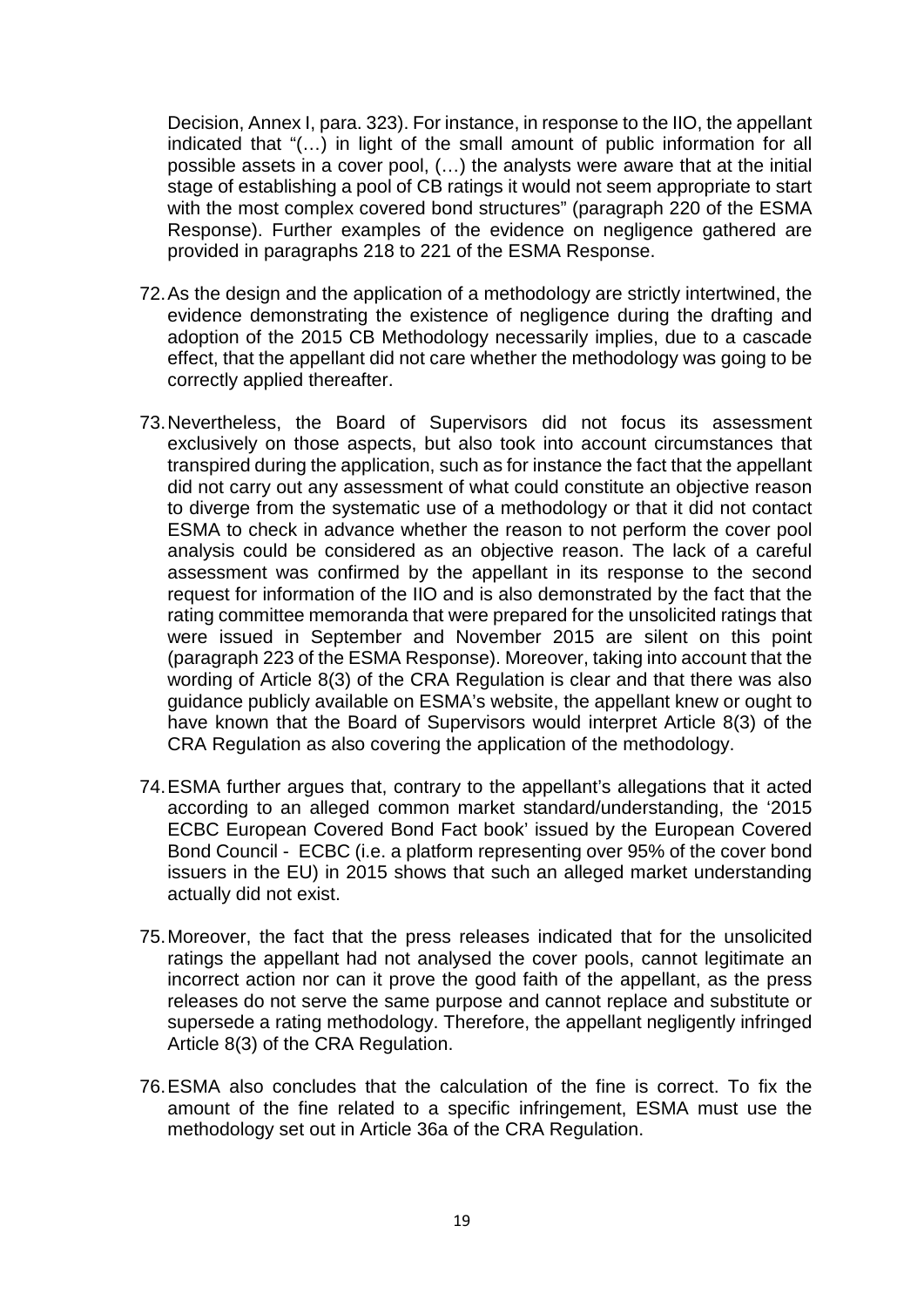Decision, Annex I, para. 323). For instance, in response to the IIO, the appellant indicated that "(…) in light of the small amount of public information for all possible assets in a cover pool, (…) the analysts were aware that at the initial stage of establishing a pool of CB ratings it would not seem appropriate to start with the most complex covered bond structures" (paragraph 220 of the ESMA Response). Further examples of the evidence on negligence gathered are provided in paragraphs 218 to 221 of the ESMA Response.

72. As the design and the application of a methodology are strictly intertwined, the evidence demonstrating the existence of negligence during the drafting and adoption of the 2015 CB Methodology necessarily implies, due to a cascade effect, that the appellant did not care whether the methodology was going to be correctly applied thereafter.

73. Nevertheless, the Board of Supervisors did not focus its assessment exclusively on those aspects, but also took into account circumstances that transpired during the application, such as for instance the fact that the appellant did not carry out any assessment of what could constitute an objective reason to diverge from the systematic use of a methodology or that it did not contact ESMA to check in advance whether the reason to not perform the cover pool analysis could be considered as an objective reason. The lack of a careful assessment was confirmed by the appellant in its response to the second request for information of the IIO and is also demonstrated by the fact that the rating committee memoranda that were prepared for the unsolicited ratings that were issued in September and November 2015 are silent on this point (paragraph 223 of the ESMA Response). Moreover, taking into account that the wording of Article 8(3) of the CRA Regulation is clear and that there was also guidance publicly available on ESMA's website, the appellant knew or ought to have known that the Board of Supervisors would interpret Article 8(3) of the CRA Regulation as also covering the application of the methodology.

74. ESMA further argues that, contrary to the appellant's allegations that it acted according to an alleged common market standard/understanding, the '2015 ECBC European Covered Bond Fact book' issued by the European Covered Bond Council - ECBC (i.e. a platform representing over 95% of the cover bond issuers in the EU) in 2015 shows that such an alleged market understanding actually did not exist.

75. Moreover, the fact that the press releases indicated that for the unsolicited ratings the appellant had not analysed the cover pools, cannot legitimate an incorrect action nor can it prove the good faith of the appellant, as the press releases do not serve the same purpose and cannot replace and substitute or supersede a rating methodology. Therefore, the appellant negligently infringed Article 8(3) of the CRA Regulation.

76. ESMA also concludes that the calculation of the fine is correct. To fix the amount of the fine related to a specific infringement, ESMA must use the methodology set out in Article 36a of the CRA Regulation.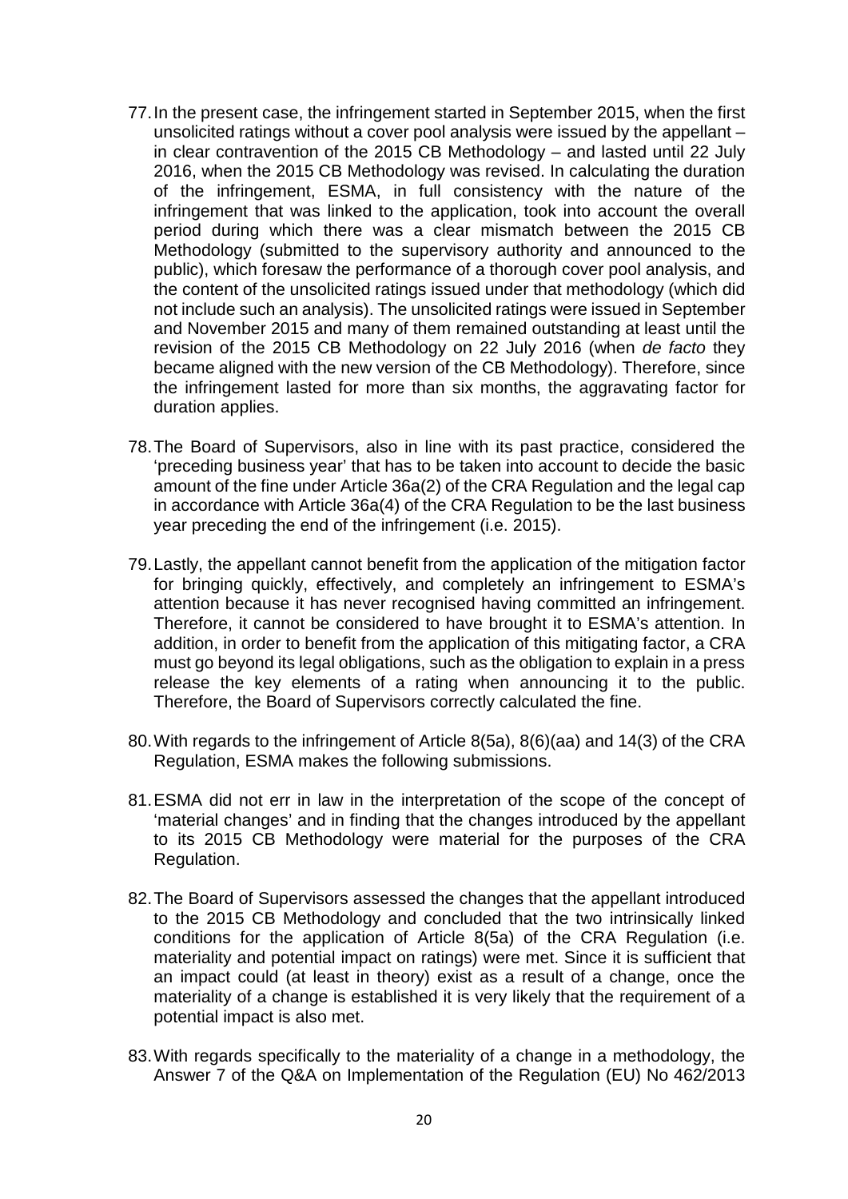77. In the present case, the infringement started in September 2015, when the first unsolicited ratings without a cover pool analysis were issued by the appellant – in clear contravention of the 2015 CB Methodology – and lasted until 22 July 2016, when the 2015 CB Methodology was revised. In calculating the duration of the infringement, ESMA, in full consistency with the nature of the infringement that was linked to the application, took into account the overall period during which there was a clear mismatch between the 2015 CB Methodology (submitted to the supervisory authority and announced to the public), which foresaw the performance of a thorough cover pool analysis, and the content of the unsolicited ratings issued under that methodology (which did not include such an analysis). The unsolicited ratings were issued in September and November 2015 and many of them remained outstanding at least until the revision of the 2015 CB Methodology on 22 July 2016 (when *de facto* they became aligned with the new version of the CB Methodology). Therefore, since the infringement lasted for more than six months, the aggravating factor for duration applies.

78. The Board of Supervisors, also in line with its past practice, considered the 'preceding business year' that has to be taken into account to decide the basic amount of the fine under Article 36a(2) of the CRA Regulation and the legal cap in accordance with Article 36a(4) of the CRA Regulation to be the last business year preceding the end of the infringement (i.e. 2015).

79. Lastly, the appellant cannot benefit from the application of the mitigation factor for bringing quickly, effectively, and completely an infringement to ESMA's attention because it has never recognised having committed an infringement. Therefore, it cannot be considered to have brought it to ESMA's attention. In addition, in order to benefit from the application of this mitigating factor, a CRA must go beyond its legal obligations, such as the obligation to explain in a press release the key elements of a rating when announcing it to the public. Therefore, the Board of Supervisors correctly calculated the fine.

80. With regards to the infringement of Article 8(5a), 8(6)(aa) and 14(3) of the CRA Regulation, ESMA makes the following submissions.

81. ESMA did not err in law in the interpretation of the scope of the concept of 'material changes' and in finding that the changes introduced by the appellant to its 2015 CB Methodology were material for the purposes of the CRA Regulation.

82. The Board of Supervisors assessed the changes that the appellant introduced to the 2015 CB Methodology and concluded that the two intrinsically linked conditions for the application of Article 8(5a) of the CRA Regulation (i.e. materiality and potential impact on ratings) were met. Since it is sufficient that an impact could (at least in theory) exist as a result of a change, once the materiality of a change is established it is very likely that the requirement of a potential impact is also met.

83. With regards specifically to the materiality of a change in a methodology, the Answer 7 of the Q&A on Implementation of the Regulation (EU) No 462/2013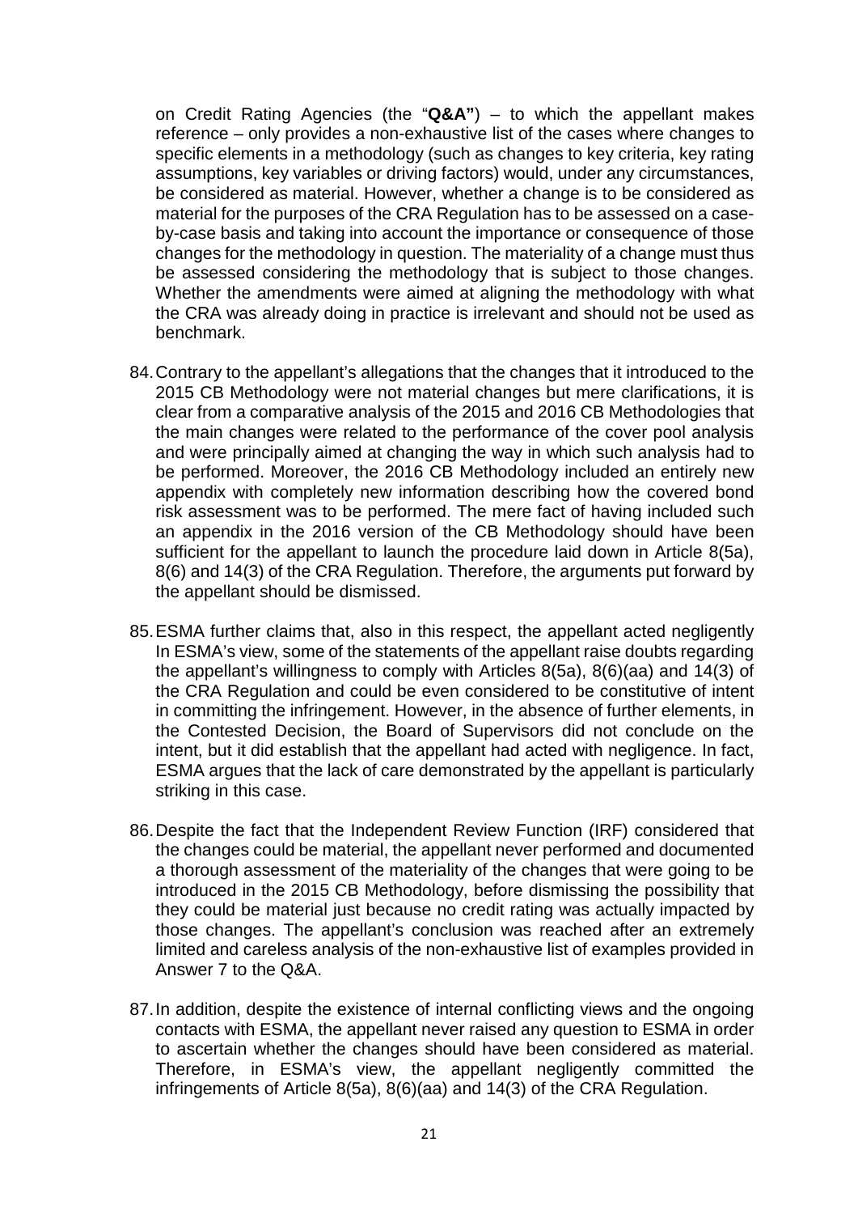on Credit Rating Agencies (the "**Q&A"**) – to which the appellant makes reference – only provides a non-exhaustive list of the cases where changes to specific elements in a methodology (such as changes to key criteria, key rating assumptions, key variables or driving factors) would, under any circumstances, be considered as material. However, whether a change is to be considered as material for the purposes of the CRA Regulation has to be assessed on a case-by-case basis and taking into account the importance or consequence of those changes for the methodology in question. The materiality of a change must thus be assessed considering the methodology that is subject to those changes. Whether the amendments were aimed at aligning the methodology with what the CRA was already doing in practice is irrelevant and should not be used as benchmark.

84. Contrary to the appellant's allegations that the changes that it introduced to the 2015 CB Methodology were not material changes but mere clarifications, it is clear from a comparative analysis of the 2015 and 2016 CB Methodologies that the main changes were related to the performance of the cover pool analysis and were principally aimed at changing the way in which such analysis had to be performed. Moreover, the 2016 CB Methodology included an entirely new appendix with completely new information describing how the covered bond risk assessment was to be performed. The mere fact of having included such an appendix in the 2016 version of the CB Methodology should have been sufficient for the appellant to launch the procedure laid down in Article 8(5a), 8(6) and 14(3) of the CRA Regulation. Therefore, the arguments put forward by the appellant should be dismissed.

85. ESMA further claims that, also in this respect, the appellant acted negligently In ESMA's view, some of the statements of the appellant raise doubts regarding the appellant's willingness to comply with Articles 8(5a), 8(6)(aa) and 14(3) of the CRA Regulation and could be even considered to be constitutive of intent in committing the infringement. However, in the absence of further elements, in the Contested Decision, the Board of Supervisors did not conclude on the intent, but it did establish that the appellant had acted with negligence. In fact, ESMA argues that the lack of care demonstrated by the appellant is particularly striking in this case.

86. Despite the fact that the Independent Review Function (IRF) considered that the changes could be material, the appellant never performed and documented a thorough assessment of the materiality of the changes that were going to be introduced in the 2015 CB Methodology, before dismissing the possibility that they could be material just because no credit rating was actually impacted by those changes. The appellant's conclusion was reached after an extremely limited and careless analysis of the non-exhaustive list of examples provided in Answer 7 to the Q&A.

87. In addition, despite the existence of internal conflicting views and the ongoing contacts with ESMA, the appellant never raised any question to ESMA in order to ascertain whether the changes should have been considered as material. Therefore, in ESMA's view, the appellant negligently committed the infringements of Article 8(5a), 8(6)(aa) and 14(3) of the CRA Regulation.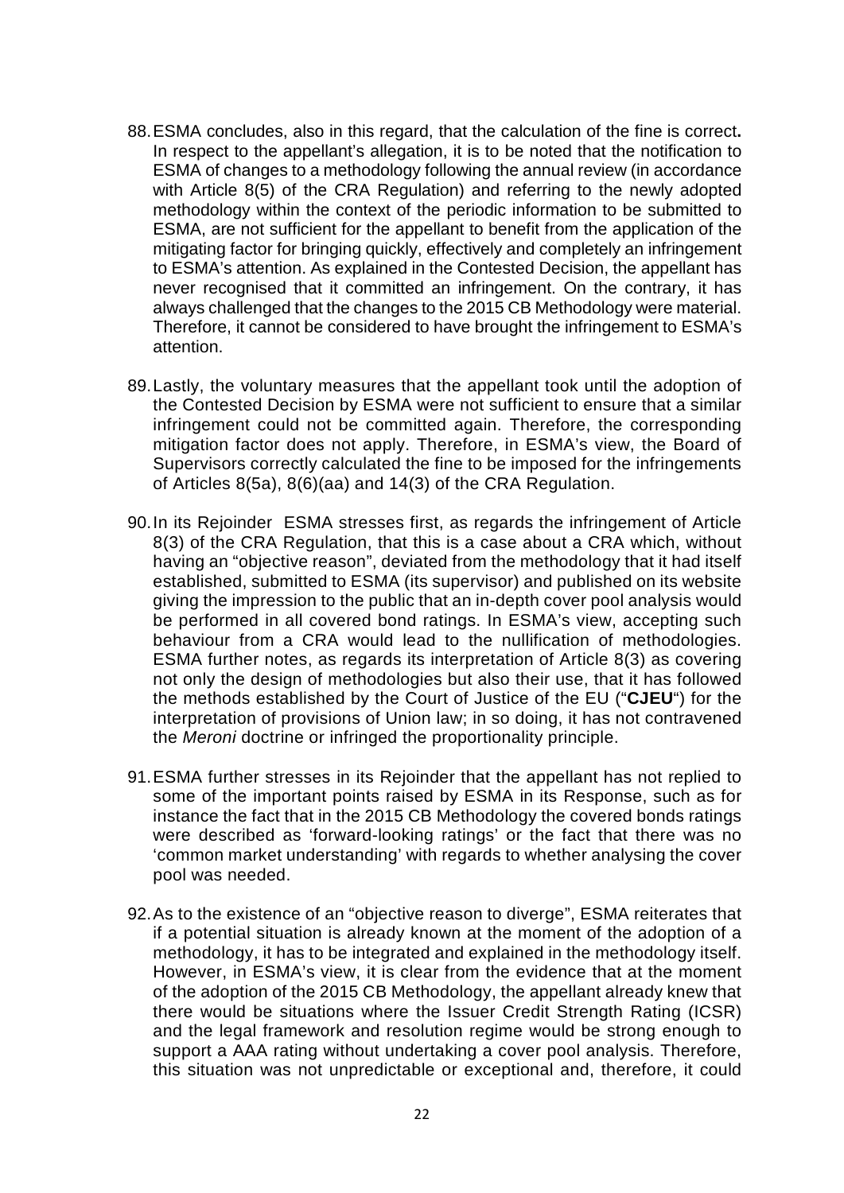88. ESMA concludes, also in this regard, that the calculation of the fine is correct**.** In respect to the appellant's allegation, it is to be noted that the notification to ESMA of changes to a methodology following the annual review (in accordance with Article 8(5) of the CRA Regulation) and referring to the newly adopted methodology within the context of the periodic information to be submitted to ESMA, are not sufficient for the appellant to benefit from the application of the mitigating factor for bringing quickly, effectively and completely an infringement to ESMA's attention. As explained in the Contested Decision, the appellant has never recognised that it committed an infringement. On the contrary, it has always challenged that the changes to the 2015 CB Methodology were material. Therefore, it cannot be considered to have brought the infringement to ESMA's attention.

89. Lastly, the voluntary measures that the appellant took until the adoption of the Contested Decision by ESMA were not sufficient to ensure that a similar infringement could not be committed again. Therefore, the corresponding mitigation factor does not apply. Therefore, in ESMA's view, the Board of Supervisors correctly calculated the fine to be imposed for the infringements of Articles 8(5a), 8(6)(aa) and 14(3) of the CRA Regulation.

90. In its Rejoinder ESMA stresses first, as regards the infringement of Article 8(3) of the CRA Regulation, that this is a case about a CRA which, without having an "objective reason", deviated from the methodology that it had itself established, submitted to ESMA (its supervisor) and published on its website giving the impression to the public that an in-depth cover pool analysis would be performed in all covered bond ratings. In ESMA's view, accepting such behaviour from a CRA would lead to the nullification of methodologies. ESMA further notes, as regards its interpretation of Article 8(3) as covering not only the design of methodologies but also their use, that it has followed the methods established by the Court of Justice of the EU ("**CJEU**") for the interpretation of provisions of Union law; in so doing, it has not contravened the *Meroni* doctrine or infringed the proportionality principle.

91. ESMA further stresses in its Rejoinder that the appellant has not replied to some of the important points raised by ESMA in its Response, such as for instance the fact that in the 2015 CB Methodology the covered bonds ratings were described as 'forward-looking ratings' or the fact that there was no 'common market understanding' with regards to whether analysing the cover pool was needed.

92. As to the existence of an "objective reason to diverge", ESMA reiterates that if a potential situation is already known at the moment of the adoption of a methodology, it has to be integrated and explained in the methodology itself. However, in ESMA's view, it is clear from the evidence that at the moment of the adoption of the 2015 CB Methodology, the appellant already knew that there would be situations where the Issuer Credit Strength Rating (ICSR) and the legal framework and resolution regime would be strong enough to support a AAA rating without undertaking a cover pool analysis. Therefore, this situation was not unpredictable or exceptional and, therefore, it could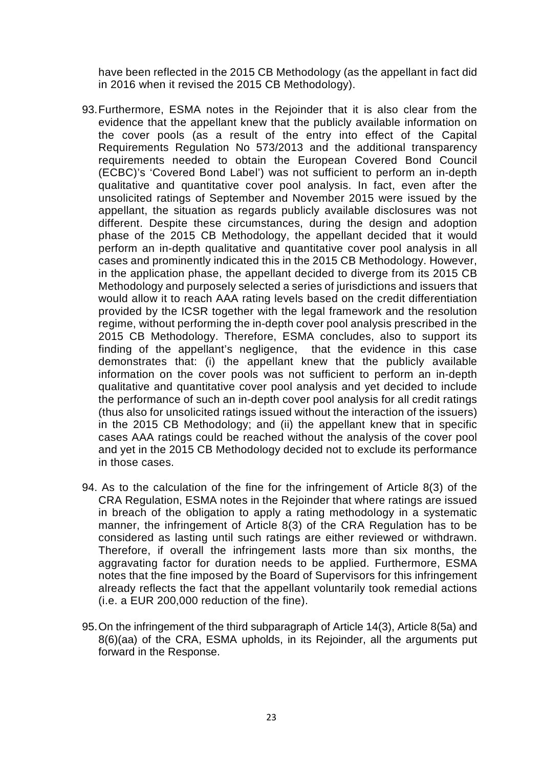have been reflected in the 2015 CB Methodology (as the appellant in fact did in 2016 when it revised the 2015 CB Methodology).

93. Furthermore, ESMA notes in the Rejoinder that it is also clear from the evidence that the appellant knew that the publicly available information on the cover pools (as a result of the entry into effect of the Capital Requirements Regulation No 573/2013 and the additional transparency requirements needed to obtain the European Covered Bond Council (ECBC)'s 'Covered Bond Label') was not sufficient to perform an in-depth qualitative and quantitative cover pool analysis. In fact, even after the unsolicited ratings of September and November 2015 were issued by the appellant, the situation as regards publicly available disclosures was not different. Despite these circumstances, during the design and adoption phase of the 2015 CB Methodology, the appellant decided that it would perform an in-depth qualitative and quantitative cover pool analysis in all cases and prominently indicated this in the 2015 CB Methodology. However, in the application phase, the appellant decided to diverge from its 2015 CB Methodology and purposely selected a series of jurisdictions and issuers that would allow it to reach AAA rating levels based on the credit differentiation provided by the ICSR together with the legal framework and the resolution regime, without performing the in-depth cover pool analysis prescribed in the 2015 CB Methodology. Therefore, ESMA concludes, also to support its finding of the appellant's negligence, that the evidence in this case demonstrates that: (i) the appellant knew that the publicly available information on the cover pools was not sufficient to perform an in-depth qualitative and quantitative cover pool analysis and yet decided to include the performance of such an in-depth cover pool analysis for all credit ratings (thus also for unsolicited ratings issued without the interaction of the issuers) in the 2015 CB Methodology; and (ii) the appellant knew that in specific cases AAA ratings could be reached without the analysis of the cover pool and yet in the 2015 CB Methodology decided not to exclude its performance in those cases.

94. As to the calculation of the fine for the infringement of Article 8(3) of the CRA Regulation, ESMA notes in the Rejoinder that where ratings are issued in breach of the obligation to apply a rating methodology in a systematic manner, the infringement of Article 8(3) of the CRA Regulation has to be considered as lasting until such ratings are either reviewed or withdrawn. Therefore, if overall the infringement lasts more than six months, the aggravating factor for duration needs to be applied. Furthermore, ESMA notes that the fine imposed by the Board of Supervisors for this infringement already reflects the fact that the appellant voluntarily took remedial actions (i.e. a EUR 200,000 reduction of the fine).

95. On the infringement of the third subparagraph of Article 14(3), Article 8(5a) and 8(6)(aa) of the CRA, ESMA upholds, in its Rejoinder, all the arguments put forward in the Response.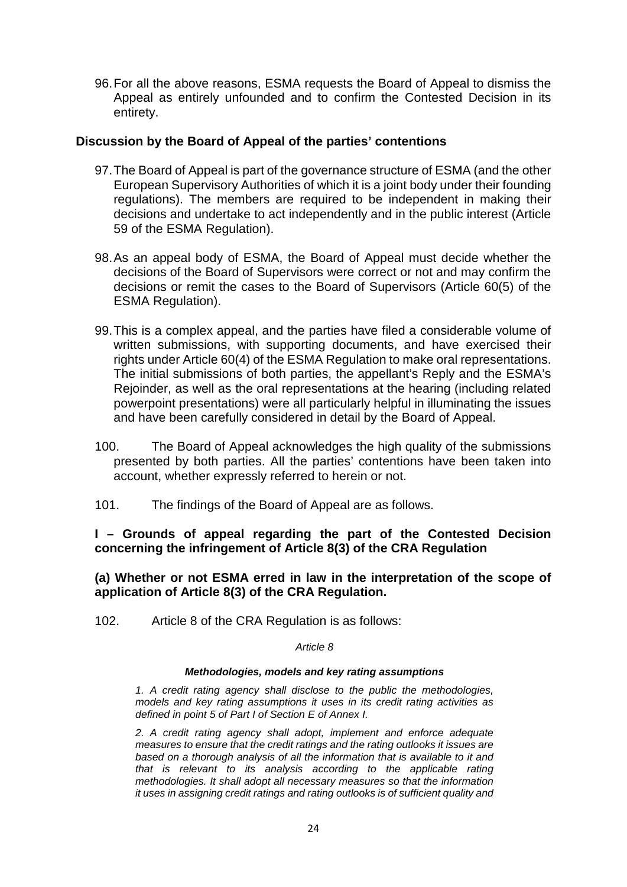96. For all the above reasons, ESMA requests the Board of Appeal to dismiss the Appeal as entirely unfounded and to confirm the Contested Decision in its entirety.

## Discussion by the Board of Appeal of the parties' contentions

97. The Board of Appeal is part of the governance structure of ESMA (and the other European Supervisory Authorities of which it is a joint body under their founding regulations). The members are required to be independent in making their decisions and undertake to act independently and in the public interest (Article 59 of the ESMA Regulation).

98. As an appeal body of ESMA, the Board of Appeal must decide whether the decisions of the Board of Supervisors were correct or not and may confirm the decisions or remit the cases to the Board of Supervisors (Article 60(5) of the ESMA Regulation).

99. This is a complex appeal, and the parties have filed a considerable volume of written submissions, with supporting documents, and have exercised their rights under Article 60(4) of the ESMA Regulation to make oral representations. The initial submissions of both parties, the appellant's Reply and the ESMA's Rejoinder, as well as the oral representations at the hearing (including related powerpoint presentations) were all particularly helpful in illuminating the issues and have been carefully considered in detail by the Board of Appeal.

100. The Board of Appeal acknowledges the high quality of the submissions presented by both parties. All the parties' contentions have been taken into account, whether expressly referred to herein or not.

101. The findings of the Board of Appeal are as follows.

### I – Grounds of appeal regarding the part of the Contested Decision concerning the infringement of Article 8(3) of the CRA Regulation

### (a) Whether or not ESMA erred in law in the interpretation of the scope of application of Article 8(3) of the CRA Regulation.

102. Article 8 of the CRA Regulation is as follows:

*Article 8*

***Methodologies, models and key rating assumptions***

*1. A credit rating agency shall disclose to the public the methodologies, models and key rating assumptions it uses in its credit rating activities as defined in point 5 of Part I of Section E of Annex I.*

*2. A credit rating agency shall adopt, implement and enforce adequate measures to ensure that the credit ratings and the rating outlooks it issues are based on a thorough analysis of all the information that is available to it and that is relevant to its analysis according to the applicable rating methodologies. It shall adopt all necessary measures so that the information it uses in assigning credit ratings and rating outlooks is of sufficient quality and*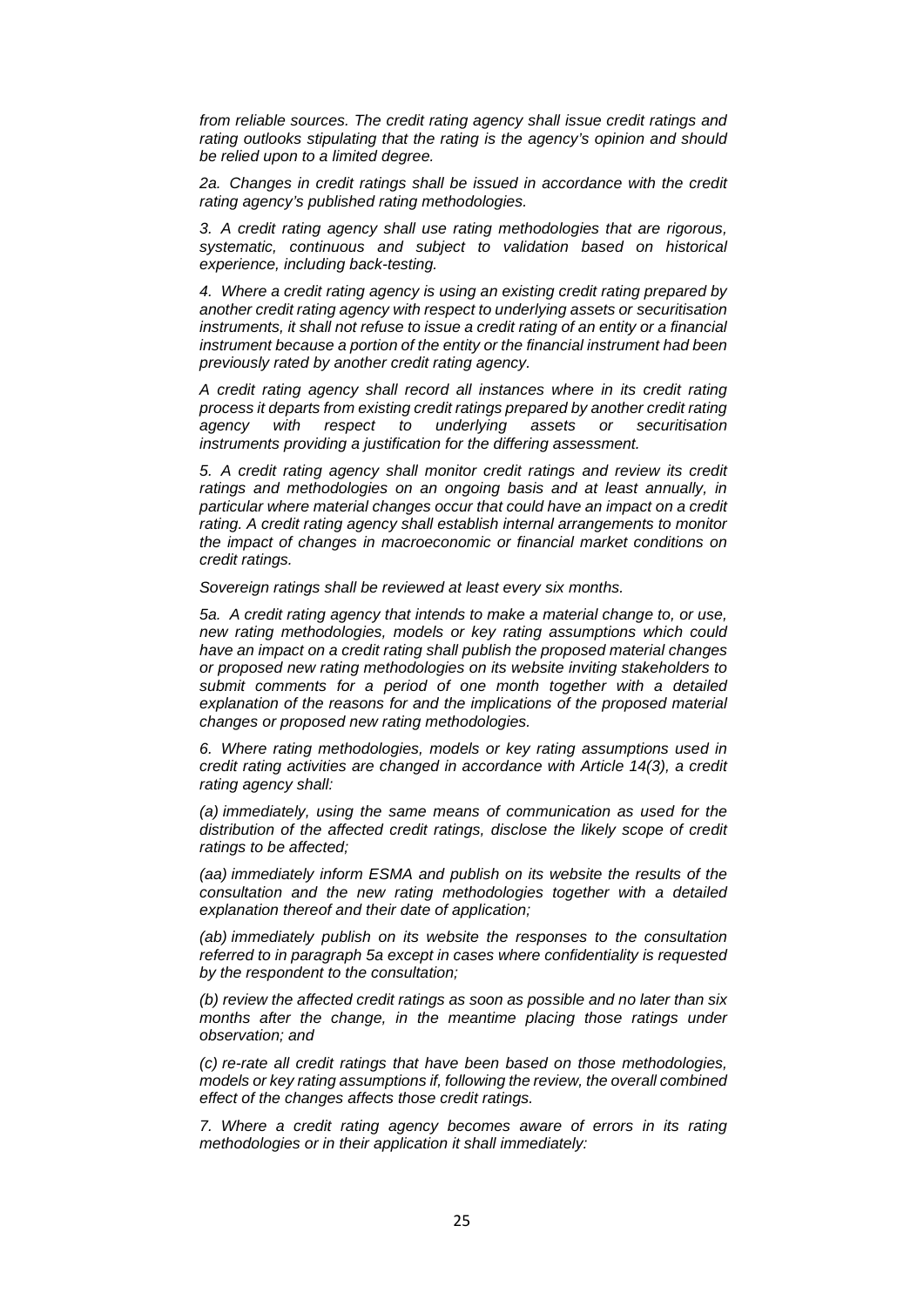*from reliable sources. The credit rating agency shall issue credit ratings and rating outlooks stipulating that the rating is the agency's opinion and should be relied upon to a limited degree.*

*2a. Changes in credit ratings shall be issued in accordance with the credit rating agency's published rating methodologies.*

*3. A credit rating agency shall use rating methodologies that are rigorous, systematic, continuous and subject to validation based on historical experience, including back-testing.*

*4. Where a credit rating agency is using an existing credit rating prepared by another credit rating agency with respect to underlying assets or securitisation instruments, it shall not refuse to issue a credit rating of an entity or a financial instrument because a portion of the entity or the financial instrument had been previously rated by another credit rating agency.*

*A credit rating agency shall record all instances where in its credit rating process it departs from existing credit ratings prepared by another credit rating agency with respect to underlying assets or securitisation instruments providing a justification for the differing assessment.*

*5. A credit rating agency shall monitor credit ratings and review its credit ratings and methodologies on an ongoing basis and at least annually, in particular where material changes occur that could have an impact on a credit rating. A credit rating agency shall establish internal arrangements to monitor the impact of changes in macroeconomic or financial market conditions on credit ratings.*

*Sovereign ratings shall be reviewed at least every six months.*

*5a. A credit rating agency that intends to make a material change to, or use, new rating methodologies, models or key rating assumptions which could have an impact on a credit rating shall publish the proposed material changes or proposed new rating methodologies on its website inviting stakeholders to submit comments for a period of one month together with a detailed explanation of the reasons for and the implications of the proposed material changes or proposed new rating methodologies.*

*6. Where rating methodologies, models or key rating assumptions used in credit rating activities are changed in accordance with Article 14(3), a credit rating agency shall:*

*(a) immediately, using the same means of communication as used for the distribution of the affected credit ratings, disclose the likely scope of credit ratings to be affected;*

*(aa) immediately inform ESMA and publish on its website the results of the consultation and the new rating methodologies together with a detailed explanation thereof and their date of application;*

*(ab) immediately publish on its website the responses to the consultation referred to in paragraph 5a except in cases where confidentiality is requested by the respondent to the consultation;*

*(b) review the affected credit ratings as soon as possible and no later than six months after the change, in the meantime placing those ratings under observation; and*

*(c) re-rate all credit ratings that have been based on those methodologies, models or key rating assumptions if, following the review, the overall combined effect of the changes affects those credit ratings.*

*7. Where a credit rating agency becomes aware of errors in its rating methodologies or in their application it shall immediately:*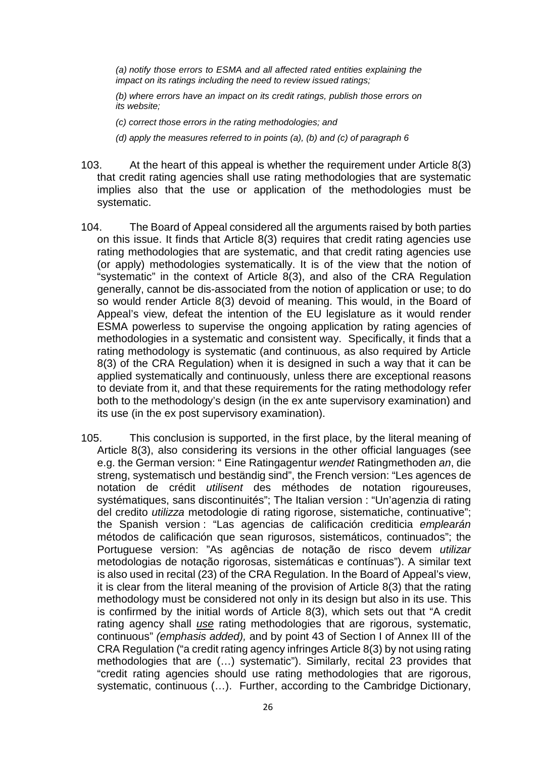*(a) notify those errors to ESMA and all affected rated entities explaining the impact on its ratings including the need to review issued ratings;*

*(b) where errors have an impact on its credit ratings, publish those errors on its website;*

*(c) correct those errors in the rating methodologies; and*

*(d) apply the measures referred to in points (a), (b) and (c) of paragraph 6*

103. At the heart of this appeal is whether the requirement under Article 8(3) that credit rating agencies shall use rating methodologies that are systematic implies also that the use or application of the methodologies must be systematic.

104. The Board of Appeal considered all the arguments raised by both parties on this issue. It finds that Article 8(3) requires that credit rating agencies use rating methodologies that are systematic, and that credit rating agencies use (or apply) methodologies systematically. It is of the view that the notion of "systematic" in the context of Article 8(3), and also of the CRA Regulation generally, cannot be dis-associated from the notion of application or use; to do so would render Article 8(3) devoid of meaning. This would, in the Board of Appeal's view, defeat the intention of the EU legislature as it would render ESMA powerless to supervise the ongoing application by rating agencies of methodologies in a systematic and consistent way. Specifically, it finds that a rating methodology is systematic (and continuous, as also required by Article 8(3) of the CRA Regulation) when it is designed in such a way that it can be applied systematically and continuously, unless there are exceptional reasons to deviate from it, and that these requirements for the rating methodology refer both to the methodology's design (in the ex ante supervisory examination) and its use (in the ex post supervisory examination).

105. This conclusion is supported, in the first place, by the literal meaning of Article 8(3), also considering its versions in the other official languages (see e.g. the German version: " Eine Ratingagentur *wendet* Ratingmethoden *an*, die streng, systematisch und beständig sind", the French version: "Les agences de notation de crédit *utilisent* des méthodes de notation rigoureuses, systématiques, sans discontinuités"; The Italian version : "Un'agenzia di rating del credito *utilizza* metodologie di rating rigorose, sistematiche, continuative"; the Spanish version : "Las agencias de calificación crediticia *emplearán* métodos de calificación que sean rigurosos, sistemáticos, continuados"; the Portuguese version: "As agências de notação de risco devem *utilizar* metodologias de notação rigorosas, sistemáticas e contínuas"). A similar text is also used in recital (23) of the CRA Regulation. In the Board of Appeal's view, it is clear from the literal meaning of the provision of Article 8(3) that the rating methodology must be considered not only in its design but also in its use. This is confirmed by the initial words of Article 8(3), which sets out that "A credit rating agency shall <u>*use*</u> rating methodologies that are rigorous, systematic, continuous" *(emphasis added),* and by point 43 of Section I of Annex III of the CRA Regulation ("a credit rating agency infringes Article 8(3) by not using rating methodologies that are (…) systematic"). Similarly, recital 23 provides that "credit rating agencies should use rating methodologies that are rigorous, systematic, continuous (…). Further, according to the Cambridge Dictionary,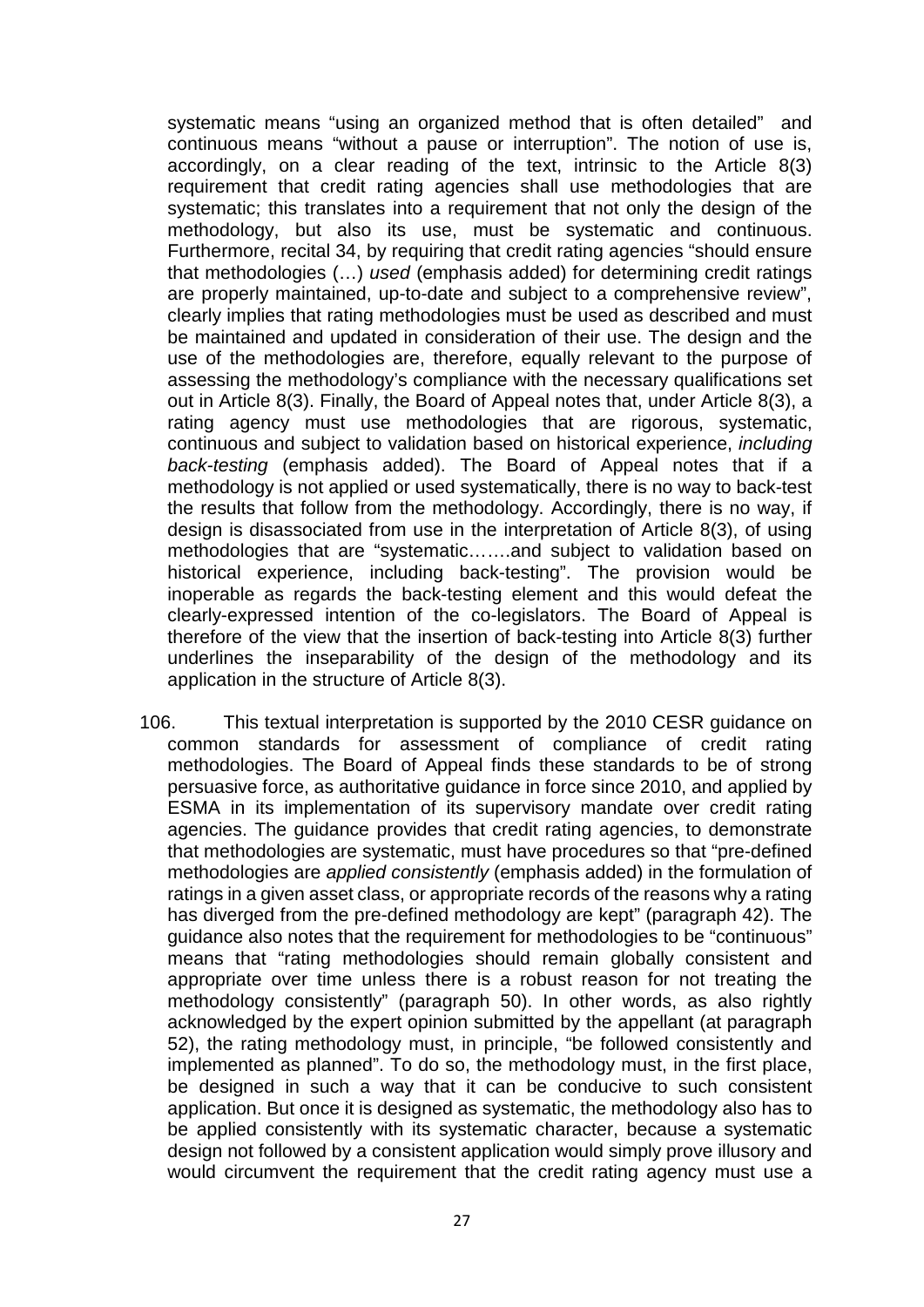systematic means "using an organized method that is often detailed" and continuous means "without a pause or interruption". The notion of use is, accordingly, on a clear reading of the text, intrinsic to the Article 8(3) requirement that credit rating agencies shall use methodologies that are systematic; this translates into a requirement that not only the design of the methodology, but also its use, must be systematic and continuous. Furthermore, recital 34, by requiring that credit rating agencies "should ensure that methodologies (…) *used* (emphasis added) for determining credit ratings are properly maintained, up-to-date and subject to a comprehensive review", clearly implies that rating methodologies must be used as described and must be maintained and updated in consideration of their use. The design and the use of the methodologies are, therefore, equally relevant to the purpose of assessing the methodology's compliance with the necessary qualifications set out in Article 8(3). Finally, the Board of Appeal notes that, under Article 8(3), a rating agency must use methodologies that are rigorous, systematic, continuous and subject to validation based on historical experience, *including back-testing* (emphasis added). The Board of Appeal notes that if a methodology is not applied or used systematically, there is no way to back-test the results that follow from the methodology. Accordingly, there is no way, if design is disassociated from use in the interpretation of Article 8(3), of using methodologies that are "systematic…….and subject to validation based on historical experience, including back-testing". The provision would be inoperable as regards the back-testing element and this would defeat the clearly-expressed intention of the co-legislators. The Board of Appeal is therefore of the view that the insertion of back-testing into Article 8(3) further underlines the inseparability of the design of the methodology and its application in the structure of Article 8(3).

106. This textual interpretation is supported by the 2010 CESR guidance on common standards for assessment of compliance of credit rating methodologies. The Board of Appeal finds these standards to be of strong persuasive force, as authoritative guidance in force since 2010, and applied by ESMA in its implementation of its supervisory mandate over credit rating agencies. The guidance provides that credit rating agencies, to demonstrate that methodologies are systematic, must have procedures so that "pre-defined methodologies are *applied consistently* (emphasis added) in the formulation of ratings in a given asset class, or appropriate records of the reasons why a rating has diverged from the pre-defined methodology are kept" (paragraph 42). The guidance also notes that the requirement for methodologies to be "continuous" means that "rating methodologies should remain globally consistent and appropriate over time unless there is a robust reason for not treating the methodology consistently" (paragraph 50). In other words, as also rightly acknowledged by the expert opinion submitted by the appellant (at paragraph 52), the rating methodology must, in principle, "be followed consistently and implemented as planned". To do so, the methodology must, in the first place, be designed in such a way that it can be conducive to such consistent application. But once it is designed as systematic, the methodology also has to be applied consistently with its systematic character, because a systematic design not followed by a consistent application would simply prove illusory and would circumvent the requirement that the credit rating agency must use a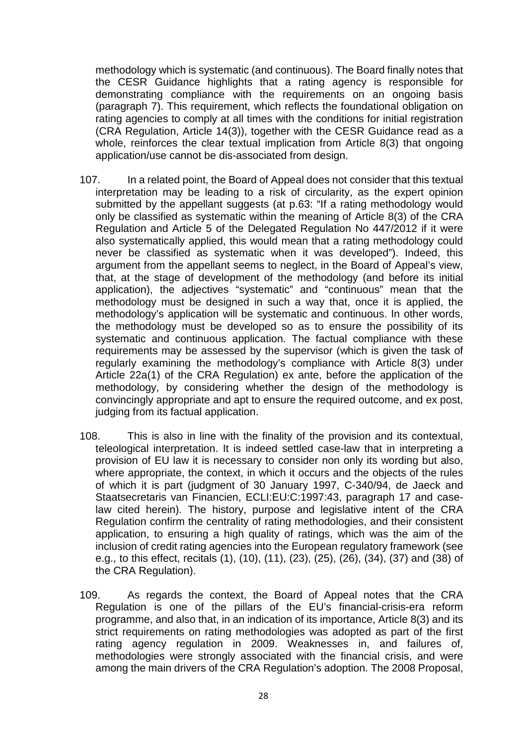methodology which is systematic (and continuous). The Board finally notes that the CESR Guidance highlights that a rating agency is responsible for demonstrating compliance with the requirements on an ongoing basis (paragraph 7). This requirement, which reflects the foundational obligation on rating agencies to comply at all times with the conditions for initial registration (CRA Regulation, Article 14(3)), together with the CESR Guidance read as a whole, reinforces the clear textual implication from Article 8(3) that ongoing application/use cannot be dis-associated from design.

107. In a related point, the Board of Appeal does not consider that this textual interpretation may be leading to a risk of circularity, as the expert opinion submitted by the appellant suggests (at p.63: "If a rating methodology would only be classified as systematic within the meaning of Article 8(3) of the CRA Regulation and Article 5 of the Delegated Regulation No 447/2012 if it were also systematically applied, this would mean that a rating methodology could never be classified as systematic when it was developed"). Indeed, this argument from the appellant seems to neglect, in the Board of Appeal's view, that, at the stage of development of the methodology (and before its initial application), the adjectives "systematic" and "continuous" mean that the methodology must be designed in such a way that, once it is applied, the methodology's application will be systematic and continuous. In other words, the methodology must be developed so as to ensure the possibility of its systematic and continuous application. The factual compliance with these requirements may be assessed by the supervisor (which is given the task of regularly examining the methodology's compliance with Article 8(3) under Article 22a(1) of the CRA Regulation) ex ante, before the application of the methodology, by considering whether the design of the methodology is convincingly appropriate and apt to ensure the required outcome, and ex post, judging from its factual application.

108. This is also in line with the finality of the provision and its contextual, teleological interpretation. It is indeed settled case-law that in interpreting a provision of EU law it is necessary to consider non only its wording but also, where appropriate, the context, in which it occurs and the objects of the rules of which it is part (judgment of 30 January 1997, C-340/94, de Jaeck and Staatsecretaris van Financien, ECLI:EU:C:1997:43, paragraph 17 and case-law cited herein). The history, purpose and legislative intent of the CRA Regulation confirm the centrality of rating methodologies, and their consistent application, to ensuring a high quality of ratings, which was the aim of the inclusion of credit rating agencies into the European regulatory framework (see e.g., to this effect, recitals (1), (10), (11), (23), (25), (26), (34), (37) and (38) of the CRA Regulation).

109. As regards the context, the Board of Appeal notes that the CRA Regulation is one of the pillars of the EU's financial-crisis-era reform programme, and also that, in an indication of its importance, Article 8(3) and its strict requirements on rating methodologies was adopted as part of the first rating agency regulation in 2009. Weaknesses in, and failures of, methodologies were strongly associated with the financial crisis, and were among the main drivers of the CRA Regulation's adoption. The 2008 Proposal,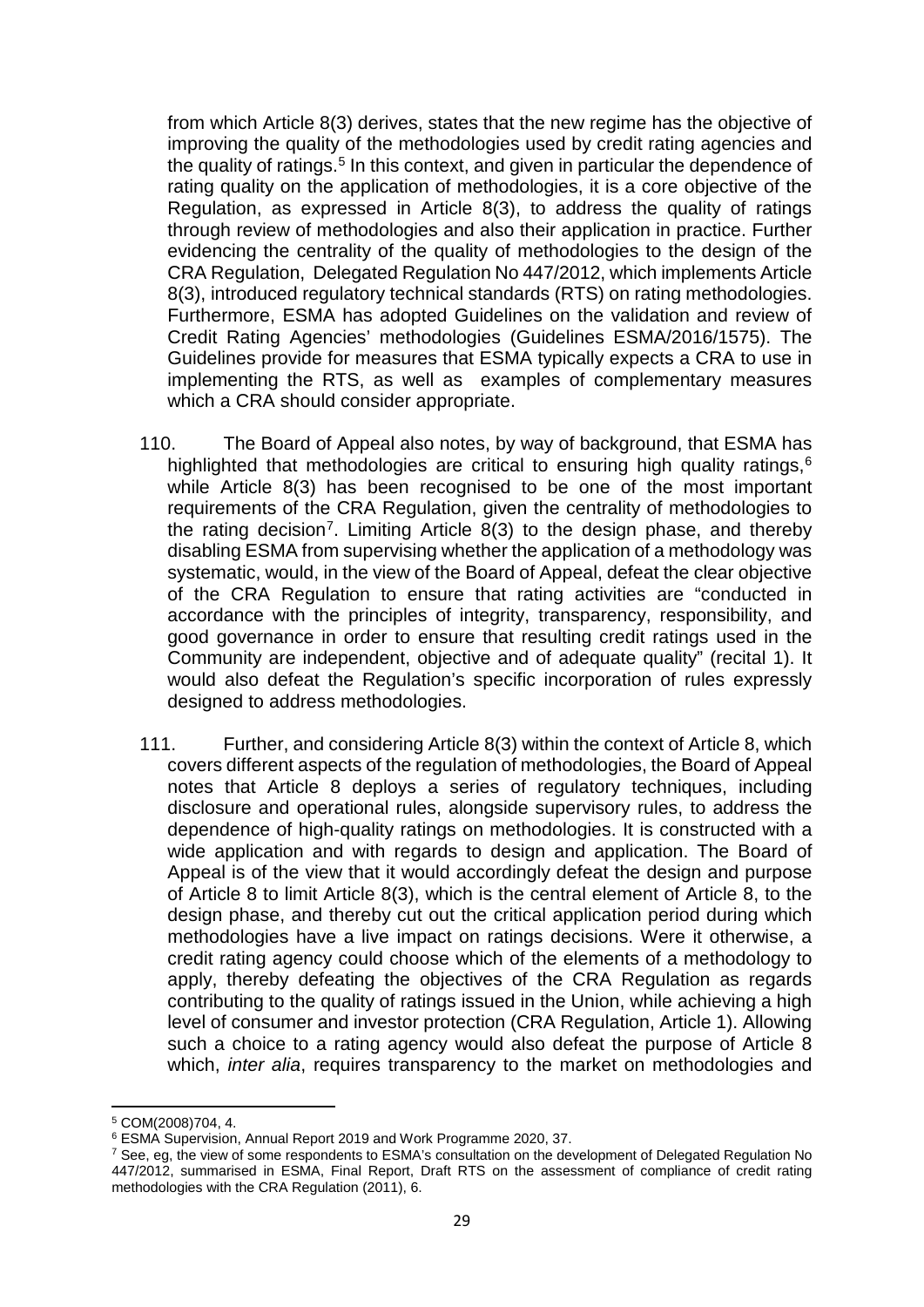from which Article 8(3) derives, states that the new regime has the objective of improving the quality of the methodologies used by credit rating agencies and the quality of ratings.[5] In this context, and given in particular the dependence of rating quality on the application of methodologies, it is a core objective of the Regulation, as expressed in Article 8(3), to address the quality of ratings through review of methodologies and also their application in practice. Further evidencing the centrality of the quality of methodologies to the design of the CRA Regulation, Delegated Regulation No 447/2012, which implements Article 8(3), introduced regulatory technical standards (RTS) on rating methodologies. Furthermore, ESMA has adopted Guidelines on the validation and review of Credit Rating Agencies' methodologies (Guidelines ESMA/2016/1575). The Guidelines provide for measures that ESMA typically expects a CRA to use in implementing the RTS, as well as examples of complementary measures which a CRA should consider appropriate.

110. The Board of Appeal also notes, by way of background, that ESMA has highlighted that methodologies are critical to ensuring high quality ratings,[6] while Article 8(3) has been recognised to be one of the most important requirements of the CRA Regulation, given the centrality of methodologies to the rating decision[7]. Limiting Article 8(3) to the design phase, and thereby disabling ESMA from supervising whether the application of a methodology was systematic, would, in the view of the Board of Appeal, defeat the clear objective of the CRA Regulation to ensure that rating activities are "conducted in accordance with the principles of integrity, transparency, responsibility, and good governance in order to ensure that resulting credit ratings used in the Community are independent, objective and of adequate quality" (recital 1). It would also defeat the Regulation's specific incorporation of rules expressly designed to address methodologies.

111. Further, and considering Article 8(3) within the context of Article 8, which covers different aspects of the regulation of methodologies, the Board of Appeal notes that Article 8 deploys a series of regulatory techniques, including disclosure and operational rules, alongside supervisory rules, to address the dependence of high-quality ratings on methodologies. It is constructed with a wide application and with regards to design and application. The Board of Appeal is of the view that it would accordingly defeat the design and purpose of Article 8 to limit Article 8(3), which is the central element of Article 8, to the design phase, and thereby cut out the critical application period during which methodologies have a live impact on ratings decisions. Were it otherwise, a credit rating agency could choose which of the elements of a methodology to apply, thereby defeating the objectives of the CRA Regulation as regards contributing to the quality of ratings issued in the Union, while achieving a high level of consumer and investor protection (CRA Regulation, Article 1). Allowing such a choice to a rating agency would also defeat the purpose of Article 8 which, *inter alia*, requires transparency to the market on methodologies and

---

[5] COM(2008)704, 4.

[6] ESMA Supervision, Annual Report 2019 and Work Programme 2020, 37.

[7] See, eg, the view of some respondents to ESMA's consultation on the development of Delegated Regulation No 447/2012, summarised in ESMA, Final Report, Draft RTS on the assessment of compliance of credit rating methodologies with the CRA Regulation (2011), 6.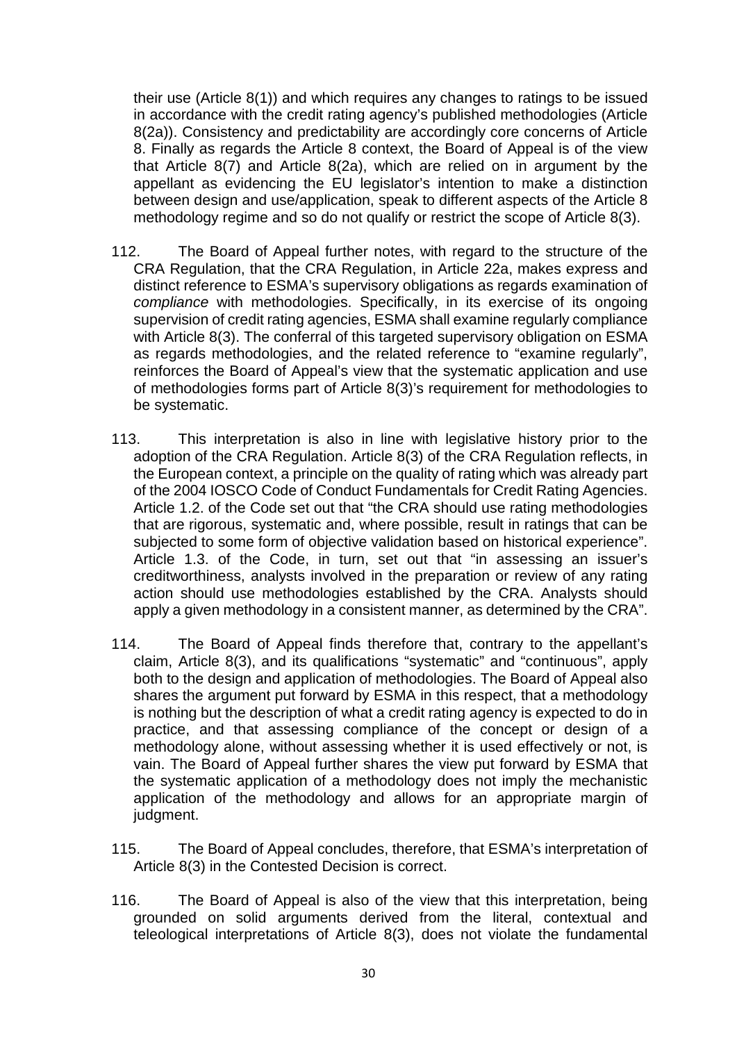their use (Article 8(1)) and which requires any changes to ratings to be issued in accordance with the credit rating agency's published methodologies (Article 8(2a)). Consistency and predictability are accordingly core concerns of Article 8. Finally as regards the Article 8 context, the Board of Appeal is of the view that Article 8(7) and Article 8(2a), which are relied on in argument by the appellant as evidencing the EU legislator's intention to make a distinction between design and use/application, speak to different aspects of the Article 8 methodology regime and so do not qualify or restrict the scope of Article 8(3).

112. The Board of Appeal further notes, with regard to the structure of the CRA Regulation, that the CRA Regulation, in Article 22a, makes express and distinct reference to ESMA's supervisory obligations as regards examination of *compliance* with methodologies. Specifically, in its exercise of its ongoing supervision of credit rating agencies, ESMA shall examine regularly compliance with Article 8(3). The conferral of this targeted supervisory obligation on ESMA as regards methodologies, and the related reference to "examine regularly", reinforces the Board of Appeal's view that the systematic application and use of methodologies forms part of Article 8(3)'s requirement for methodologies to be systematic.

113. This interpretation is also in line with legislative history prior to the adoption of the CRA Regulation. Article 8(3) of the CRA Regulation reflects, in the European context, a principle on the quality of rating which was already part of the 2004 IOSCO Code of Conduct Fundamentals for Credit Rating Agencies. Article 1.2. of the Code set out that "the CRA should use rating methodologies that are rigorous, systematic and, where possible, result in ratings that can be subjected to some form of objective validation based on historical experience". Article 1.3. of the Code, in turn, set out that "in assessing an issuer's creditworthiness, analysts involved in the preparation or review of any rating action should use methodologies established by the CRA. Analysts should apply a given methodology in a consistent manner, as determined by the CRA".

114. The Board of Appeal finds therefore that, contrary to the appellant's claim, Article 8(3), and its qualifications "systematic" and "continuous", apply both to the design and application of methodologies. The Board of Appeal also shares the argument put forward by ESMA in this respect, that a methodology is nothing but the description of what a credit rating agency is expected to do in practice, and that assessing compliance of the concept or design of a methodology alone, without assessing whether it is used effectively or not, is vain. The Board of Appeal further shares the view put forward by ESMA that the systematic application of a methodology does not imply the mechanistic application of the methodology and allows for an appropriate margin of judgment.

115. The Board of Appeal concludes, therefore, that ESMA's interpretation of Article 8(3) in the Contested Decision is correct.

116. The Board of Appeal is also of the view that this interpretation, being grounded on solid arguments derived from the literal, contextual and teleological interpretations of Article 8(3), does not violate the fundamental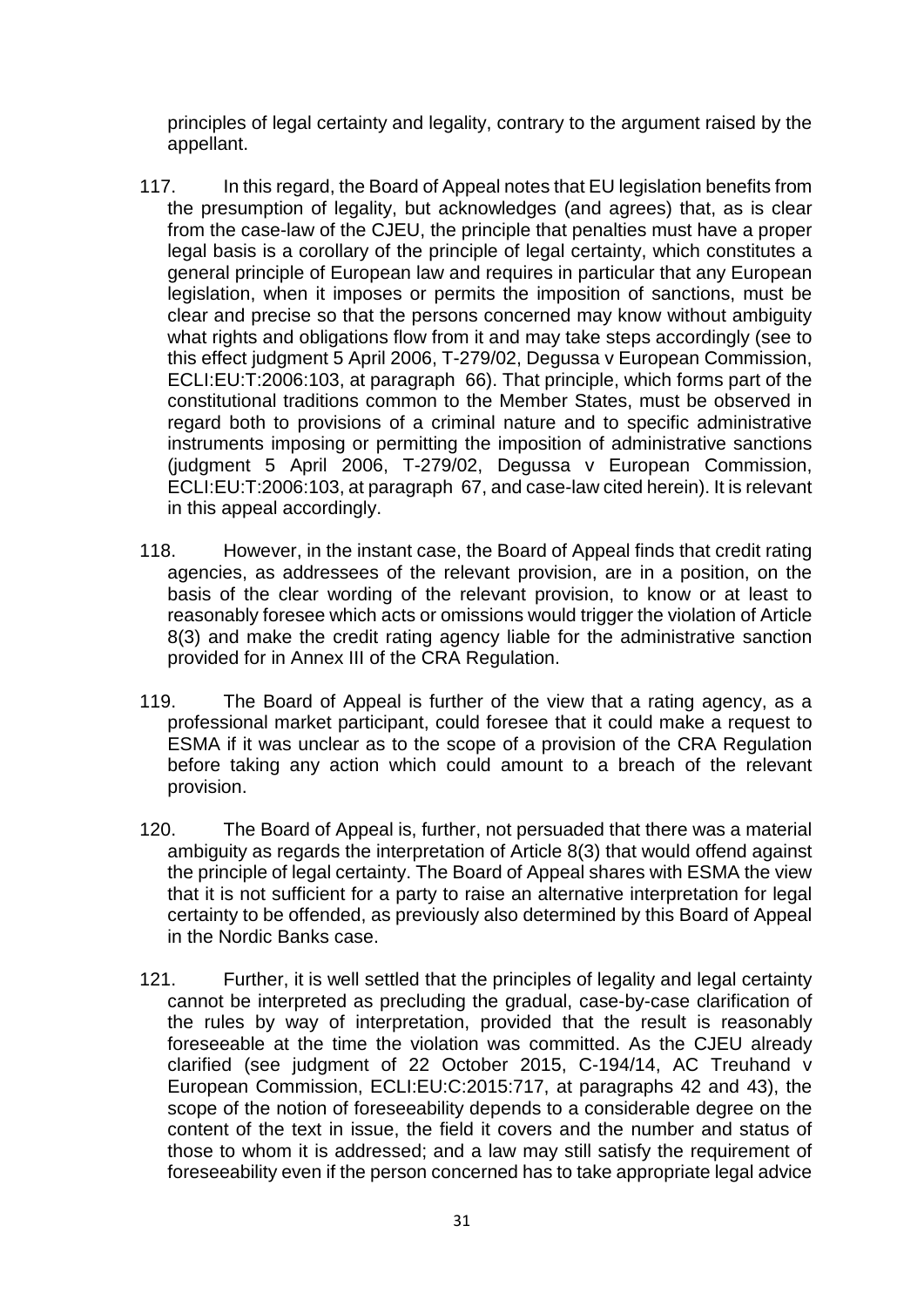principles of legal certainty and legality, contrary to the argument raised by the appellant.

117. In this regard, the Board of Appeal notes that EU legislation benefits from the presumption of legality, but acknowledges (and agrees) that, as is clear from the case-law of the CJEU, the principle that penalties must have a proper legal basis is a corollary of the principle of legal certainty, which constitutes a general principle of European law and requires in particular that any European legislation, when it imposes or permits the imposition of sanctions, must be clear and precise so that the persons concerned may know without ambiguity what rights and obligations flow from it and may take steps accordingly (see to this effect judgment 5 April 2006, T-279/02, Degussa v European Commission, ECLI:EU:T:2006:103, at paragraph 66). That principle, which forms part of the constitutional traditions common to the Member States, must be observed in regard both to provisions of a criminal nature and to specific administrative instruments imposing or permitting the imposition of administrative sanctions (judgment 5 April 2006, T-279/02, Degussa v European Commission, ECLI:EU:T:2006:103, at paragraph 67, and case-law cited herein). It is relevant in this appeal accordingly.

118. However, in the instant case, the Board of Appeal finds that credit rating agencies, as addressees of the relevant provision, are in a position, on the basis of the clear wording of the relevant provision, to know or at least to reasonably foresee which acts or omissions would trigger the violation of Article 8(3) and make the credit rating agency liable for the administrative sanction provided for in Annex III of the CRA Regulation.

119. The Board of Appeal is further of the view that a rating agency, as a professional market participant, could foresee that it could make a request to ESMA if it was unclear as to the scope of a provision of the CRA Regulation before taking any action which could amount to a breach of the relevant provision.

120. The Board of Appeal is, further, not persuaded that there was a material ambiguity as regards the interpretation of Article 8(3) that would offend against the principle of legal certainty. The Board of Appeal shares with ESMA the view that it is not sufficient for a party to raise an alternative interpretation for legal certainty to be offended, as previously also determined by this Board of Appeal in the Nordic Banks case.

121. Further, it is well settled that the principles of legality and legal certainty cannot be interpreted as precluding the gradual, case-by-case clarification of the rules by way of interpretation, provided that the result is reasonably foreseeable at the time the violation was committed. As the CJEU already clarified (see judgment of 22 October 2015, C-194/14, AC Treuhand v European Commission, ECLI:EU:C:2015:717, at paragraphs 42 and 43), the scope of the notion of foreseeability depends to a considerable degree on the content of the text in issue, the field it covers and the number and status of those to whom it is addressed; and a law may still satisfy the requirement of foreseeability even if the person concerned has to take appropriate legal advice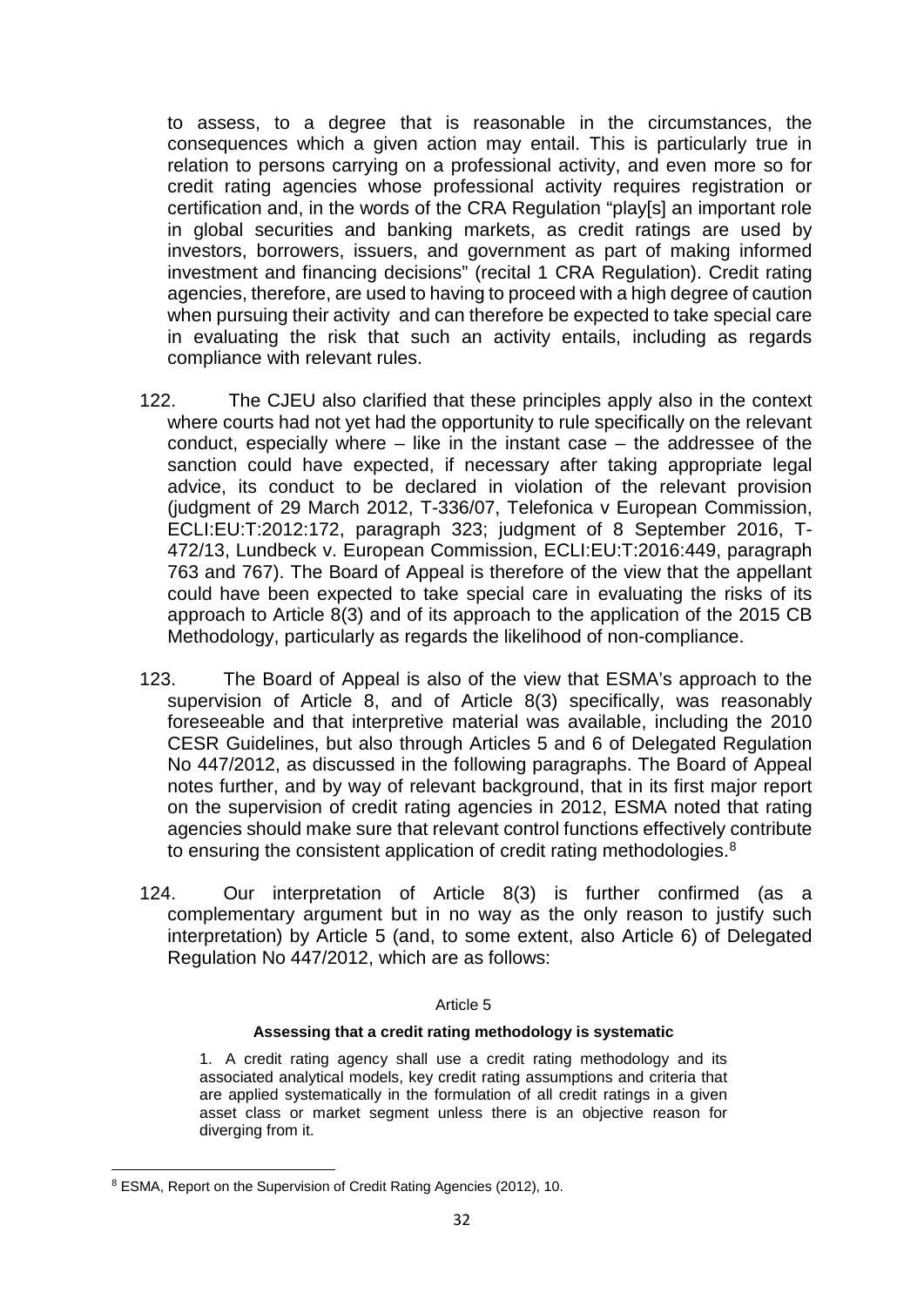to assess, to a degree that is reasonable in the circumstances, the consequences which a given action may entail. This is particularly true in relation to persons carrying on a professional activity, and even more so for credit rating agencies whose professional activity requires registration or certification and, in the words of the CRA Regulation "play[s] an important role in global securities and banking markets, as credit ratings are used by investors, borrowers, issuers, and government as part of making informed investment and financing decisions" (recital 1 CRA Regulation). Credit rating agencies, therefore, are used to having to proceed with a high degree of caution when pursuing their activity and can therefore be expected to take special care in evaluating the risk that such an activity entails, including as regards compliance with relevant rules.

122. The CJEU also clarified that these principles apply also in the context where courts had not yet had the opportunity to rule specifically on the relevant conduct, especially where – like in the instant case – the addressee of the sanction could have expected, if necessary after taking appropriate legal advice, its conduct to be declared in violation of the relevant provision (judgment of 29 March 2012, T-336/07, Telefonica v European Commission, ECLI:EU:T:2012:172, paragraph 323; judgment of 8 September 2016, T-472/13, Lundbeck v. European Commission, ECLI:EU:T:2016:449, paragraph 763 and 767). The Board of Appeal is therefore of the view that the appellant could have been expected to take special care in evaluating the risks of its approach to Article 8(3) and of its approach to the application of the 2015 CB Methodology, particularly as regards the likelihood of non-compliance.

123. The Board of Appeal is also of the view that ESMA's approach to the supervision of Article 8, and of Article 8(3) specifically, was reasonably foreseeable and that interpretive material was available, including the 2010 CESR Guidelines, but also through Articles 5 and 6 of Delegated Regulation No 447/2012, as discussed in the following paragraphs. The Board of Appeal notes further, and by way of relevant background, that in its first major report on the supervision of credit rating agencies in 2012, ESMA noted that rating agencies should make sure that relevant control functions effectively contribute to ensuring the consistent application of credit rating methodologies.[8]

124. Our interpretation of Article 8(3) is further confirmed (as a complementary argument but in no way as the only reason to justify such interpretation) by Article 5 (and, to some extent, also Article 6) of Delegated Regulation No 447/2012, which are as follows:

> Article 5
>
> **Assessing that a credit rating methodology is systematic**
>
> 1. A credit rating agency shall use a credit rating methodology and its associated analytical models, key credit rating assumptions and criteria that are applied systematically in the formulation of all credit ratings in a given asset class or market segment unless there is an objective reason for diverging from it.

[8] ESMA, Report on the Supervision of Credit Rating Agencies (2012), 10.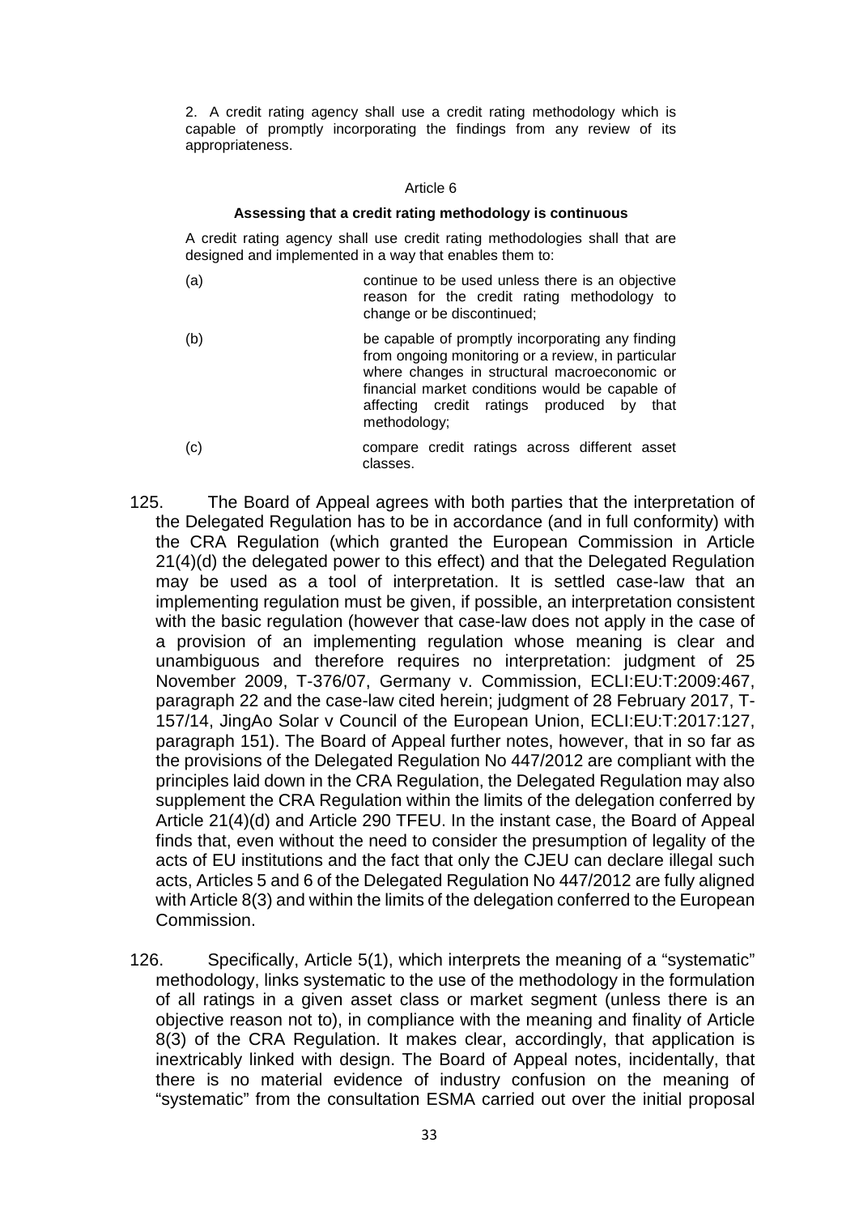2. A credit rating agency shall use a credit rating methodology which is capable of promptly incorporating the findings from any review of its appropriateness.

Article 6

**Assessing that a credit rating methodology is continuous**

A credit rating agency shall use credit rating methodologies shall that are designed and implemented in a way that enables them to:

(a) continue to be used unless there is an objective reason for the credit rating methodology to change or be discontinued;

(b) be capable of promptly incorporating any finding from ongoing monitoring or a review, in particular where changes in structural macroeconomic or financial market conditions would be capable of affecting credit ratings produced by that methodology;

(c) compare credit ratings across different asset classes.

125. The Board of Appeal agrees with both parties that the interpretation of the Delegated Regulation has to be in accordance (and in full conformity) with the CRA Regulation (which granted the European Commission in Article 21(4)(d) the delegated power to this effect) and that the Delegated Regulation may be used as a tool of interpretation. It is settled case-law that an implementing regulation must be given, if possible, an interpretation consistent with the basic regulation (however that case-law does not apply in the case of a provision of an implementing regulation whose meaning is clear and unambiguous and therefore requires no interpretation: judgment of 25 November 2009, T-376/07, Germany v. Commission, ECLI:EU:T:2009:467, paragraph 22 and the case-law cited herein; judgment of 28 February 2017, T-157/14, JingAo Solar v Council of the European Union, ECLI:EU:T:2017:127, paragraph 151). The Board of Appeal further notes, however, that in so far as the provisions of the Delegated Regulation No 447/2012 are compliant with the principles laid down in the CRA Regulation, the Delegated Regulation may also supplement the CRA Regulation within the limits of the delegation conferred by Article 21(4)(d) and Article 290 TFEU. In the instant case, the Board of Appeal finds that, even without the need to consider the presumption of legality of the acts of EU institutions and the fact that only the CJEU can declare illegal such acts, Articles 5 and 6 of the Delegated Regulation No 447/2012 are fully aligned with Article 8(3) and within the limits of the delegation conferred to the European Commission.

126. Specifically, Article 5(1), which interprets the meaning of a "systematic" methodology, links systematic to the use of the methodology in the formulation of all ratings in a given asset class or market segment (unless there is an objective reason not to), in compliance with the meaning and finality of Article 8(3) of the CRA Regulation. It makes clear, accordingly, that application is inextricably linked with design. The Board of Appeal notes, incidentally, that there is no material evidence of industry confusion on the meaning of "systematic" from the consultation ESMA carried out over the initial proposal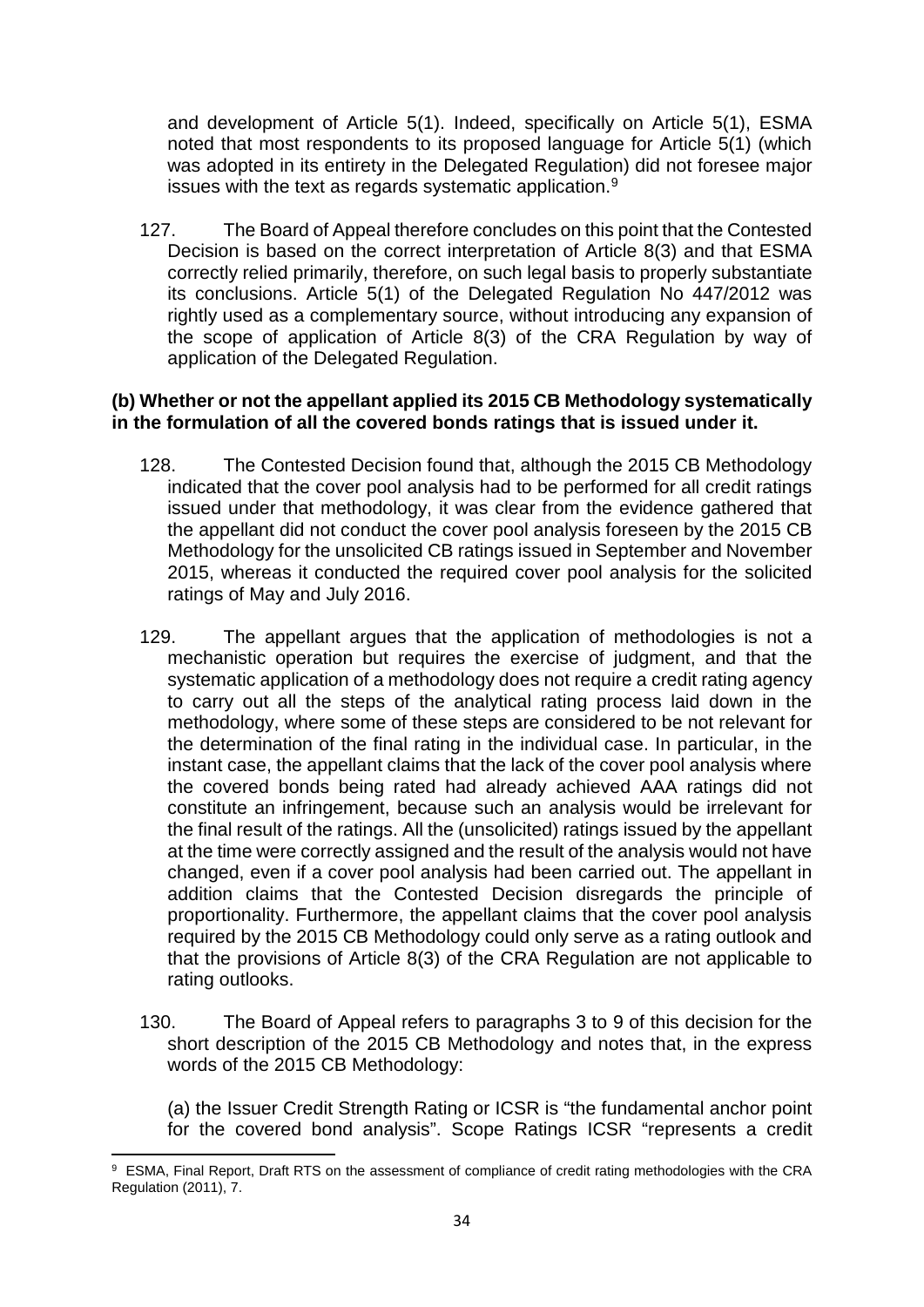and development of Article 5(1). Indeed, specifically on Article 5(1), ESMA noted that most respondents to its proposed language for Article 5(1) (which was adopted in its entirety in the Delegated Regulation) did not foresee major issues with the text as regards systematic application.[9]

127. The Board of Appeal therefore concludes on this point that the Contested Decision is based on the correct interpretation of Article 8(3) and that ESMA correctly relied primarily, therefore, on such legal basis to properly substantiate its conclusions. Article 5(1) of the Delegated Regulation No 447/2012 was rightly used as a complementary source, without introducing any expansion of the scope of application of Article 8(3) of the CRA Regulation by way of application of the Delegated Regulation.

**(b) Whether or not the appellant applied its 2015 CB Methodology systematically in the formulation of all the covered bonds ratings that is issued under it.**

128. The Contested Decision found that, although the 2015 CB Methodology indicated that the cover pool analysis had to be performed for all credit ratings issued under that methodology, it was clear from the evidence gathered that the appellant did not conduct the cover pool analysis foreseen by the 2015 CB Methodology for the unsolicited CB ratings issued in September and November 2015, whereas it conducted the required cover pool analysis for the solicited ratings of May and July 2016.

129. The appellant argues that the application of methodologies is not a mechanistic operation but requires the exercise of judgment, and that the systematic application of a methodology does not require a credit rating agency to carry out all the steps of the analytical rating process laid down in the methodology, where some of these steps are considered to be not relevant for the determination of the final rating in the individual case. In particular, in the instant case, the appellant claims that the lack of the cover pool analysis where the covered bonds being rated had already achieved AAA ratings did not constitute an infringement, because such an analysis would be irrelevant for the final result of the ratings. All the (unsolicited) ratings issued by the appellant at the time were correctly assigned and the result of the analysis would not have changed, even if a cover pool analysis had been carried out. The appellant in addition claims that the Contested Decision disregards the principle of proportionality. Furthermore, the appellant claims that the cover pool analysis required by the 2015 CB Methodology could only serve as a rating outlook and that the provisions of Article 8(3) of the CRA Regulation are not applicable to rating outlooks.

130. The Board of Appeal refers to paragraphs 3 to 9 of this decision for the short description of the 2015 CB Methodology and notes that, in the express words of the 2015 CB Methodology:

(a) the Issuer Credit Strength Rating or ICSR is "the fundamental anchor point for the covered bond analysis". Scope Ratings ICSR "represents a credit

---

[9] ESMA, Final Report, Draft RTS on the assessment of compliance of credit rating methodologies with the CRA Regulation (2011), 7.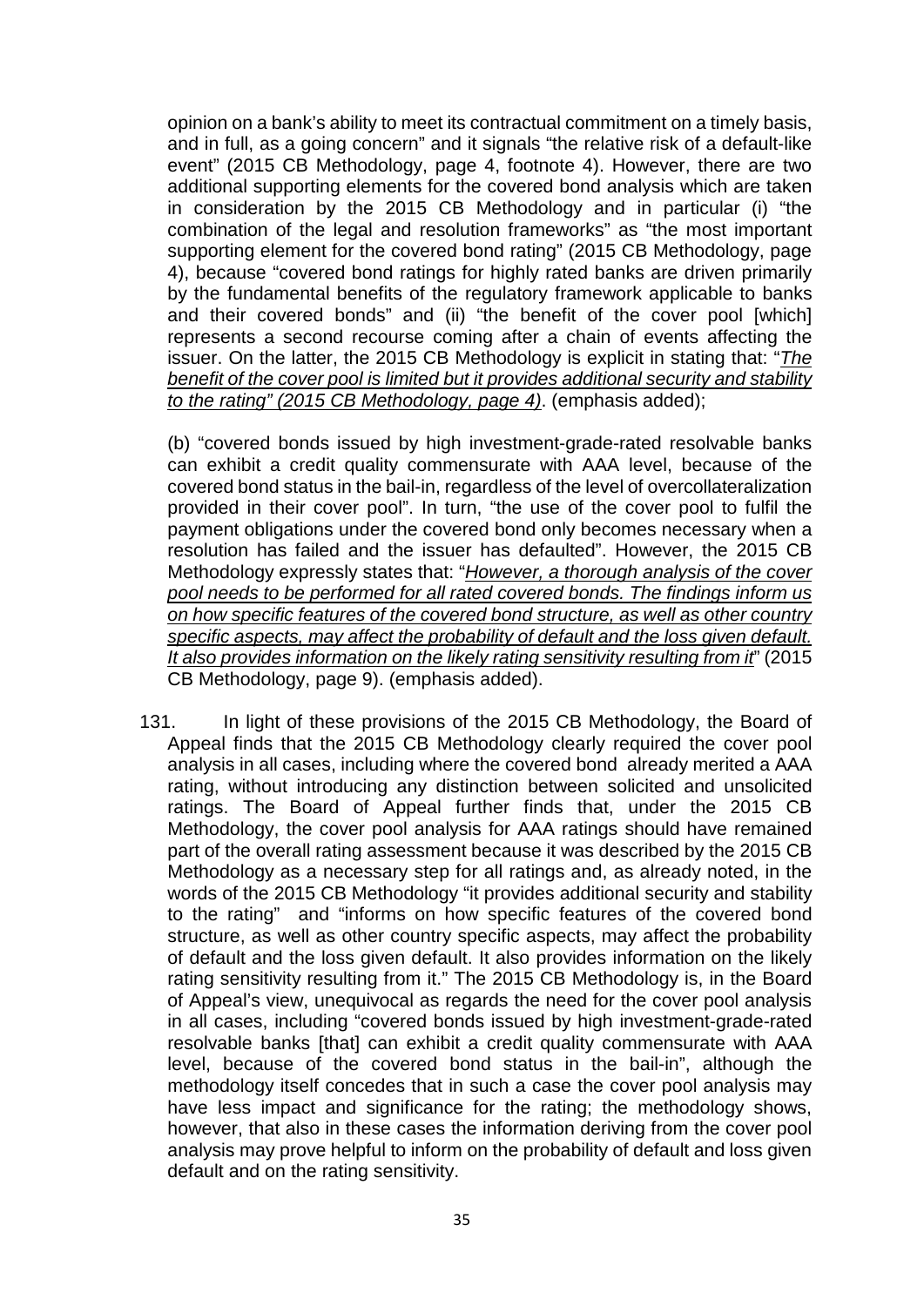opinion on a bank's ability to meet its contractual commitment on a timely basis, and in full, as a going concern" and it signals "the relative risk of a default-like event" (2015 CB Methodology, page 4, footnote 4). However, there are two additional supporting elements for the covered bond analysis which are taken in consideration by the 2015 CB Methodology and in particular (i) "the combination of the legal and resolution frameworks" as "the most important supporting element for the covered bond rating" (2015 CB Methodology, page 4), because "covered bond ratings for highly rated banks are driven primarily by the fundamental benefits of the regulatory framework applicable to banks and their covered bonds" and (ii) "the benefit of the cover pool [which] represents a second recourse coming after a chain of events affecting the issuer. On the latter, the 2015 CB Methodology is explicit in stating that: "*The benefit of the cover pool is limited but it provides additional security and stability to the rating" (2015 CB Methodology, page 4)*. (emphasis added);

(b) "covered bonds issued by high investment-grade-rated resolvable banks can exhibit a credit quality commensurate with AAA level, because of the covered bond status in the bail-in, regardless of the level of overcollateralization provided in their cover pool". In turn, "the use of the cover pool to fulfil the payment obligations under the covered bond only becomes necessary when a resolution has failed and the issuer has defaulted". However, the 2015 CB Methodology expressly states that: "*However, a thorough analysis of the cover pool needs to be performed for all rated covered bonds. The findings inform us on how specific features of the covered bond structure, as well as other country specific aspects, may affect the probability of default and the loss given default. It also provides information on the likely rating sensitivity resulting from it*" (2015 CB Methodology, page 9). (emphasis added).

131. In light of these provisions of the 2015 CB Methodology, the Board of Appeal finds that the 2015 CB Methodology clearly required the cover pool analysis in all cases, including where the covered bond already merited a AAA rating, without introducing any distinction between solicited and unsolicited ratings. The Board of Appeal further finds that, under the 2015 CB Methodology, the cover pool analysis for AAA ratings should have remained part of the overall rating assessment because it was described by the 2015 CB Methodology as a necessary step for all ratings and, as already noted, in the words of the 2015 CB Methodology "it provides additional security and stability to the rating" and "informs on how specific features of the covered bond structure, as well as other country specific aspects, may affect the probability of default and the loss given default. It also provides information on the likely rating sensitivity resulting from it." The 2015 CB Methodology is, in the Board of Appeal's view, unequivocal as regards the need for the cover pool analysis in all cases, including "covered bonds issued by high investment-grade-rated resolvable banks [that] can exhibit a credit quality commensurate with AAA level, because of the covered bond status in the bail-in", although the methodology itself concedes that in such a case the cover pool analysis may have less impact and significance for the rating; the methodology shows, however, that also in these cases the information deriving from the cover pool analysis may prove helpful to inform on the probability of default and loss given default and on the rating sensitivity.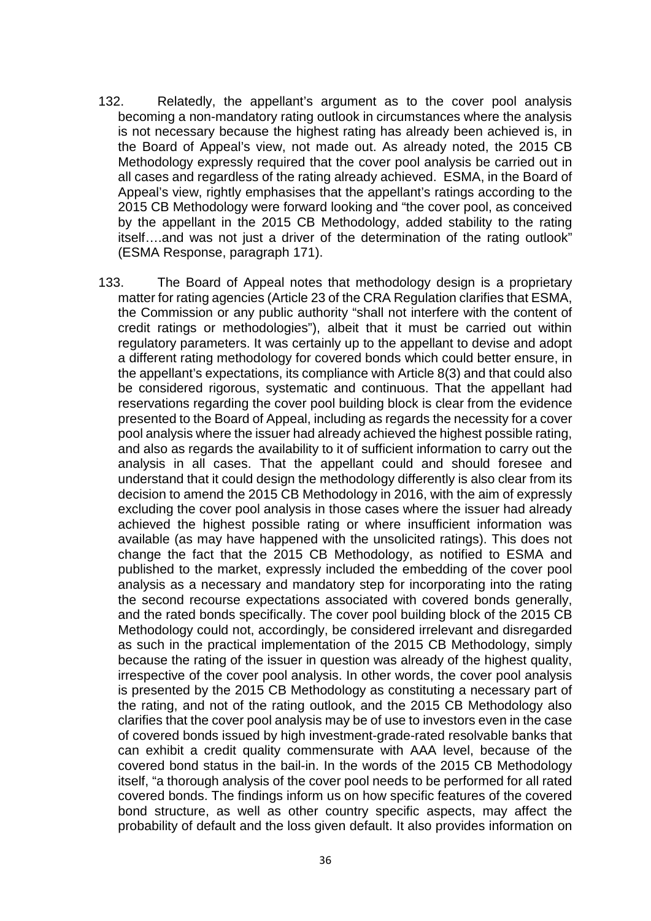132. Relatedly, the appellant's argument as to the cover pool analysis becoming a non-mandatory rating outlook in circumstances where the analysis is not necessary because the highest rating has already been achieved is, in the Board of Appeal's view, not made out. As already noted, the 2015 CB Methodology expressly required that the cover pool analysis be carried out in all cases and regardless of the rating already achieved. ESMA, in the Board of Appeal's view, rightly emphasises that the appellant's ratings according to the 2015 CB Methodology were forward looking and "the cover pool, as conceived by the appellant in the 2015 CB Methodology, added stability to the rating itself….and was not just a driver of the determination of the rating outlook" (ESMA Response, paragraph 171).

133. The Board of Appeal notes that methodology design is a proprietary matter for rating agencies (Article 23 of the CRA Regulation clarifies that ESMA, the Commission or any public authority "shall not interfere with the content of credit ratings or methodologies"), albeit that it must be carried out within regulatory parameters. It was certainly up to the appellant to devise and adopt a different rating methodology for covered bonds which could better ensure, in the appellant's expectations, its compliance with Article 8(3) and that could also be considered rigorous, systematic and continuous. That the appellant had reservations regarding the cover pool building block is clear from the evidence presented to the Board of Appeal, including as regards the necessity for a cover pool analysis where the issuer had already achieved the highest possible rating, and also as regards the availability to it of sufficient information to carry out the analysis in all cases. That the appellant could and should foresee and understand that it could design the methodology differently is also clear from its decision to amend the 2015 CB Methodology in 2016, with the aim of expressly excluding the cover pool analysis in those cases where the issuer had already achieved the highest possible rating or where insufficient information was available (as may have happened with the unsolicited ratings). This does not change the fact that the 2015 CB Methodology, as notified to ESMA and published to the market, expressly included the embedding of the cover pool analysis as a necessary and mandatory step for incorporating into the rating the second recourse expectations associated with covered bonds generally, and the rated bonds specifically. The cover pool building block of the 2015 CB Methodology could not, accordingly, be considered irrelevant and disregarded as such in the practical implementation of the 2015 CB Methodology, simply because the rating of the issuer in question was already of the highest quality, irrespective of the cover pool analysis. In other words, the cover pool analysis is presented by the 2015 CB Methodology as constituting a necessary part of the rating, and not of the rating outlook, and the 2015 CB Methodology also clarifies that the cover pool analysis may be of use to investors even in the case of covered bonds issued by high investment-grade-rated resolvable banks that can exhibit a credit quality commensurate with AAA level, because of the covered bond status in the bail-in. In the words of the 2015 CB Methodology itself, "a thorough analysis of the cover pool needs to be performed for all rated covered bonds. The findings inform us on how specific features of the covered bond structure, as well as other country specific aspects, may affect the probability of default and the loss given default. It also provides information on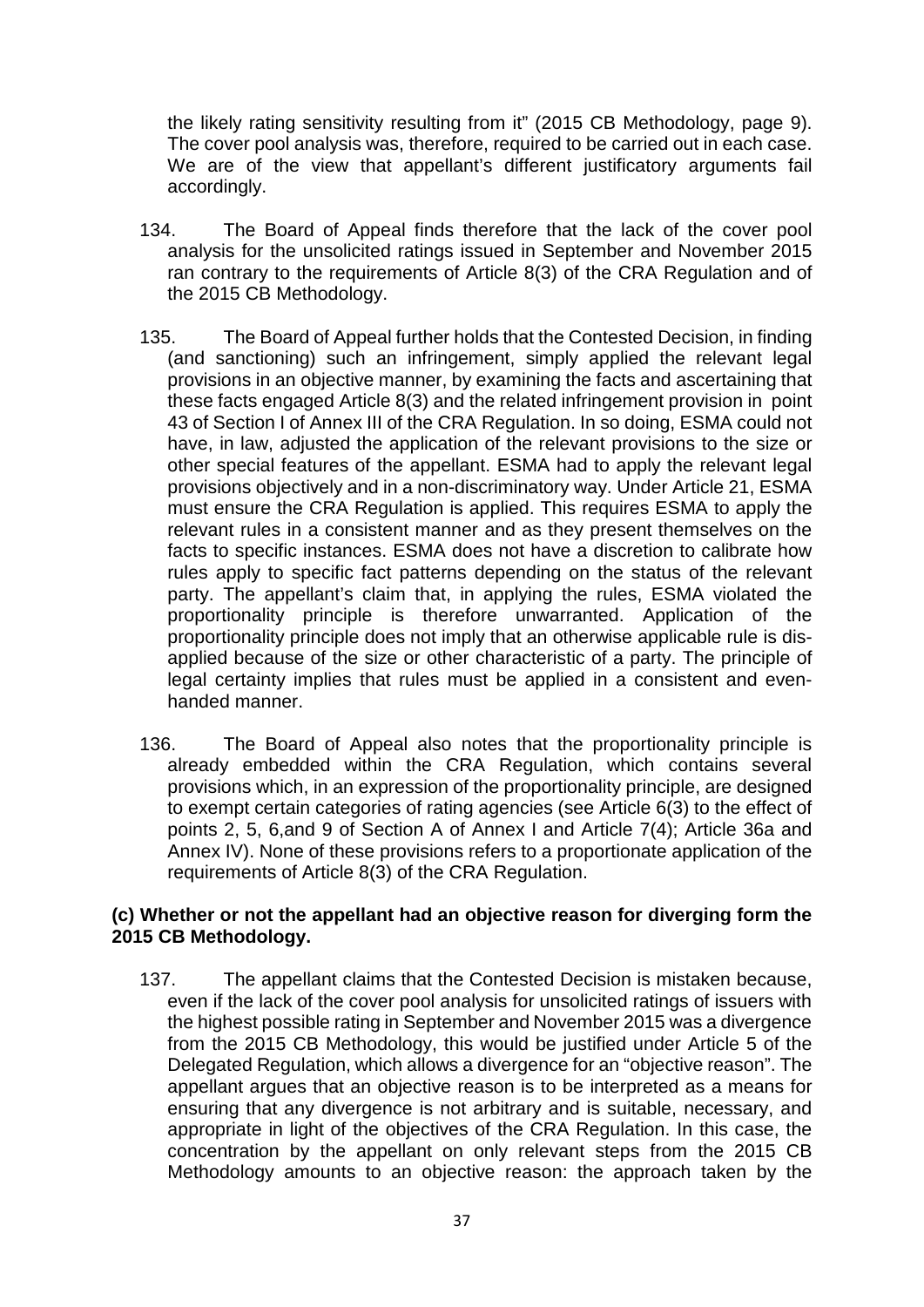the likely rating sensitivity resulting from it" (2015 CB Methodology, page 9). The cover pool analysis was, therefore, required to be carried out in each case. We are of the view that appellant's different justificatory arguments fail accordingly.

134. The Board of Appeal finds therefore that the lack of the cover pool analysis for the unsolicited ratings issued in September and November 2015 ran contrary to the requirements of Article 8(3) of the CRA Regulation and of the 2015 CB Methodology.

135. The Board of Appeal further holds that the Contested Decision, in finding (and sanctioning) such an infringement, simply applied the relevant legal provisions in an objective manner, by examining the facts and ascertaining that these facts engaged Article 8(3) and the related infringement provision in point 43 of Section I of Annex III of the CRA Regulation. In so doing, ESMA could not have, in law, adjusted the application of the relevant provisions to the size or other special features of the appellant. ESMA had to apply the relevant legal provisions objectively and in a non-discriminatory way. Under Article 21, ESMA must ensure the CRA Regulation is applied. This requires ESMA to apply the relevant rules in a consistent manner and as they present themselves on the facts to specific instances. ESMA does not have a discretion to calibrate how rules apply to specific fact patterns depending on the status of the relevant party. The appellant's claim that, in applying the rules, ESMA violated the proportionality principle is therefore unwarranted. Application of the proportionality principle does not imply that an otherwise applicable rule is dis-applied because of the size or other characteristic of a party. The principle of legal certainty implies that rules must be applied in a consistent and even-handed manner.

136. The Board of Appeal also notes that the proportionality principle is already embedded within the CRA Regulation, which contains several provisions which, in an expression of the proportionality principle, are designed to exempt certain categories of rating agencies (see Article 6(3) to the effect of points 2, 5, 6,and 9 of Section A of Annex I and Article 7(4); Article 36a and Annex IV). None of these provisions refers to a proportionate application of the requirements of Article 8(3) of the CRA Regulation.

**(c) Whether or not the appellant had an objective reason for diverging form the 2015 CB Methodology.**

137. The appellant claims that the Contested Decision is mistaken because, even if the lack of the cover pool analysis for unsolicited ratings of issuers with the highest possible rating in September and November 2015 was a divergence from the 2015 CB Methodology, this would be justified under Article 5 of the Delegated Regulation, which allows a divergence for an "objective reason". The appellant argues that an objective reason is to be interpreted as a means for ensuring that any divergence is not arbitrary and is suitable, necessary, and appropriate in light of the objectives of the CRA Regulation. In this case, the concentration by the appellant on only relevant steps from the 2015 CB Methodology amounts to an objective reason: the approach taken by the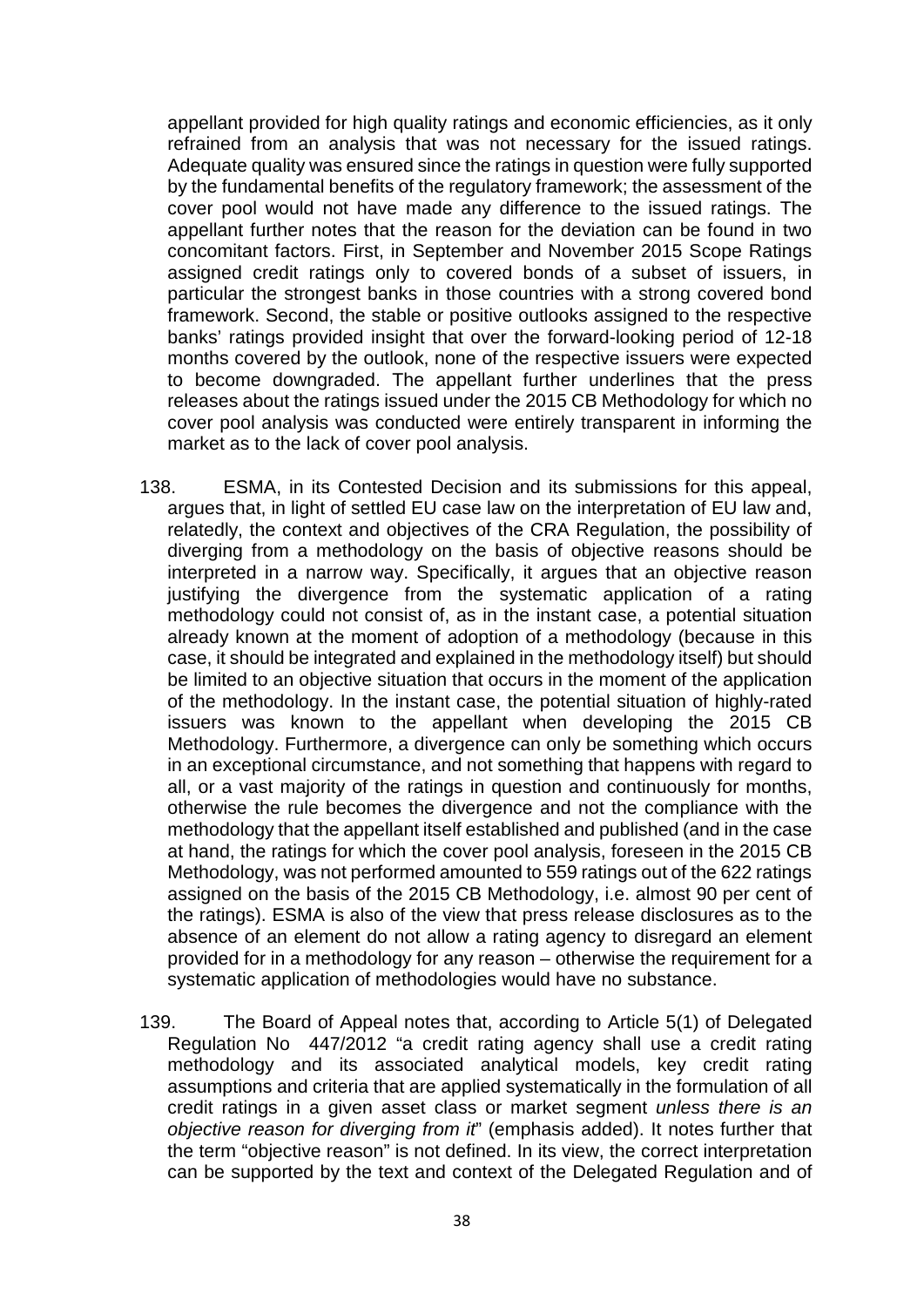appellant provided for high quality ratings and economic efficiencies, as it only refrained from an analysis that was not necessary for the issued ratings. Adequate quality was ensured since the ratings in question were fully supported by the fundamental benefits of the regulatory framework; the assessment of the cover pool would not have made any difference to the issued ratings. The appellant further notes that the reason for the deviation can be found in two concomitant factors. First, in September and November 2015 Scope Ratings assigned credit ratings only to covered bonds of a subset of issuers, in particular the strongest banks in those countries with a strong covered bond framework. Second, the stable or positive outlooks assigned to the respective banks' ratings provided insight that over the forward-looking period of 12-18 months covered by the outlook, none of the respective issuers were expected to become downgraded. The appellant further underlines that the press releases about the ratings issued under the 2015 CB Methodology for which no cover pool analysis was conducted were entirely transparent in informing the market as to the lack of cover pool analysis.

138. ESMA, in its Contested Decision and its submissions for this appeal, argues that, in light of settled EU case law on the interpretation of EU law and, relatedly, the context and objectives of the CRA Regulation, the possibility of diverging from a methodology on the basis of objective reasons should be interpreted in a narrow way. Specifically, it argues that an objective reason justifying the divergence from the systematic application of a rating methodology could not consist of, as in the instant case, a potential situation already known at the moment of adoption of a methodology (because in this case, it should be integrated and explained in the methodology itself) but should be limited to an objective situation that occurs in the moment of the application of the methodology. In the instant case, the potential situation of highly-rated issuers was known to the appellant when developing the 2015 CB Methodology. Furthermore, a divergence can only be something which occurs in an exceptional circumstance, and not something that happens with regard to all, or a vast majority of the ratings in question and continuously for months, otherwise the rule becomes the divergence and not the compliance with the methodology that the appellant itself established and published (and in the case at hand, the ratings for which the cover pool analysis, foreseen in the 2015 CB Methodology, was not performed amounted to 559 ratings out of the 622 ratings assigned on the basis of the 2015 CB Methodology, i.e. almost 90 per cent of the ratings). ESMA is also of the view that press release disclosures as to the absence of an element do not allow a rating agency to disregard an element provided for in a methodology for any reason – otherwise the requirement for a systematic application of methodologies would have no substance.

139. The Board of Appeal notes that, according to Article 5(1) of Delegated Regulation No 447/2012 "a credit rating agency shall use a credit rating methodology and its associated analytical models, key credit rating assumptions and criteria that are applied systematically in the formulation of all credit ratings in a given asset class or market segment *unless there is an objective reason for diverging from it*" (emphasis added). It notes further that the term "objective reason" is not defined. In its view, the correct interpretation can be supported by the text and context of the Delegated Regulation and of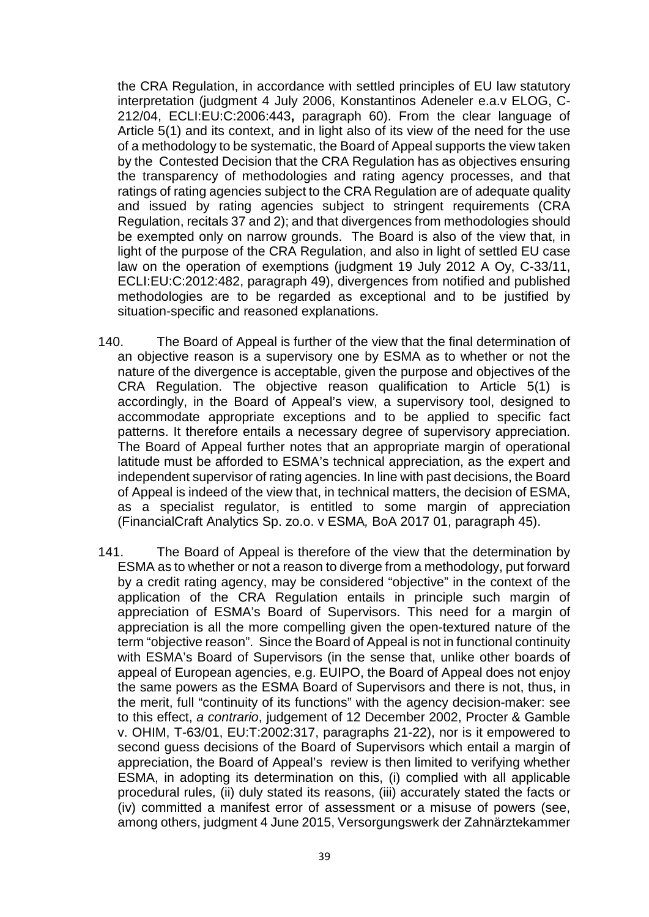the CRA Regulation, in accordance with settled principles of EU law statutory interpretation (judgment 4 July 2006, Konstantinos Adeneler e.a.v ELOG, C-212/04, ECLI:EU:C:2006:443**,** paragraph 60). From the clear language of Article 5(1) and its context, and in light also of its view of the need for the use of a methodology to be systematic, the Board of Appeal supports the view taken by the Contested Decision that the CRA Regulation has as objectives ensuring the transparency of methodologies and rating agency processes, and that ratings of rating agencies subject to the CRA Regulation are of adequate quality and issued by rating agencies subject to stringent requirements (CRA Regulation, recitals 37 and 2); and that divergences from methodologies should be exempted only on narrow grounds. The Board is also of the view that, in light of the purpose of the CRA Regulation, and also in light of settled EU case law on the operation of exemptions (judgment 19 July 2012 A Oy, C-33/11, ECLI:EU:C:2012:482, paragraph 49), divergences from notified and published methodologies are to be regarded as exceptional and to be justified by situation-specific and reasoned explanations.

140. The Board of Appeal is further of the view that the final determination of an objective reason is a supervisory one by ESMA as to whether or not the nature of the divergence is acceptable, given the purpose and objectives of the CRA Regulation. The objective reason qualification to Article 5(1) is accordingly, in the Board of Appeal's view, a supervisory tool, designed to accommodate appropriate exceptions and to be applied to specific fact patterns. It therefore entails a necessary degree of supervisory appreciation. The Board of Appeal further notes that an appropriate margin of operational latitude must be afforded to ESMA's technical appreciation, as the expert and independent supervisor of rating agencies. In line with past decisions, the Board of Appeal is indeed of the view that, in technical matters, the decision of ESMA, as a specialist regulator, is entitled to some margin of appreciation (FinancialCraft Analytics Sp. zo.o. v ESMA*,* BoA 2017 01, paragraph 45).

141. The Board of Appeal is therefore of the view that the determination by ESMA as to whether or not a reason to diverge from a methodology, put forward by a credit rating agency, may be considered "objective" in the context of the application of the CRA Regulation entails in principle such margin of appreciation of ESMA's Board of Supervisors. This need for a margin of appreciation is all the more compelling given the open-textured nature of the term "objective reason". Since the Board of Appeal is not in functional continuity with ESMA's Board of Supervisors (in the sense that, unlike other boards of appeal of European agencies, e.g. EUIPO, the Board of Appeal does not enjoy the same powers as the ESMA Board of Supervisors and there is not, thus, in the merit, full "continuity of its functions" with the agency decision-maker: see to this effect, *a contrario*, judgement of 12 December 2002, Procter & Gamble v. OHIM, T-63/01, EU:T:2002:317, paragraphs 21-22), nor is it empowered to second guess decisions of the Board of Supervisors which entail a margin of appreciation, the Board of Appeal's review is then limited to verifying whether ESMA, in adopting its determination on this, (i) complied with all applicable procedural rules, (ii) duly stated its reasons, (iii) accurately stated the facts or (iv) committed a manifest error of assessment or a misuse of powers (see, among others, judgment 4 June 2015, Versorgungswerk der Zahnärztekammer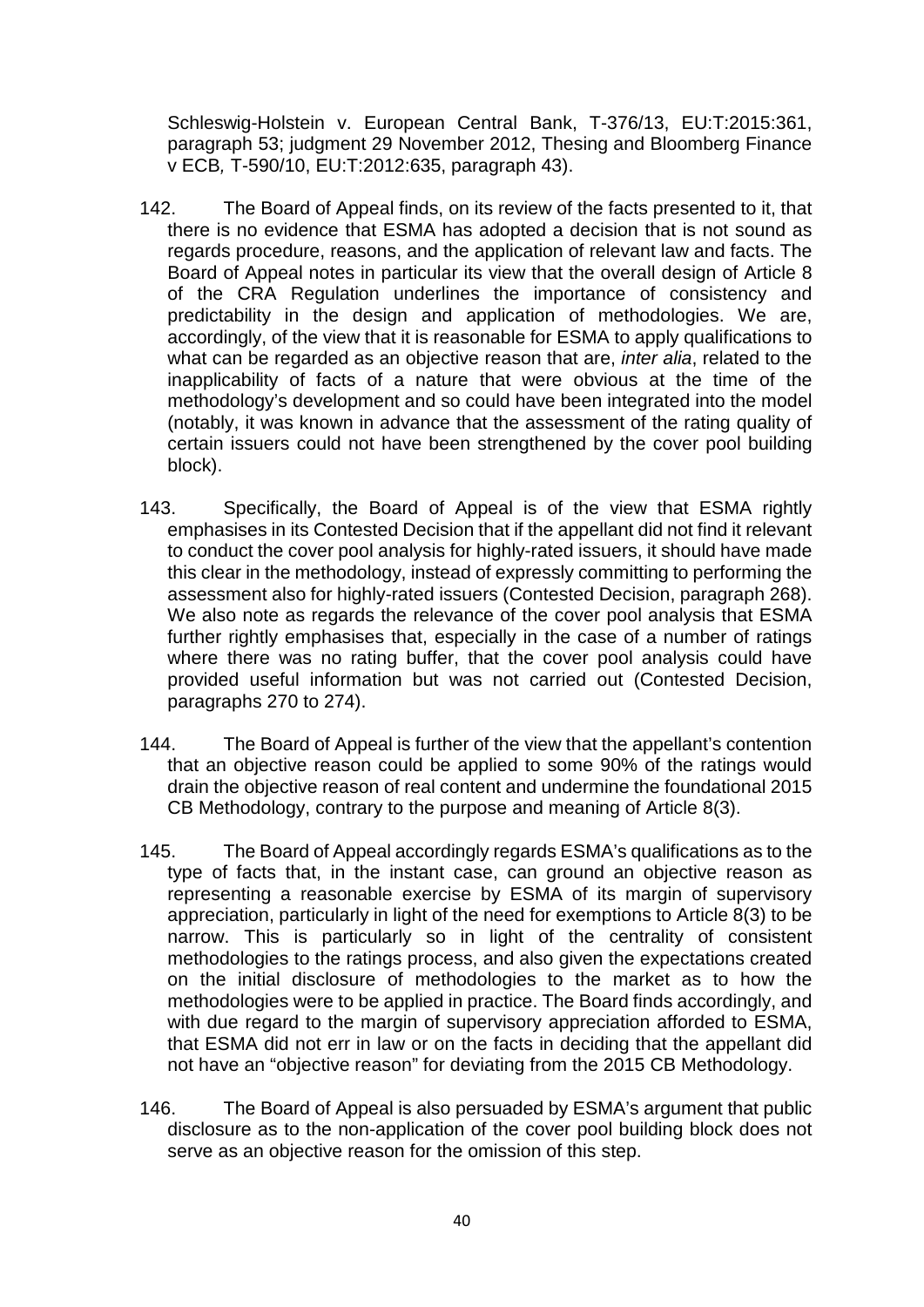Schleswig-Holstein v. European Central Bank, T-376/13, EU:T:2015:361, paragraph 53; judgment 29 November 2012, Thesing and Bloomberg Finance v ECB*,* T-590/10, EU:T:2012:635, paragraph 43).

142. The Board of Appeal finds, on its review of the facts presented to it, that there is no evidence that ESMA has adopted a decision that is not sound as regards procedure, reasons, and the application of relevant law and facts. The Board of Appeal notes in particular its view that the overall design of Article 8 of the CRA Regulation underlines the importance of consistency and predictability in the design and application of methodologies. We are, accordingly, of the view that it is reasonable for ESMA to apply qualifications to what can be regarded as an objective reason that are, *inter alia*, related to the inapplicability of facts of a nature that were obvious at the time of the methodology's development and so could have been integrated into the model (notably, it was known in advance that the assessment of the rating quality of certain issuers could not have been strengthened by the cover pool building block).

143. Specifically, the Board of Appeal is of the view that ESMA rightly emphasises in its Contested Decision that if the appellant did not find it relevant to conduct the cover pool analysis for highly-rated issuers, it should have made this clear in the methodology, instead of expressly committing to performing the assessment also for highly-rated issuers (Contested Decision, paragraph 268). We also note as regards the relevance of the cover pool analysis that ESMA further rightly emphasises that, especially in the case of a number of ratings where there was no rating buffer, that the cover pool analysis could have provided useful information but was not carried out (Contested Decision, paragraphs 270 to 274).

144. The Board of Appeal is further of the view that the appellant's contention that an objective reason could be applied to some 90% of the ratings would drain the objective reason of real content and undermine the foundational 2015 CB Methodology, contrary to the purpose and meaning of Article 8(3).

145. The Board of Appeal accordingly regards ESMA's qualifications as to the type of facts that, in the instant case, can ground an objective reason as representing a reasonable exercise by ESMA of its margin of supervisory appreciation, particularly in light of the need for exemptions to Article 8(3) to be narrow. This is particularly so in light of the centrality of consistent methodologies to the ratings process, and also given the expectations created on the initial disclosure of methodologies to the market as to how the methodologies were to be applied in practice. The Board finds accordingly, and with due regard to the margin of supervisory appreciation afforded to ESMA, that ESMA did not err in law or on the facts in deciding that the appellant did not have an "objective reason" for deviating from the 2015 CB Methodology.

146. The Board of Appeal is also persuaded by ESMA's argument that public disclosure as to the non-application of the cover pool building block does not serve as an objective reason for the omission of this step.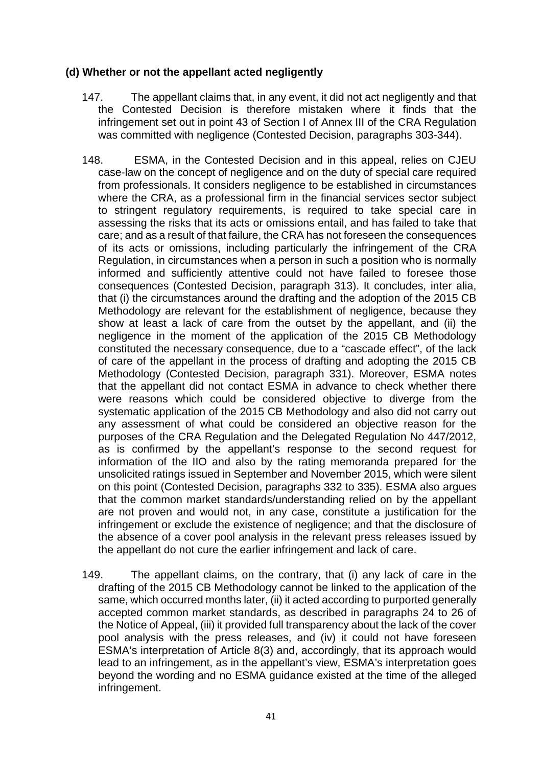### (d) Whether or not the appellant acted negligently

147. The appellant claims that, in any event, it did not act negligently and that the Contested Decision is therefore mistaken where it finds that the infringement set out in point 43 of Section I of Annex III of the CRA Regulation was committed with negligence (Contested Decision, paragraphs 303-344).

148. ESMA, in the Contested Decision and in this appeal, relies on CJEU case-law on the concept of negligence and on the duty of special care required from professionals. It considers negligence to be established in circumstances where the CRA, as a professional firm in the financial services sector subject to stringent regulatory requirements, is required to take special care in assessing the risks that its acts or omissions entail, and has failed to take that care; and as a result of that failure, the CRA has not foreseen the consequences of its acts or omissions, including particularly the infringement of the CRA Regulation, in circumstances when a person in such a position who is normally informed and sufficiently attentive could not have failed to foresee those consequences (Contested Decision, paragraph 313). It concludes, inter alia, that (i) the circumstances around the drafting and the adoption of the 2015 CB Methodology are relevant for the establishment of negligence, because they show at least a lack of care from the outset by the appellant, and (ii) the negligence in the moment of the application of the 2015 CB Methodology constituted the necessary consequence, due to a "cascade effect", of the lack of care of the appellant in the process of drafting and adopting the 2015 CB Methodology (Contested Decision, paragraph 331). Moreover, ESMA notes that the appellant did not contact ESMA in advance to check whether there were reasons which could be considered objective to diverge from the systematic application of the 2015 CB Methodology and also did not carry out any assessment of what could be considered an objective reason for the purposes of the CRA Regulation and the Delegated Regulation No 447/2012, as is confirmed by the appellant's response to the second request for information of the IIO and also by the rating memoranda prepared for the unsolicited ratings issued in September and November 2015, which were silent on this point (Contested Decision, paragraphs 332 to 335). ESMA also argues that the common market standards/understanding relied on by the appellant are not proven and would not, in any case, constitute a justification for the infringement or exclude the existence of negligence; and that the disclosure of the absence of a cover pool analysis in the relevant press releases issued by the appellant do not cure the earlier infringement and lack of care.

149. The appellant claims, on the contrary, that (i) any lack of care in the drafting of the 2015 CB Methodology cannot be linked to the application of the same, which occurred months later, (ii) it acted according to purported generally accepted common market standards, as described in paragraphs 24 to 26 of the Notice of Appeal, (iii) it provided full transparency about the lack of the cover pool analysis with the press releases, and (iv) it could not have foreseen ESMA's interpretation of Article 8(3) and, accordingly, that its approach would lead to an infringement, as in the appellant's view, ESMA's interpretation goes beyond the wording and no ESMA guidance existed at the time of the alleged infringement.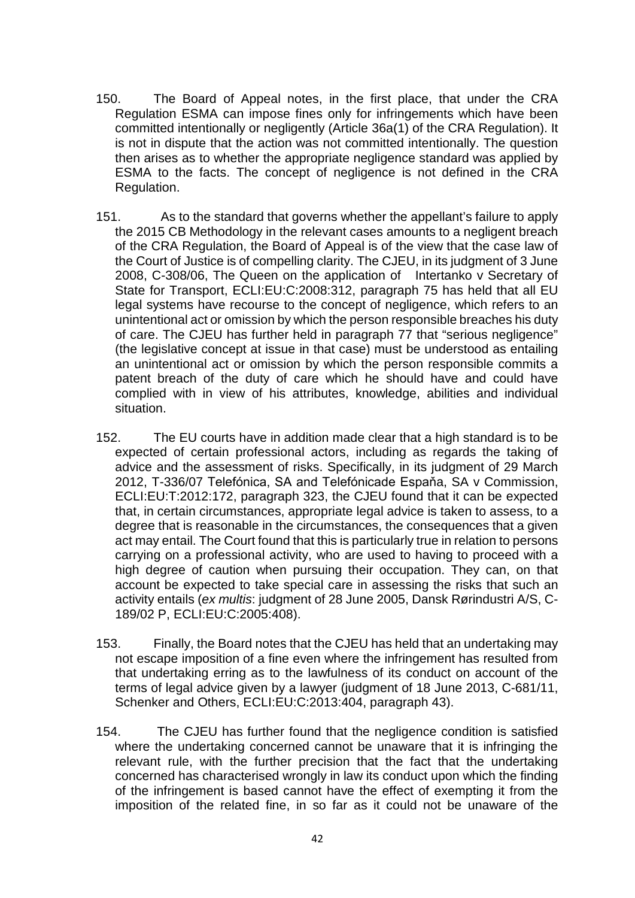150. The Board of Appeal notes, in the first place, that under the CRA Regulation ESMA can impose fines only for infringements which have been committed intentionally or negligently (Article 36a(1) of the CRA Regulation). It is not in dispute that the action was not committed intentionally. The question then arises as to whether the appropriate negligence standard was applied by ESMA to the facts. The concept of negligence is not defined in the CRA Regulation.

151. As to the standard that governs whether the appellant's failure to apply the 2015 CB Methodology in the relevant cases amounts to a negligent breach of the CRA Regulation, the Board of Appeal is of the view that the case law of the Court of Justice is of compelling clarity. The CJEU, in its judgment of 3 June 2008, C-308/06, The Queen on the application of Intertanko v Secretary of State for Transport, ECLI:EU:C:2008:312, paragraph 75 has held that all EU legal systems have recourse to the concept of negligence, which refers to an unintentional act or omission by which the person responsible breaches his duty of care. The CJEU has further held in paragraph 77 that "serious negligence" (the legislative concept at issue in that case) must be understood as entailing an unintentional act or omission by which the person responsible commits a patent breach of the duty of care which he should have and could have complied with in view of his attributes, knowledge, abilities and individual situation.

152. The EU courts have in addition made clear that a high standard is to be expected of certain professional actors, including as regards the taking of advice and the assessment of risks. Specifically, in its judgment of 29 March 2012, T-336/07 Telefónica, SA and Telefónicade Espaňa, SA v Commission, ECLI:EU:T:2012:172, paragraph 323, the CJEU found that it can be expected that, in certain circumstances, appropriate legal advice is taken to assess, to a degree that is reasonable in the circumstances, the consequences that a given act may entail. The Court found that this is particularly true in relation to persons carrying on a professional activity, who are used to having to proceed with a high degree of caution when pursuing their occupation. They can, on that account be expected to take special care in assessing the risks that such an activity entails (*ex multis*: judgment of 28 June 2005, Dansk Rørindustri A/S, C-189/02 P, ECLI:EU:C:2005:408).

153. Finally, the Board notes that the CJEU has held that an undertaking may not escape imposition of a fine even where the infringement has resulted from that undertaking erring as to the lawfulness of its conduct on account of the terms of legal advice given by a lawyer (judgment of 18 June 2013, C-681/11, Schenker and Others, ECLI:EU:C:2013:404, paragraph 43).

154. The CJEU has further found that the negligence condition is satisfied where the undertaking concerned cannot be unaware that it is infringing the relevant rule, with the further precision that the fact that the undertaking concerned has characterised wrongly in law its conduct upon which the finding of the infringement is based cannot have the effect of exempting it from the imposition of the related fine, in so far as it could not be unaware of the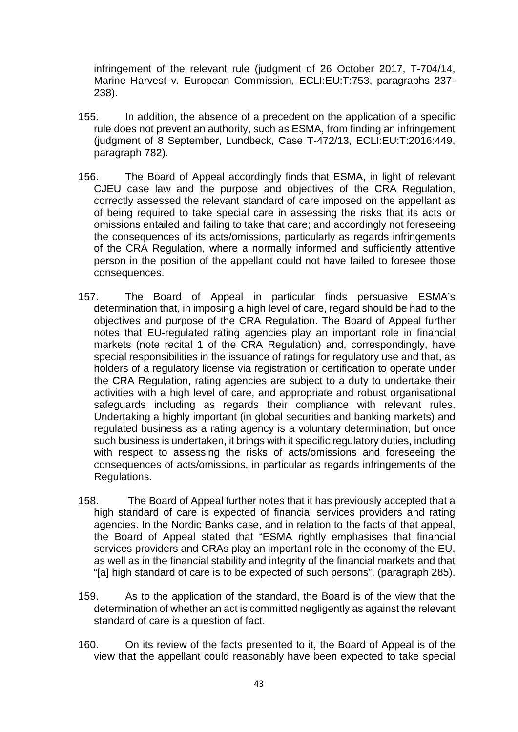infringement of the relevant rule (judgment of 26 October 2017, T-704/14, Marine Harvest v. European Commission, ECLI:EU:T:753, paragraphs 237-238).

155. In addition, the absence of a precedent on the application of a specific rule does not prevent an authority, such as ESMA, from finding an infringement (judgment of 8 September, Lundbeck, Case T-472/13, ECLI:EU:T:2016:449, paragraph 782).

156. The Board of Appeal accordingly finds that ESMA, in light of relevant CJEU case law and the purpose and objectives of the CRA Regulation, correctly assessed the relevant standard of care imposed on the appellant as of being required to take special care in assessing the risks that its acts or omissions entailed and failing to take that care; and accordingly not foreseeing the consequences of its acts/omissions, particularly as regards infringements of the CRA Regulation, where a normally informed and sufficiently attentive person in the position of the appellant could not have failed to foresee those consequences.

157. The Board of Appeal in particular finds persuasive ESMA's determination that, in imposing a high level of care, regard should be had to the objectives and purpose of the CRA Regulation. The Board of Appeal further notes that EU-regulated rating agencies play an important role in financial markets (note recital 1 of the CRA Regulation) and, correspondingly, have special responsibilities in the issuance of ratings for regulatory use and that, as holders of a regulatory license via registration or certification to operate under the CRA Regulation, rating agencies are subject to a duty to undertake their activities with a high level of care, and appropriate and robust organisational safeguards including as regards their compliance with relevant rules. Undertaking a highly important (in global securities and banking markets) and regulated business as a rating agency is a voluntary determination, but once such business is undertaken, it brings with it specific regulatory duties, including with respect to assessing the risks of acts/omissions and foreseeing the consequences of acts/omissions, in particular as regards infringements of the Regulations.

158. The Board of Appeal further notes that it has previously accepted that a high standard of care is expected of financial services providers and rating agencies. In the Nordic Banks case, and in relation to the facts of that appeal, the Board of Appeal stated that "ESMA rightly emphasises that financial services providers and CRAs play an important role in the economy of the EU, as well as in the financial stability and integrity of the financial markets and that "[a] high standard of care is to be expected of such persons". (paragraph 285).

159. As to the application of the standard, the Board is of the view that the determination of whether an act is committed negligently as against the relevant standard of care is a question of fact.

160. On its review of the facts presented to it, the Board of Appeal is of the view that the appellant could reasonably have been expected to take special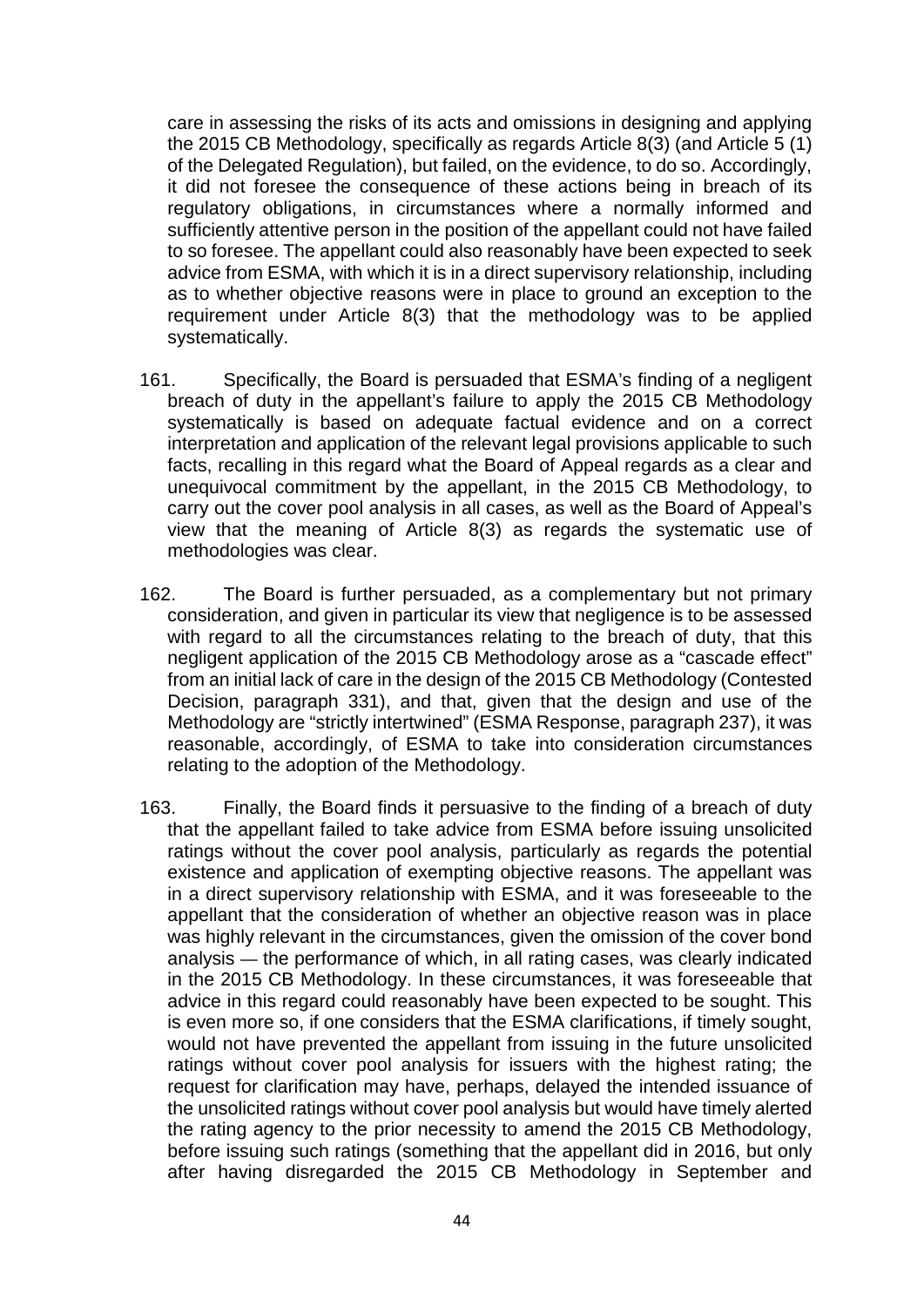care in assessing the risks of its acts and omissions in designing and applying the 2015 CB Methodology, specifically as regards Article 8(3) (and Article 5 (1) of the Delegated Regulation), but failed, on the evidence, to do so. Accordingly, it did not foresee the consequence of these actions being in breach of its regulatory obligations, in circumstances where a normally informed and sufficiently attentive person in the position of the appellant could not have failed to so foresee. The appellant could also reasonably have been expected to seek advice from ESMA, with which it is in a direct supervisory relationship, including as to whether objective reasons were in place to ground an exception to the requirement under Article 8(3) that the methodology was to be applied systematically.

161. Specifically, the Board is persuaded that ESMA's finding of a negligent breach of duty in the appellant's failure to apply the 2015 CB Methodology systematically is based on adequate factual evidence and on a correct interpretation and application of the relevant legal provisions applicable to such facts, recalling in this regard what the Board of Appeal regards as a clear and unequivocal commitment by the appellant, in the 2015 CB Methodology, to carry out the cover pool analysis in all cases, as well as the Board of Appeal's view that the meaning of Article 8(3) as regards the systematic use of methodologies was clear.

162. The Board is further persuaded, as a complementary but not primary consideration, and given in particular its view that negligence is to be assessed with regard to all the circumstances relating to the breach of duty, that this negligent application of the 2015 CB Methodology arose as a "cascade effect" from an initial lack of care in the design of the 2015 CB Methodology (Contested Decision, paragraph 331), and that, given that the design and use of the Methodology are "strictly intertwined" (ESMA Response, paragraph 237), it was reasonable, accordingly, of ESMA to take into consideration circumstances relating to the adoption of the Methodology.

163. Finally, the Board finds it persuasive to the finding of a breach of duty that the appellant failed to take advice from ESMA before issuing unsolicited ratings without the cover pool analysis, particularly as regards the potential existence and application of exempting objective reasons. The appellant was in a direct supervisory relationship with ESMA, and it was foreseeable to the appellant that the consideration of whether an objective reason was in place was highly relevant in the circumstances, given the omission of the cover bond analysis — the performance of which, in all rating cases, was clearly indicated in the 2015 CB Methodology. In these circumstances, it was foreseeable that advice in this regard could reasonably have been expected to be sought. This is even more so, if one considers that the ESMA clarifications, if timely sought, would not have prevented the appellant from issuing in the future unsolicited ratings without cover pool analysis for issuers with the highest rating; the request for clarification may have, perhaps, delayed the intended issuance of the unsolicited ratings without cover pool analysis but would have timely alerted the rating agency to the prior necessity to amend the 2015 CB Methodology, before issuing such ratings (something that the appellant did in 2016, but only after having disregarded the 2015 CB Methodology in September and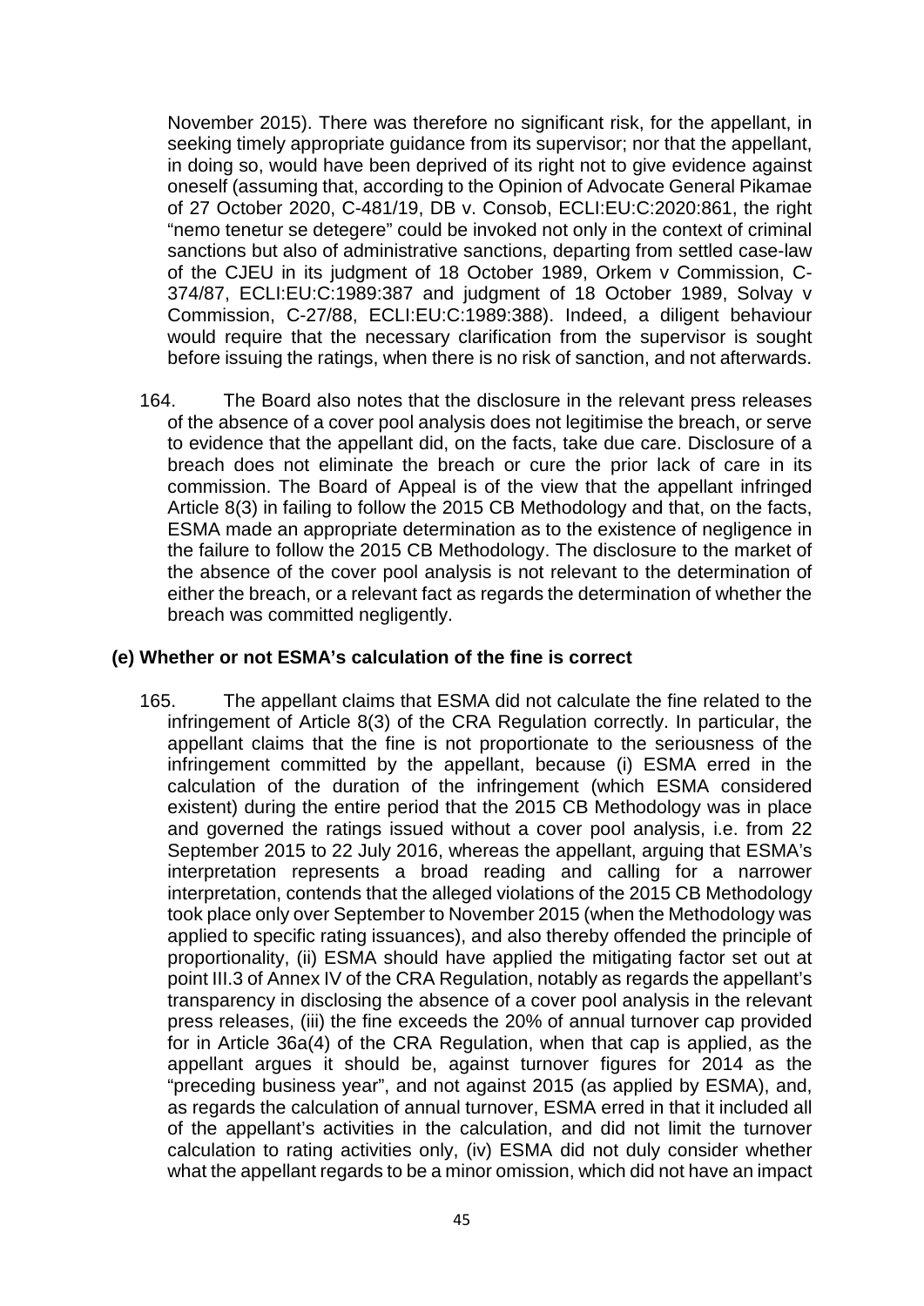November 2015). There was therefore no significant risk, for the appellant, in seeking timely appropriate guidance from its supervisor; nor that the appellant, in doing so, would have been deprived of its right not to give evidence against oneself (assuming that, according to the Opinion of Advocate General Pikamae of 27 October 2020, C-481/19, DB v. Consob, ECLI:EU:C:2020:861, the right "nemo tenetur se detegere" could be invoked not only in the context of criminal sanctions but also of administrative sanctions, departing from settled case-law of the CJEU in its judgment of 18 October 1989, Orkem v Commission, C-374/87, ECLI:EU:C:1989:387 and judgment of 18 October 1989, Solvay v Commission, C-27/88, ECLI:EU:C:1989:388). Indeed, a diligent behaviour would require that the necessary clarification from the supervisor is sought before issuing the ratings, when there is no risk of sanction, and not afterwards.

164. The Board also notes that the disclosure in the relevant press releases of the absence of a cover pool analysis does not legitimise the breach, or serve to evidence that the appellant did, on the facts, take due care. Disclosure of a breach does not eliminate the breach or cure the prior lack of care in its commission. The Board of Appeal is of the view that the appellant infringed Article 8(3) in failing to follow the 2015 CB Methodology and that, on the facts, ESMA made an appropriate determination as to the existence of negligence in the failure to follow the 2015 CB Methodology. The disclosure to the market of the absence of the cover pool analysis is not relevant to the determination of either the breach, or a relevant fact as regards the determination of whether the breach was committed negligently.

### (e) Whether or not ESMA's calculation of the fine is correct

165. The appellant claims that ESMA did not calculate the fine related to the infringement of Article 8(3) of the CRA Regulation correctly. In particular, the appellant claims that the fine is not proportionate to the seriousness of the infringement committed by the appellant, because (i) ESMA erred in the calculation of the duration of the infringement (which ESMA considered existent) during the entire period that the 2015 CB Methodology was in place and governed the ratings issued without a cover pool analysis, i.e. from 22 September 2015 to 22 July 2016, whereas the appellant, arguing that ESMA's interpretation represents a broad reading and calling for a narrower interpretation, contends that the alleged violations of the 2015 CB Methodology took place only over September to November 2015 (when the Methodology was applied to specific rating issuances), and also thereby offended the principle of proportionality, (ii) ESMA should have applied the mitigating factor set out at point III.3 of Annex IV of the CRA Regulation, notably as regards the appellant's transparency in disclosing the absence of a cover pool analysis in the relevant press releases, (iii) the fine exceeds the 20% of annual turnover cap provided for in Article 36a(4) of the CRA Regulation, when that cap is applied, as the appellant argues it should be, against turnover figures for 2014 as the "preceding business year", and not against 2015 (as applied by ESMA), and, as regards the calculation of annual turnover, ESMA erred in that it included all of the appellant's activities in the calculation, and did not limit the turnover calculation to rating activities only, (iv) ESMA did not duly consider whether what the appellant regards to be a minor omission, which did not have an impact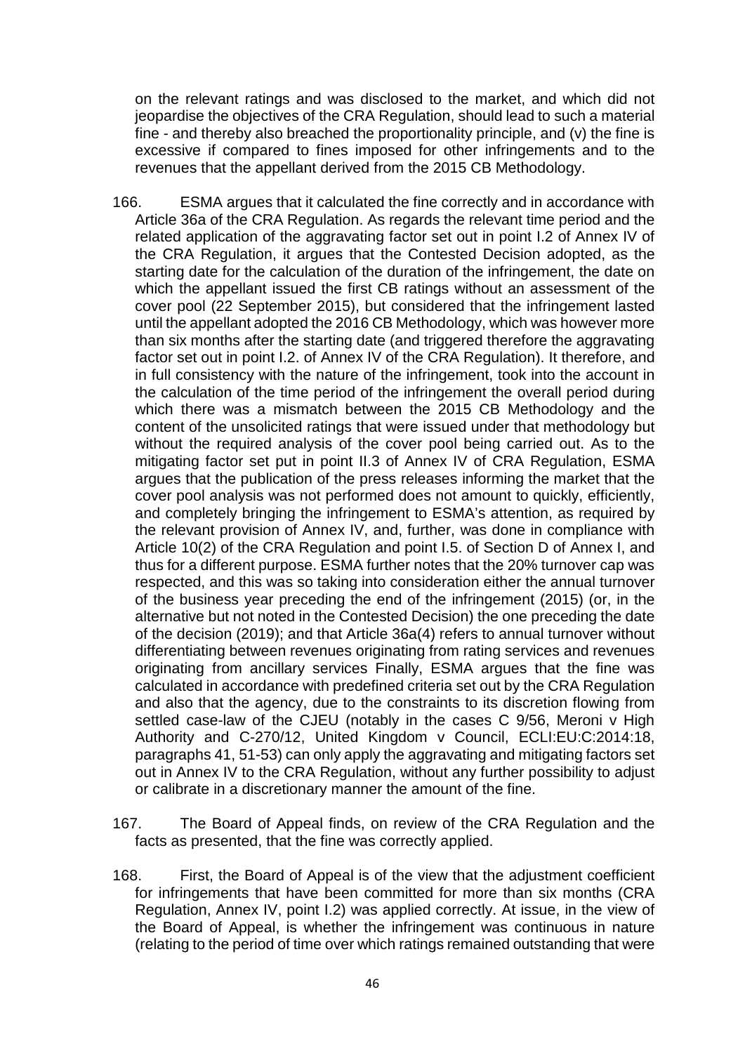on the relevant ratings and was disclosed to the market, and which did not jeopardise the objectives of the CRA Regulation, should lead to such a material fine - and thereby also breached the proportionality principle, and (v) the fine is excessive if compared to fines imposed for other infringements and to the revenues that the appellant derived from the 2015 CB Methodology.

166. ESMA argues that it calculated the fine correctly and in accordance with Article 36a of the CRA Regulation. As regards the relevant time period and the related application of the aggravating factor set out in point I.2 of Annex IV of the CRA Regulation, it argues that the Contested Decision adopted, as the starting date for the calculation of the duration of the infringement, the date on which the appellant issued the first CB ratings without an assessment of the cover pool (22 September 2015), but considered that the infringement lasted until the appellant adopted the 2016 CB Methodology, which was however more than six months after the starting date (and triggered therefore the aggravating factor set out in point I.2. of Annex IV of the CRA Regulation). It therefore, and in full consistency with the nature of the infringement, took into the account in the calculation of the time period of the infringement the overall period during which there was a mismatch between the 2015 CB Methodology and the content of the unsolicited ratings that were issued under that methodology but without the required analysis of the cover pool being carried out. As to the mitigating factor set put in point II.3 of Annex IV of CRA Regulation, ESMA argues that the publication of the press releases informing the market that the cover pool analysis was not performed does not amount to quickly, efficiently, and completely bringing the infringement to ESMA's attention, as required by the relevant provision of Annex IV, and, further, was done in compliance with Article 10(2) of the CRA Regulation and point I.5. of Section D of Annex I, and thus for a different purpose. ESMA further notes that the 20% turnover cap was respected, and this was so taking into consideration either the annual turnover of the business year preceding the end of the infringement (2015) (or, in the alternative but not noted in the Contested Decision) the one preceding the date of the decision (2019); and that Article 36a(4) refers to annual turnover without differentiating between revenues originating from rating services and revenues originating from ancillary services Finally, ESMA argues that the fine was calculated in accordance with predefined criteria set out by the CRA Regulation and also that the agency, due to the constraints to its discretion flowing from settled case-law of the CJEU (notably in the cases C 9/56, Meroni v High Authority and C-270/12, United Kingdom v Council, ECLI:EU:C:2014:18, paragraphs 41, 51-53) can only apply the aggravating and mitigating factors set out in Annex IV to the CRA Regulation, without any further possibility to adjust or calibrate in a discretionary manner the amount of the fine.

167. The Board of Appeal finds, on review of the CRA Regulation and the facts as presented, that the fine was correctly applied.

168. First, the Board of Appeal is of the view that the adjustment coefficient for infringements that have been committed for more than six months (CRA Regulation, Annex IV, point I.2) was applied correctly. At issue, in the view of the Board of Appeal, is whether the infringement was continuous in nature (relating to the period of time over which ratings remained outstanding that were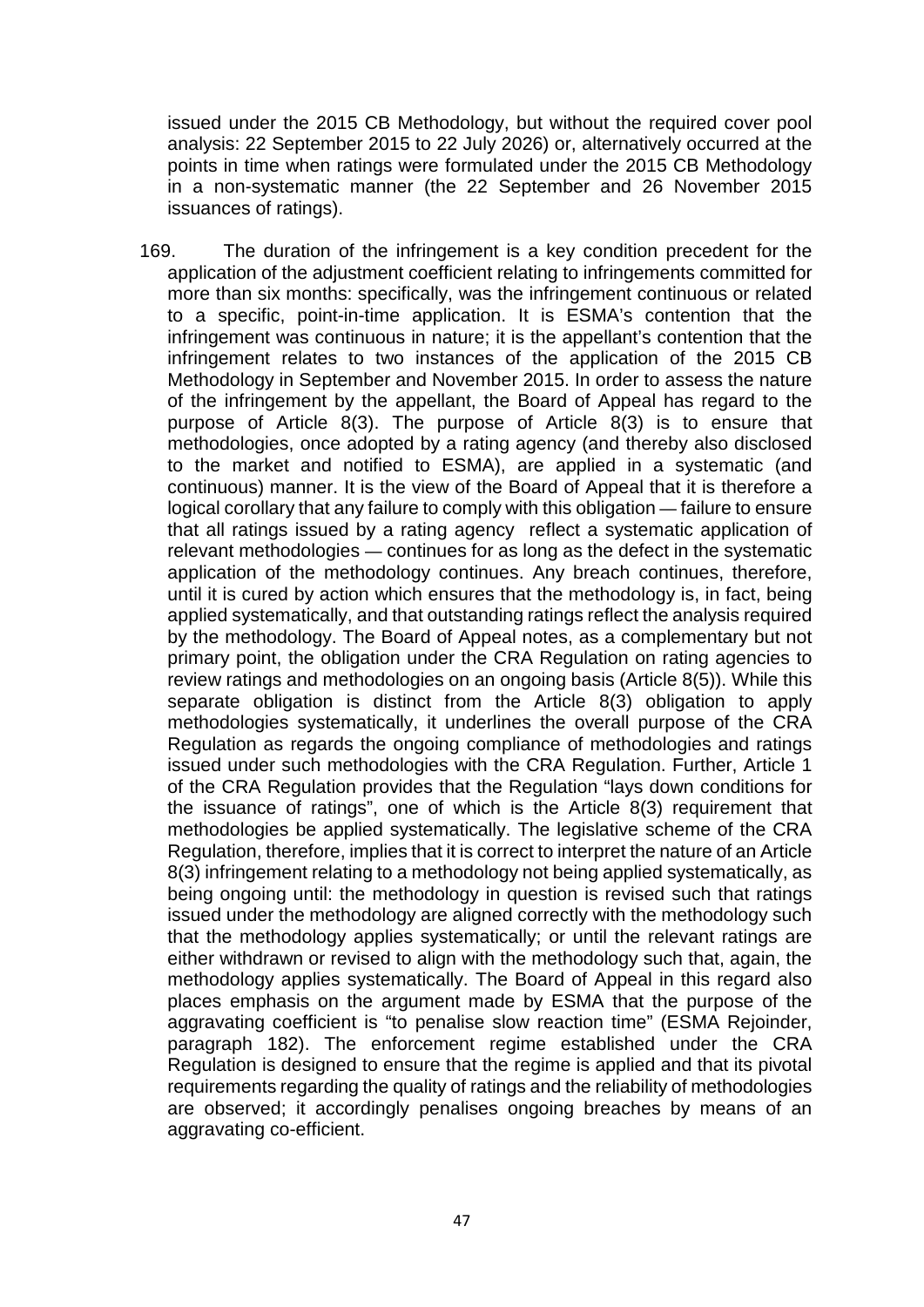issued under the 2015 CB Methodology, but without the required cover pool analysis: 22 September 2015 to 22 July 2026) or, alternatively occurred at the points in time when ratings were formulated under the 2015 CB Methodology in a non-systematic manner (the 22 September and 26 November 2015 issuances of ratings).

169. The duration of the infringement is a key condition precedent for the application of the adjustment coefficient relating to infringements committed for more than six months: specifically, was the infringement continuous or related to a specific, point-in-time application. It is ESMA's contention that the infringement was continuous in nature; it is the appellant's contention that the infringement relates to two instances of the application of the 2015 CB Methodology in September and November 2015. In order to assess the nature of the infringement by the appellant, the Board of Appeal has regard to the purpose of Article 8(3). The purpose of Article 8(3) is to ensure that methodologies, once adopted by a rating agency (and thereby also disclosed to the market and notified to ESMA), are applied in a systematic (and continuous) manner. It is the view of the Board of Appeal that it is therefore a logical corollary that any failure to comply with this obligation — failure to ensure that all ratings issued by a rating agency reflect a systematic application of relevant methodologies — continues for as long as the defect in the systematic application of the methodology continues. Any breach continues, therefore, until it is cured by action which ensures that the methodology is, in fact, being applied systematically, and that outstanding ratings reflect the analysis required by the methodology. The Board of Appeal notes, as a complementary but not primary point, the obligation under the CRA Regulation on rating agencies to review ratings and methodologies on an ongoing basis (Article 8(5)). While this separate obligation is distinct from the Article 8(3) obligation to apply methodologies systematically, it underlines the overall purpose of the CRA Regulation as regards the ongoing compliance of methodologies and ratings issued under such methodologies with the CRA Regulation. Further, Article 1 of the CRA Regulation provides that the Regulation "lays down conditions for the issuance of ratings", one of which is the Article 8(3) requirement that methodologies be applied systematically. The legislative scheme of the CRA Regulation, therefore, implies that it is correct to interpret the nature of an Article 8(3) infringement relating to a methodology not being applied systematically, as being ongoing until: the methodology in question is revised such that ratings issued under the methodology are aligned correctly with the methodology such that the methodology applies systematically; or until the relevant ratings are either withdrawn or revised to align with the methodology such that, again, the methodology applies systematically. The Board of Appeal in this regard also places emphasis on the argument made by ESMA that the purpose of the aggravating coefficient is "to penalise slow reaction time" (ESMA Rejoinder, paragraph 182). The enforcement regime established under the CRA Regulation is designed to ensure that the regime is applied and that its pivotal requirements regarding the quality of ratings and the reliability of methodologies are observed; it accordingly penalises ongoing breaches by means of an aggravating co-efficient.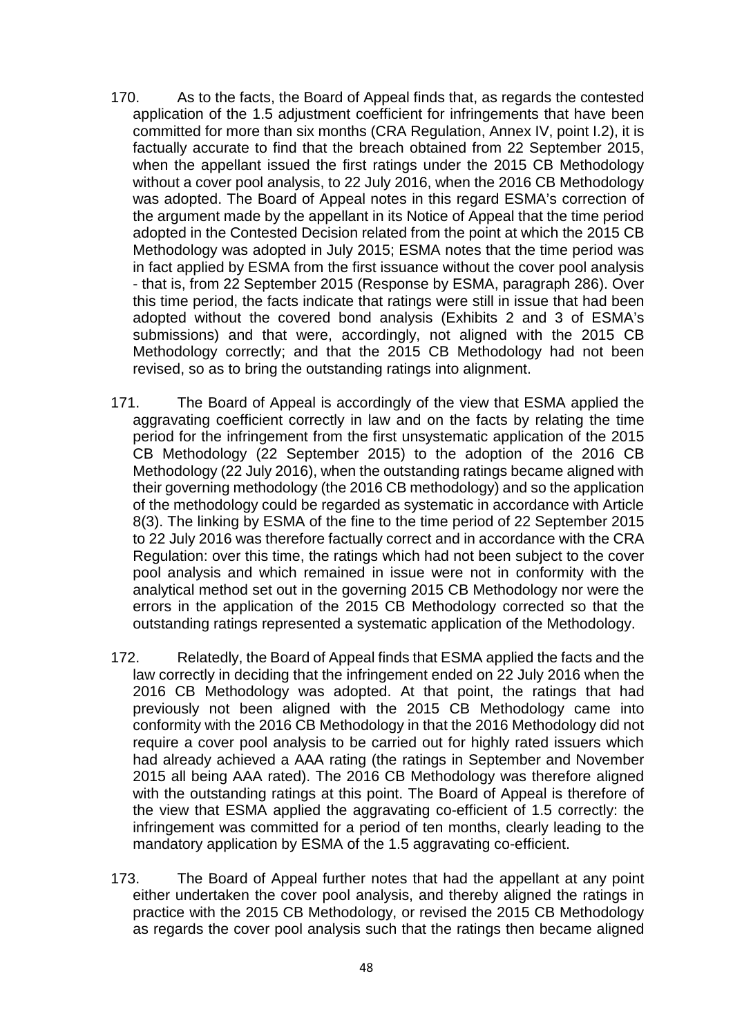170. As to the facts, the Board of Appeal finds that, as regards the contested application of the 1.5 adjustment coefficient for infringements that have been committed for more than six months (CRA Regulation, Annex IV, point I.2), it is factually accurate to find that the breach obtained from 22 September 2015, when the appellant issued the first ratings under the 2015 CB Methodology without a cover pool analysis, to 22 July 2016, when the 2016 CB Methodology was adopted. The Board of Appeal notes in this regard ESMA's correction of the argument made by the appellant in its Notice of Appeal that the time period adopted in the Contested Decision related from the point at which the 2015 CB Methodology was adopted in July 2015; ESMA notes that the time period was in fact applied by ESMA from the first issuance without the cover pool analysis - that is, from 22 September 2015 (Response by ESMA, paragraph 286). Over this time period, the facts indicate that ratings were still in issue that had been adopted without the covered bond analysis (Exhibits 2 and 3 of ESMA's submissions) and that were, accordingly, not aligned with the 2015 CB Methodology correctly; and that the 2015 CB Methodology had not been revised, so as to bring the outstanding ratings into alignment.

171. The Board of Appeal is accordingly of the view that ESMA applied the aggravating coefficient correctly in law and on the facts by relating the time period for the infringement from the first unsystematic application of the 2015 CB Methodology (22 September 2015) to the adoption of the 2016 CB Methodology (22 July 2016), when the outstanding ratings became aligned with their governing methodology (the 2016 CB methodology) and so the application of the methodology could be regarded as systematic in accordance with Article 8(3). The linking by ESMA of the fine to the time period of 22 September 2015 to 22 July 2016 was therefore factually correct and in accordance with the CRA Regulation: over this time, the ratings which had not been subject to the cover pool analysis and which remained in issue were not in conformity with the analytical method set out in the governing 2015 CB Methodology nor were the errors in the application of the 2015 CB Methodology corrected so that the outstanding ratings represented a systematic application of the Methodology.

172. Relatedly, the Board of Appeal finds that ESMA applied the facts and the law correctly in deciding that the infringement ended on 22 July 2016 when the 2016 CB Methodology was adopted. At that point, the ratings that had previously not been aligned with the 2015 CB Methodology came into conformity with the 2016 CB Methodology in that the 2016 Methodology did not require a cover pool analysis to be carried out for highly rated issuers which had already achieved a AAA rating (the ratings in September and November 2015 all being AAA rated). The 2016 CB Methodology was therefore aligned with the outstanding ratings at this point. The Board of Appeal is therefore of the view that ESMA applied the aggravating co-efficient of 1.5 correctly: the infringement was committed for a period of ten months, clearly leading to the mandatory application by ESMA of the 1.5 aggravating co-efficient.

173. The Board of Appeal further notes that had the appellant at any point either undertaken the cover pool analysis, and thereby aligned the ratings in practice with the 2015 CB Methodology, or revised the 2015 CB Methodology as regards the cover pool analysis such that the ratings then became aligned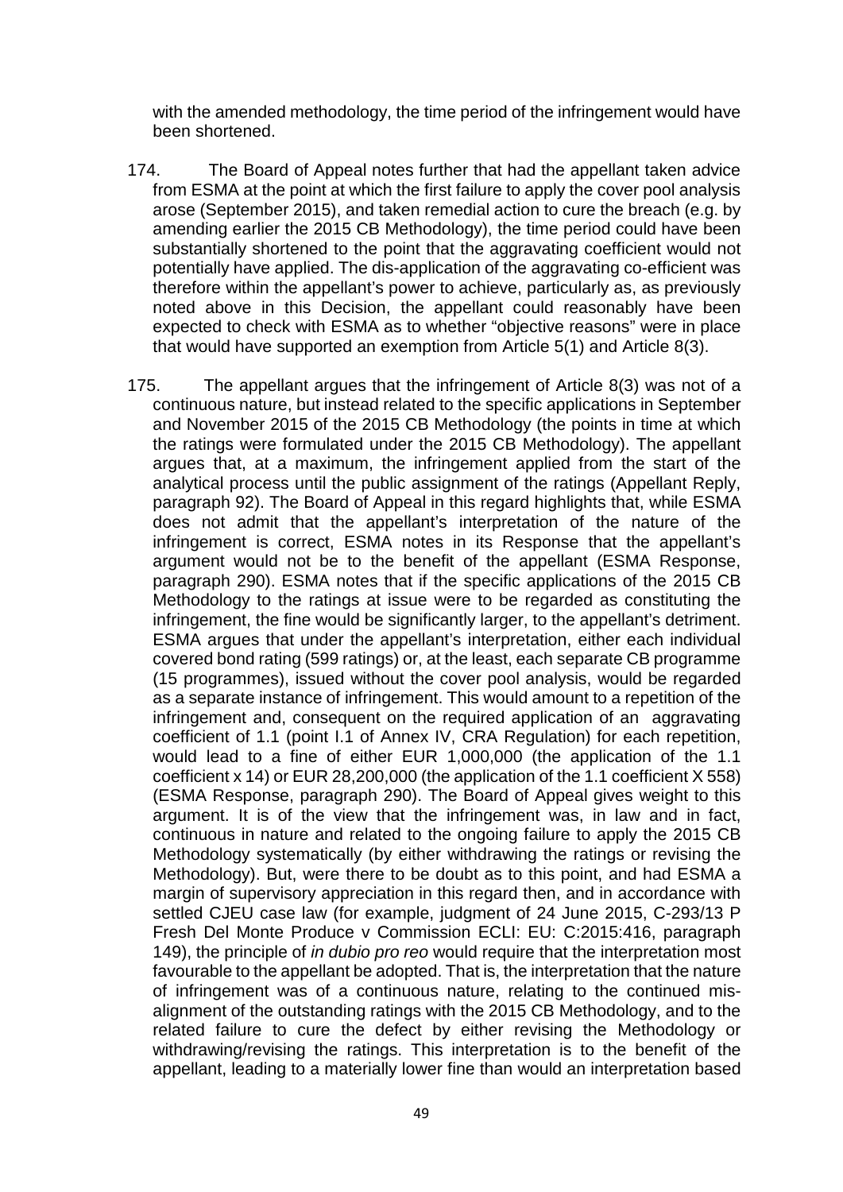with the amended methodology, the time period of the infringement would have been shortened.

174. The Board of Appeal notes further that had the appellant taken advice from ESMA at the point at which the first failure to apply the cover pool analysis arose (September 2015), and taken remedial action to cure the breach (e.g. by amending earlier the 2015 CB Methodology), the time period could have been substantially shortened to the point that the aggravating coefficient would not potentially have applied. The dis-application of the aggravating co-efficient was therefore within the appellant's power to achieve, particularly as, as previously noted above in this Decision, the appellant could reasonably have been expected to check with ESMA as to whether "objective reasons" were in place that would have supported an exemption from Article 5(1) and Article 8(3).

175. The appellant argues that the infringement of Article 8(3) was not of a continuous nature, but instead related to the specific applications in September and November 2015 of the 2015 CB Methodology (the points in time at which the ratings were formulated under the 2015 CB Methodology). The appellant argues that, at a maximum, the infringement applied from the start of the analytical process until the public assignment of the ratings (Appellant Reply, paragraph 92). The Board of Appeal in this regard highlights that, while ESMA does not admit that the appellant's interpretation of the nature of the infringement is correct, ESMA notes in its Response that the appellant's argument would not be to the benefit of the appellant (ESMA Response, paragraph 290). ESMA notes that if the specific applications of the 2015 CB Methodology to the ratings at issue were to be regarded as constituting the infringement, the fine would be significantly larger, to the appellant's detriment. ESMA argues that under the appellant's interpretation, either each individual covered bond rating (599 ratings) or, at the least, each separate CB programme (15 programmes), issued without the cover pool analysis, would be regarded as a separate instance of infringement. This would amount to a repetition of the infringement and, consequent on the required application of an aggravating coefficient of 1.1 (point I.1 of Annex IV, CRA Regulation) for each repetition, would lead to a fine of either EUR 1,000,000 (the application of the 1.1 coefficient x 14) or EUR 28,200,000 (the application of the 1.1 coefficient X 558) (ESMA Response, paragraph 290). The Board of Appeal gives weight to this argument. It is of the view that the infringement was, in law and in fact, continuous in nature and related to the ongoing failure to apply the 2015 CB Methodology systematically (by either withdrawing the ratings or revising the Methodology). But, were there to be doubt as to this point, and had ESMA a margin of supervisory appreciation in this regard then, and in accordance with settled CJEU case law (for example, judgment of 24 June 2015, C-293/13 P Fresh Del Monte Produce v Commission ECLI: EU: C:2015:416, paragraph 149), the principle of *in dubio pro reo* would require that the interpretation most favourable to the appellant be adopted. That is, the interpretation that the nature of infringement was of a continuous nature, relating to the continued mis-alignment of the outstanding ratings with the 2015 CB Methodology, and to the related failure to cure the defect by either revising the Methodology or withdrawing/revising the ratings. This interpretation is to the benefit of the appellant, leading to a materially lower fine than would an interpretation based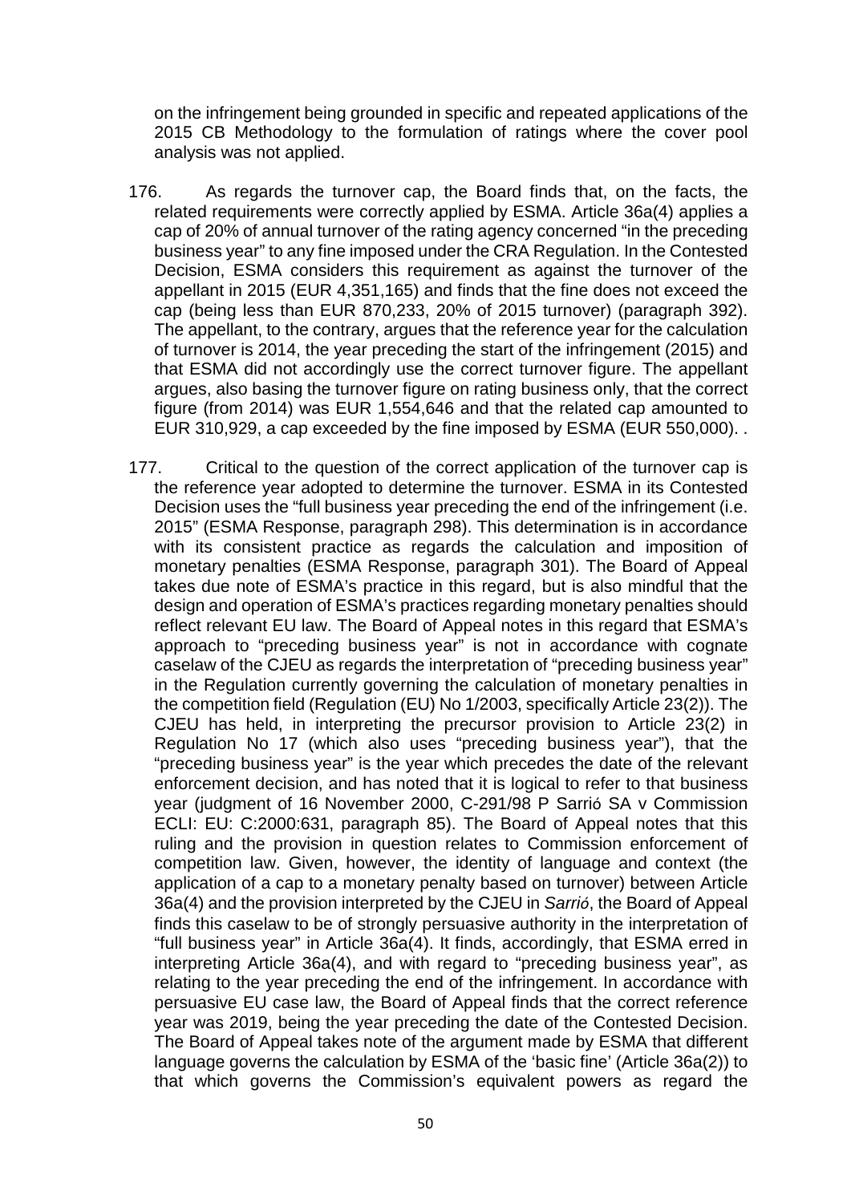on the infringement being grounded in specific and repeated applications of the 2015 CB Methodology to the formulation of ratings where the cover pool analysis was not applied.

176. As regards the turnover cap, the Board finds that, on the facts, the related requirements were correctly applied by ESMA. Article 36a(4) applies a cap of 20% of annual turnover of the rating agency concerned "in the preceding business year" to any fine imposed under the CRA Regulation. In the Contested Decision, ESMA considers this requirement as against the turnover of the appellant in 2015 (EUR 4,351,165) and finds that the fine does not exceed the cap (being less than EUR 870,233, 20% of 2015 turnover) (paragraph 392). The appellant, to the contrary, argues that the reference year for the calculation of turnover is 2014, the year preceding the start of the infringement (2015) and that ESMA did not accordingly use the correct turnover figure. The appellant argues, also basing the turnover figure on rating business only, that the correct figure (from 2014) was EUR 1,554,646 and that the related cap amounted to EUR 310,929, a cap exceeded by the fine imposed by ESMA (EUR 550,000). .

177. Critical to the question of the correct application of the turnover cap is the reference year adopted to determine the turnover. ESMA in its Contested Decision uses the "full business year preceding the end of the infringement (i.e. 2015" (ESMA Response, paragraph 298). This determination is in accordance with its consistent practice as regards the calculation and imposition of monetary penalties (ESMA Response, paragraph 301). The Board of Appeal takes due note of ESMA's practice in this regard, but is also mindful that the design and operation of ESMA's practices regarding monetary penalties should reflect relevant EU law. The Board of Appeal notes in this regard that ESMA's approach to "preceding business year" is not in accordance with cognate caselaw of the CJEU as regards the interpretation of "preceding business year" in the Regulation currently governing the calculation of monetary penalties in the competition field (Regulation (EU) No 1/2003, specifically Article 23(2)). The CJEU has held, in interpreting the precursor provision to Article 23(2) in Regulation No 17 (which also uses "preceding business year"), that the "preceding business year" is the year which precedes the date of the relevant enforcement decision, and has noted that it is logical to refer to that business year (judgment of 16 November 2000, C-291/98 P Sarrió SA v Commission ECLI: EU: C:2000:631, paragraph 85). The Board of Appeal notes that this ruling and the provision in question relates to Commission enforcement of competition law. Given, however, the identity of language and context (the application of a cap to a monetary penalty based on turnover) between Article 36a(4) and the provision interpreted by the CJEU in *Sarrió*, the Board of Appeal finds this caselaw to be of strongly persuasive authority in the interpretation of "full business year" in Article 36a(4). It finds, accordingly, that ESMA erred in interpreting Article 36a(4), and with regard to "preceding business year", as relating to the year preceding the end of the infringement. In accordance with persuasive EU case law, the Board of Appeal finds that the correct reference year was 2019, being the year preceding the date of the Contested Decision. The Board of Appeal takes note of the argument made by ESMA that different language governs the calculation by ESMA of the 'basic fine' (Article 36a(2)) to that which governs the Commission's equivalent powers as regard the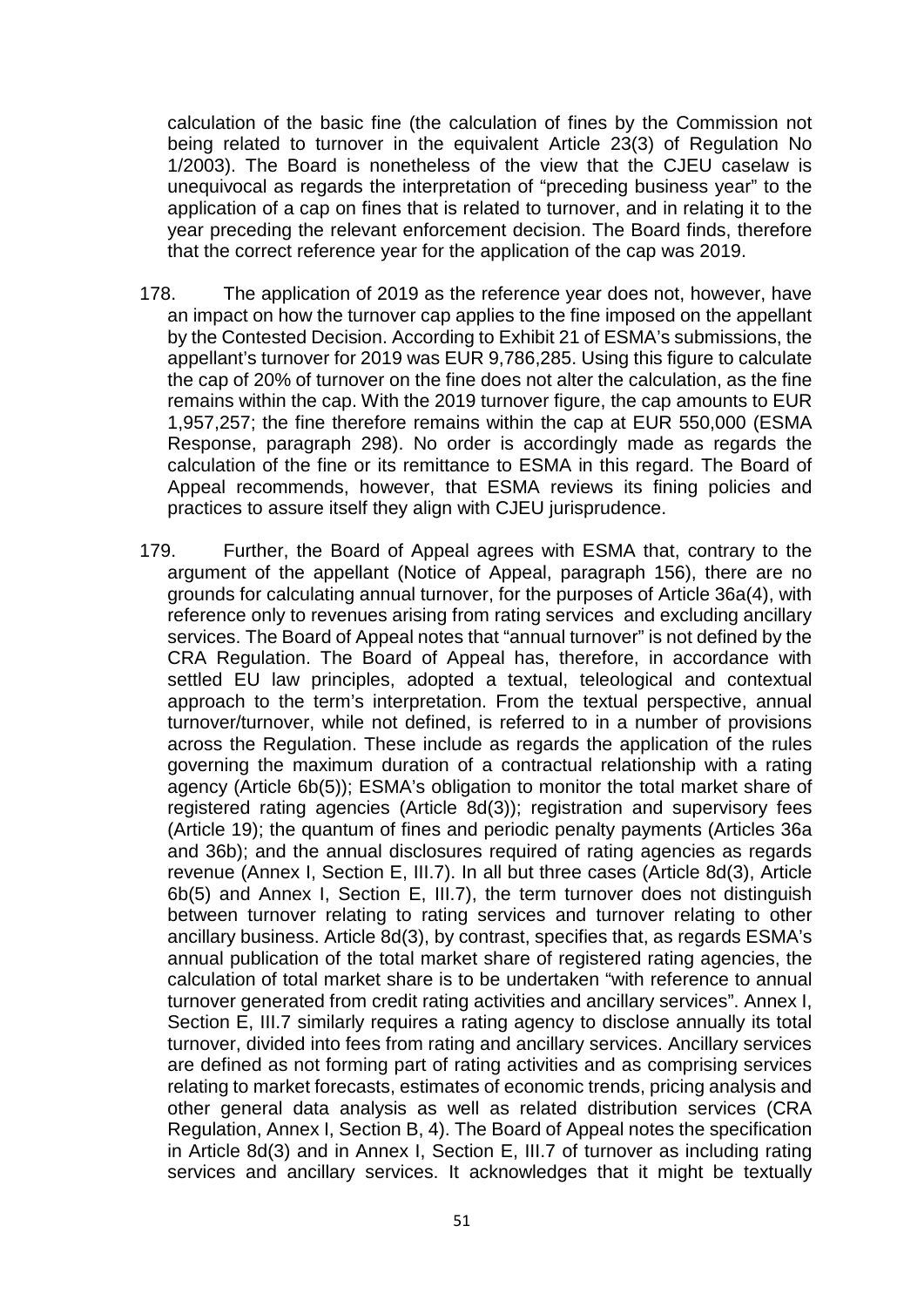calculation of the basic fine (the calculation of fines by the Commission not being related to turnover in the equivalent Article 23(3) of Regulation No 1/2003). The Board is nonetheless of the view that the CJEU caselaw is unequivocal as regards the interpretation of "preceding business year" to the application of a cap on fines that is related to turnover, and in relating it to the year preceding the relevant enforcement decision. The Board finds, therefore that the correct reference year for the application of the cap was 2019.

178. The application of 2019 as the reference year does not, however, have an impact on how the turnover cap applies to the fine imposed on the appellant by the Contested Decision. According to Exhibit 21 of ESMA's submissions, the appellant's turnover for 2019 was EUR 9,786,285. Using this figure to calculate the cap of 20% of turnover on the fine does not alter the calculation, as the fine remains within the cap. With the 2019 turnover figure, the cap amounts to EUR 1,957,257; the fine therefore remains within the cap at EUR 550,000 (ESMA Response, paragraph 298). No order is accordingly made as regards the calculation of the fine or its remittance to ESMA in this regard. The Board of Appeal recommends, however, that ESMA reviews its fining policies and practices to assure itself they align with CJEU jurisprudence.

179. Further, the Board of Appeal agrees with ESMA that, contrary to the argument of the appellant (Notice of Appeal, paragraph 156), there are no grounds for calculating annual turnover, for the purposes of Article 36a(4), with reference only to revenues arising from rating services and excluding ancillary services. The Board of Appeal notes that "annual turnover" is not defined by the CRA Regulation. The Board of Appeal has, therefore, in accordance with settled EU law principles, adopted a textual, teleological and contextual approach to the term's interpretation. From the textual perspective, annual turnover/turnover, while not defined, is referred to in a number of provisions across the Regulation. These include as regards the application of the rules governing the maximum duration of a contractual relationship with a rating agency (Article 6b(5)); ESMA's obligation to monitor the total market share of registered rating agencies (Article 8d(3)); registration and supervisory fees (Article 19); the quantum of fines and periodic penalty payments (Articles 36a and 36b); and the annual disclosures required of rating agencies as regards revenue (Annex I, Section E, III.7). In all but three cases (Article 8d(3), Article 6b(5) and Annex I, Section E, III.7), the term turnover does not distinguish between turnover relating to rating services and turnover relating to other ancillary business. Article 8d(3), by contrast, specifies that, as regards ESMA's annual publication of the total market share of registered rating agencies, the calculation of total market share is to be undertaken "with reference to annual turnover generated from credit rating activities and ancillary services". Annex I, Section E, III.7 similarly requires a rating agency to disclose annually its total turnover, divided into fees from rating and ancillary services. Ancillary services are defined as not forming part of rating activities and as comprising services relating to market forecasts, estimates of economic trends, pricing analysis and other general data analysis as well as related distribution services (CRA Regulation, Annex I, Section B, 4). The Board of Appeal notes the specification in Article 8d(3) and in Annex I, Section E, III.7 of turnover as including rating services and ancillary services. It acknowledges that it might be textually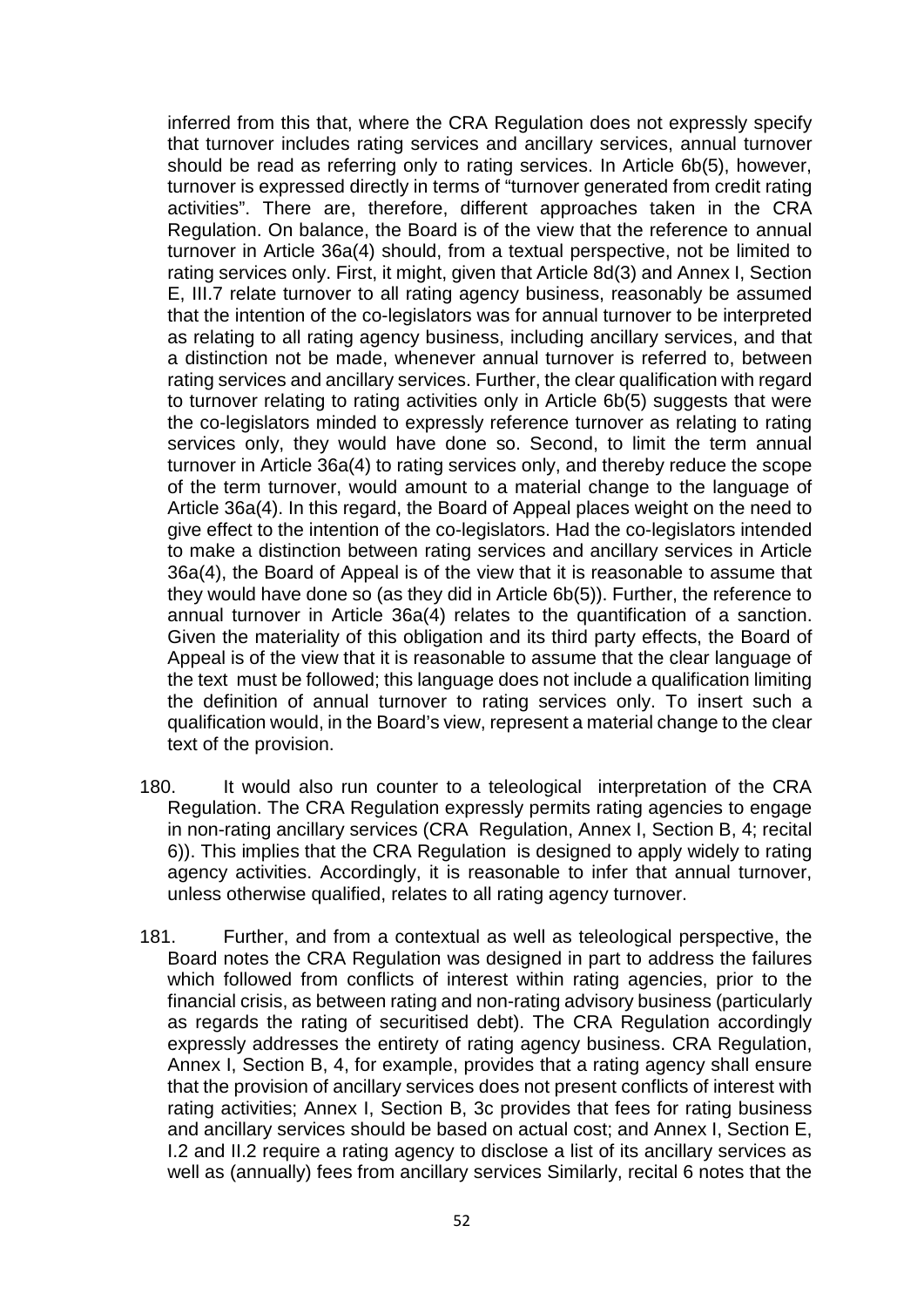inferred from this that, where the CRA Regulation does not expressly specify that turnover includes rating services and ancillary services, annual turnover should be read as referring only to rating services. In Article 6b(5), however, turnover is expressed directly in terms of "turnover generated from credit rating activities". There are, therefore, different approaches taken in the CRA Regulation. On balance, the Board is of the view that the reference to annual turnover in Article 36a(4) should, from a textual perspective, not be limited to rating services only. First, it might, given that Article 8d(3) and Annex I, Section E, III.7 relate turnover to all rating agency business, reasonably be assumed that the intention of the co-legislators was for annual turnover to be interpreted as relating to all rating agency business, including ancillary services, and that a distinction not be made, whenever annual turnover is referred to, between rating services and ancillary services. Further, the clear qualification with regard to turnover relating to rating activities only in Article 6b(5) suggests that were the co-legislators minded to expressly reference turnover as relating to rating services only, they would have done so. Second, to limit the term annual turnover in Article 36a(4) to rating services only, and thereby reduce the scope of the term turnover, would amount to a material change to the language of Article 36a(4). In this regard, the Board of Appeal places weight on the need to give effect to the intention of the co-legislators. Had the co-legislators intended to make a distinction between rating services and ancillary services in Article 36a(4), the Board of Appeal is of the view that it is reasonable to assume that they would have done so (as they did in Article 6b(5)). Further, the reference to annual turnover in Article 36a(4) relates to the quantification of a sanction. Given the materiality of this obligation and its third party effects, the Board of Appeal is of the view that it is reasonable to assume that the clear language of the text must be followed; this language does not include a qualification limiting the definition of annual turnover to rating services only. To insert such a qualification would, in the Board's view, represent a material change to the clear text of the provision.

180. It would also run counter to a teleological interpretation of the CRA Regulation. The CRA Regulation expressly permits rating agencies to engage in non-rating ancillary services (CRA Regulation, Annex I, Section B, 4; recital 6)). This implies that the CRA Regulation is designed to apply widely to rating agency activities. Accordingly, it is reasonable to infer that annual turnover, unless otherwise qualified, relates to all rating agency turnover.

181. Further, and from a contextual as well as teleological perspective, the Board notes the CRA Regulation was designed in part to address the failures which followed from conflicts of interest within rating agencies, prior to the financial crisis, as between rating and non-rating advisory business (particularly as regards the rating of securitised debt). The CRA Regulation accordingly expressly addresses the entirety of rating agency business. CRA Regulation, Annex I, Section B, 4, for example, provides that a rating agency shall ensure that the provision of ancillary services does not present conflicts of interest with rating activities; Annex I, Section B, 3c provides that fees for rating business and ancillary services should be based on actual cost; and Annex I, Section E, I.2 and II.2 require a rating agency to disclose a list of its ancillary services as well as (annually) fees from ancillary services Similarly, recital 6 notes that the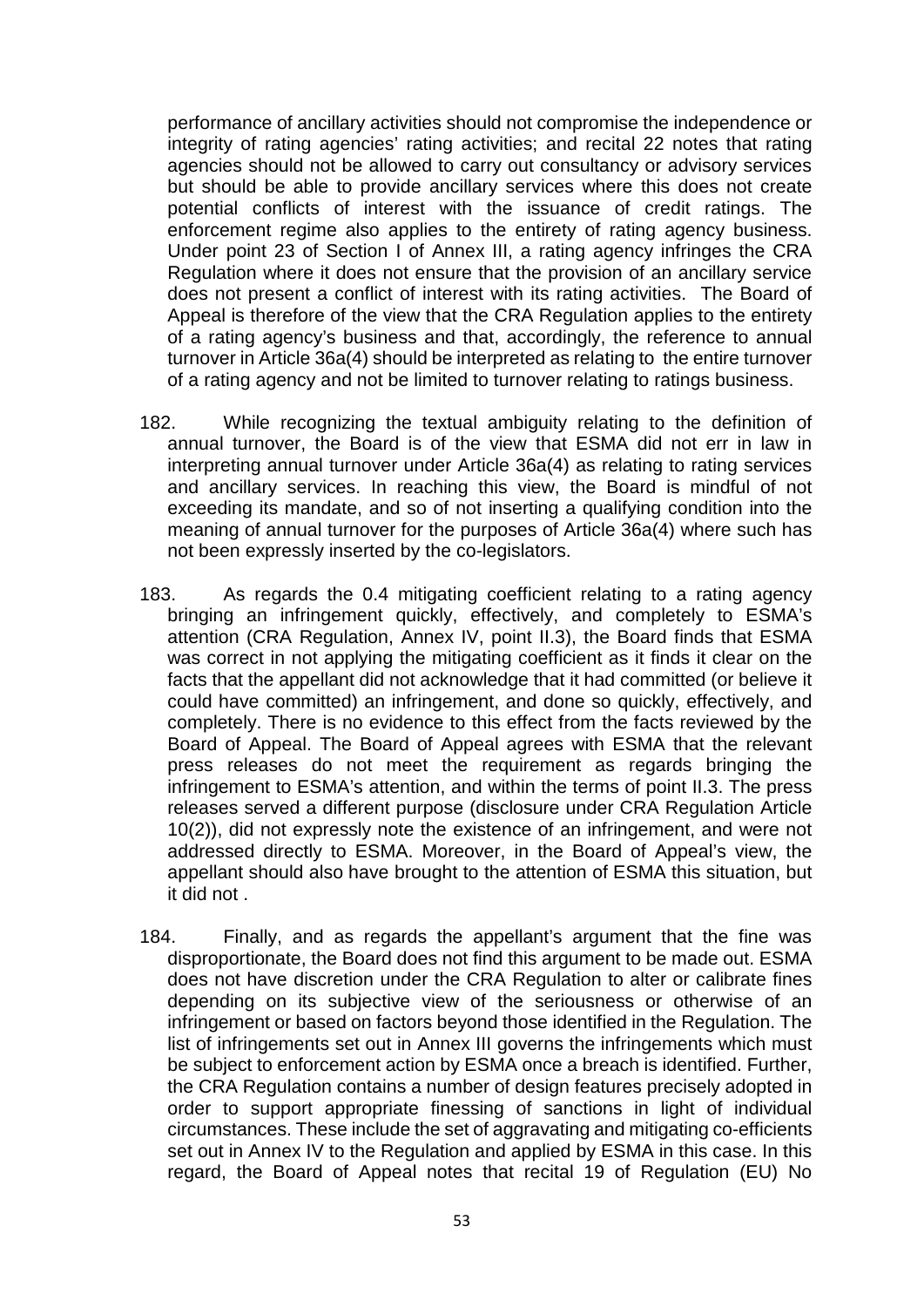performance of ancillary activities should not compromise the independence or integrity of rating agencies' rating activities; and recital 22 notes that rating agencies should not be allowed to carry out consultancy or advisory services but should be able to provide ancillary services where this does not create potential conflicts of interest with the issuance of credit ratings. The enforcement regime also applies to the entirety of rating agency business. Under point 23 of Section I of Annex III, a rating agency infringes the CRA Regulation where it does not ensure that the provision of an ancillary service does not present a conflict of interest with its rating activities. The Board of Appeal is therefore of the view that the CRA Regulation applies to the entirety of a rating agency's business and that, accordingly, the reference to annual turnover in Article 36a(4) should be interpreted as relating to the entire turnover of a rating agency and not be limited to turnover relating to ratings business.

182. While recognizing the textual ambiguity relating to the definition of annual turnover, the Board is of the view that ESMA did not err in law in interpreting annual turnover under Article 36a(4) as relating to rating services and ancillary services. In reaching this view, the Board is mindful of not exceeding its mandate, and so of not inserting a qualifying condition into the meaning of annual turnover for the purposes of Article 36a(4) where such has not been expressly inserted by the co-legislators.

183. As regards the 0.4 mitigating coefficient relating to a rating agency bringing an infringement quickly, effectively, and completely to ESMA's attention (CRA Regulation, Annex IV, point II.3), the Board finds that ESMA was correct in not applying the mitigating coefficient as it finds it clear on the facts that the appellant did not acknowledge that it had committed (or believe it could have committed) an infringement, and done so quickly, effectively, and completely. There is no evidence to this effect from the facts reviewed by the Board of Appeal. The Board of Appeal agrees with ESMA that the relevant press releases do not meet the requirement as regards bringing the infringement to ESMA's attention, and within the terms of point II.3. The press releases served a different purpose (disclosure under CRA Regulation Article 10(2)), did not expressly note the existence of an infringement, and were not addressed directly to ESMA. Moreover, in the Board of Appeal's view, the appellant should also have brought to the attention of ESMA this situation, but it did not .

184. Finally, and as regards the appellant's argument that the fine was disproportionate, the Board does not find this argument to be made out. ESMA does not have discretion under the CRA Regulation to alter or calibrate fines depending on its subjective view of the seriousness or otherwise of an infringement or based on factors beyond those identified in the Regulation. The list of infringements set out in Annex III governs the infringements which must be subject to enforcement action by ESMA once a breach is identified. Further, the CRA Regulation contains a number of design features precisely adopted in order to support appropriate finessing of sanctions in light of individual circumstances. These include the set of aggravating and mitigating co-efficients set out in Annex IV to the Regulation and applied by ESMA in this case. In this regard, the Board of Appeal notes that recital 19 of Regulation (EU) No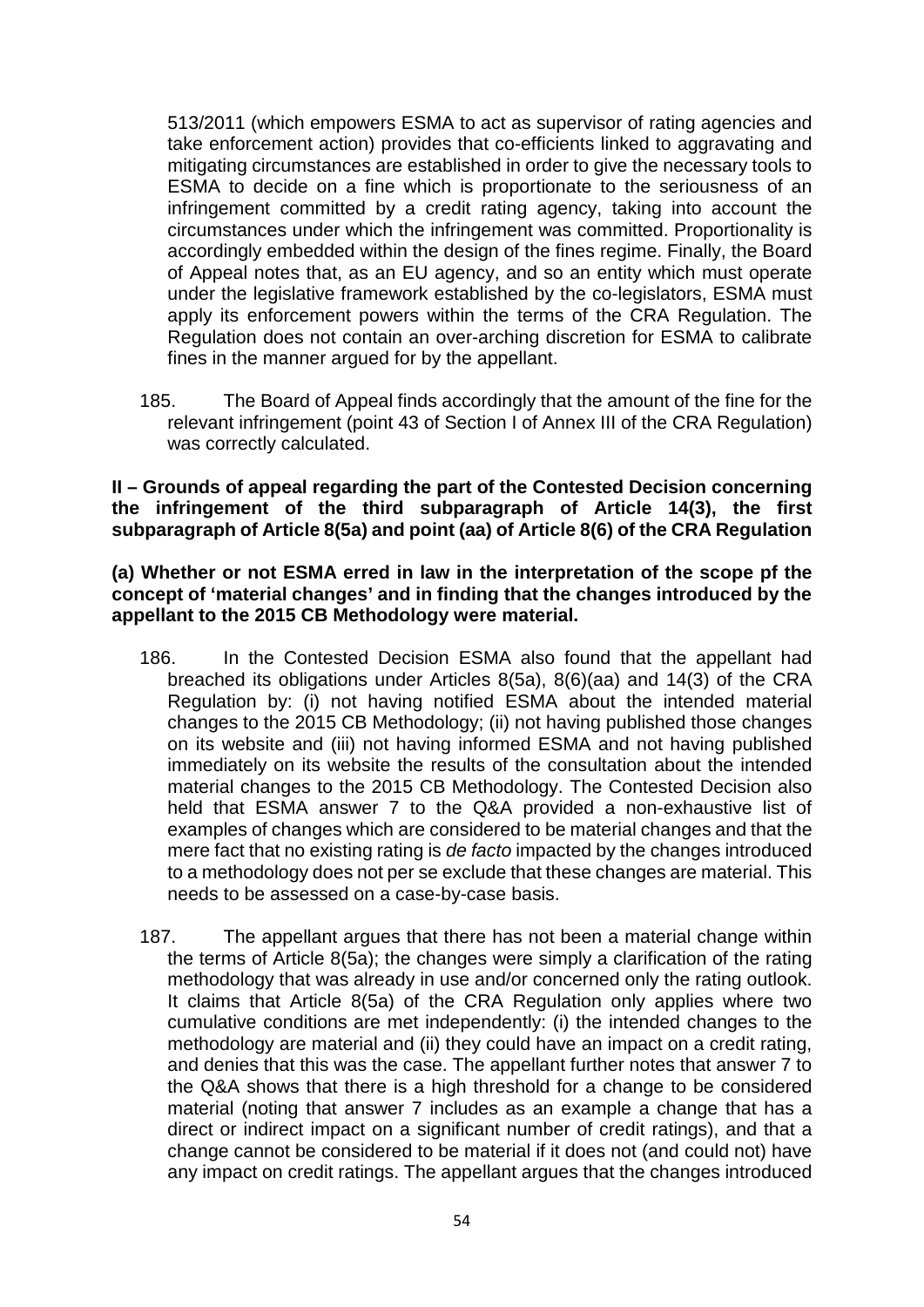513/2011 (which empowers ESMA to act as supervisor of rating agencies and take enforcement action) provides that co-efficients linked to aggravating and mitigating circumstances are established in order to give the necessary tools to ESMA to decide on a fine which is proportionate to the seriousness of an infringement committed by a credit rating agency, taking into account the circumstances under which the infringement was committed. Proportionality is accordingly embedded within the design of the fines regime. Finally, the Board of Appeal notes that, as an EU agency, and so an entity which must operate under the legislative framework established by the co-legislators, ESMA must apply its enforcement powers within the terms of the CRA Regulation. The Regulation does not contain an over-arching discretion for ESMA to calibrate fines in the manner argued for by the appellant.

185. The Board of Appeal finds accordingly that the amount of the fine for the relevant infringement (point 43 of Section I of Annex III of the CRA Regulation) was correctly calculated.

**II – Grounds of appeal regarding the part of the Contested Decision concerning the infringement of the third subparagraph of Article 14(3), the first subparagraph of Article 8(5a) and point (aa) of Article 8(6) of the CRA Regulation**

**(a) Whether or not ESMA erred in law in the interpretation of the scope pf the concept of 'material changes' and in finding that the changes introduced by the appellant to the 2015 CB Methodology were material.**

186. In the Contested Decision ESMA also found that the appellant had breached its obligations under Articles 8(5a), 8(6)(aa) and 14(3) of the CRA Regulation by: (i) not having notified ESMA about the intended material changes to the 2015 CB Methodology; (ii) not having published those changes on its website and (iii) not having informed ESMA and not having published immediately on its website the results of the consultation about the intended material changes to the 2015 CB Methodology. The Contested Decision also held that ESMA answer 7 to the Q&A provided a non-exhaustive list of examples of changes which are considered to be material changes and that the mere fact that no existing rating is *de facto* impacted by the changes introduced to a methodology does not per se exclude that these changes are material. This needs to be assessed on a case-by-case basis.

187. The appellant argues that there has not been a material change within the terms of Article 8(5a); the changes were simply a clarification of the rating methodology that was already in use and/or concerned only the rating outlook. It claims that Article 8(5a) of the CRA Regulation only applies where two cumulative conditions are met independently: (i) the intended changes to the methodology are material and (ii) they could have an impact on a credit rating, and denies that this was the case. The appellant further notes that answer 7 to the Q&A shows that there is a high threshold for a change to be considered material (noting that answer 7 includes as an example a change that has a direct or indirect impact on a significant number of credit ratings), and that a change cannot be considered to be material if it does not (and could not) have any impact on credit ratings. The appellant argues that the changes introduced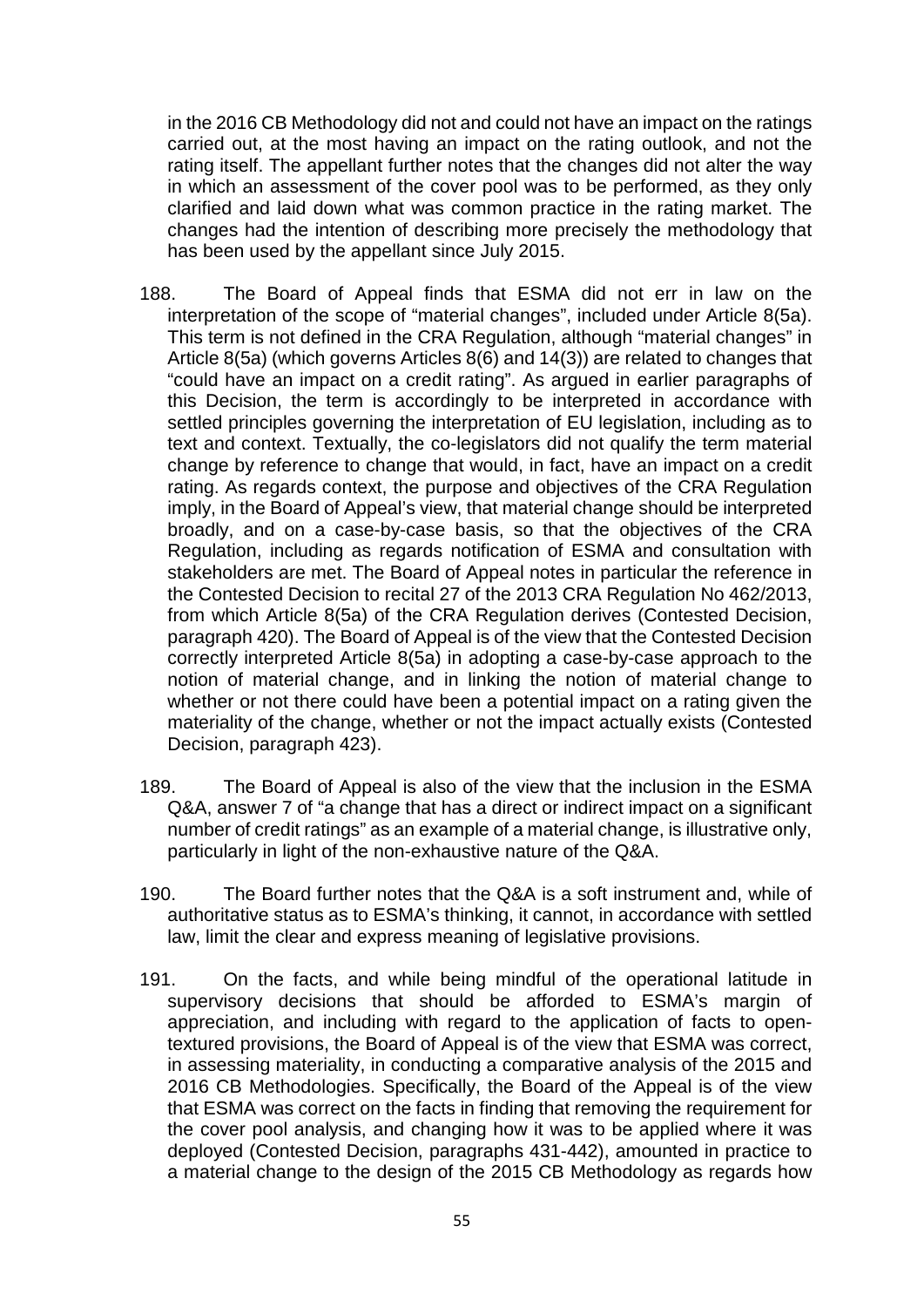in the 2016 CB Methodology did not and could not have an impact on the ratings carried out, at the most having an impact on the rating outlook, and not the rating itself. The appellant further notes that the changes did not alter the way in which an assessment of the cover pool was to be performed, as they only clarified and laid down what was common practice in the rating market. The changes had the intention of describing more precisely the methodology that has been used by the appellant since July 2015.

188. The Board of Appeal finds that ESMA did not err in law on the interpretation of the scope of "material changes", included under Article 8(5a). This term is not defined in the CRA Regulation, although "material changes" in Article 8(5a) (which governs Articles 8(6) and 14(3)) are related to changes that "could have an impact on a credit rating". As argued in earlier paragraphs of this Decision, the term is accordingly to be interpreted in accordance with settled principles governing the interpretation of EU legislation, including as to text and context. Textually, the co-legislators did not qualify the term material change by reference to change that would, in fact, have an impact on a credit rating. As regards context, the purpose and objectives of the CRA Regulation imply, in the Board of Appeal's view, that material change should be interpreted broadly, and on a case-by-case basis, so that the objectives of the CRA Regulation, including as regards notification of ESMA and consultation with stakeholders are met. The Board of Appeal notes in particular the reference in the Contested Decision to recital 27 of the 2013 CRA Regulation No 462/2013, from which Article 8(5a) of the CRA Regulation derives (Contested Decision, paragraph 420). The Board of Appeal is of the view that the Contested Decision correctly interpreted Article 8(5a) in adopting a case-by-case approach to the notion of material change, and in linking the notion of material change to whether or not there could have been a potential impact on a rating given the materiality of the change, whether or not the impact actually exists (Contested Decision, paragraph 423).

189. The Board of Appeal is also of the view that the inclusion in the ESMA Q&A, answer 7 of "a change that has a direct or indirect impact on a significant number of credit ratings" as an example of a material change, is illustrative only, particularly in light of the non-exhaustive nature of the Q&A.

190. The Board further notes that the Q&A is a soft instrument and, while of authoritative status as to ESMA's thinking, it cannot, in accordance with settled law, limit the clear and express meaning of legislative provisions.

191. On the facts, and while being mindful of the operational latitude in supervisory decisions that should be afforded to ESMA's margin of appreciation, and including with regard to the application of facts to open-textured provisions, the Board of Appeal is of the view that ESMA was correct, in assessing materiality, in conducting a comparative analysis of the 2015 and 2016 CB Methodologies. Specifically, the Board of the Appeal is of the view that ESMA was correct on the facts in finding that removing the requirement for the cover pool analysis, and changing how it was to be applied where it was deployed (Contested Decision, paragraphs 431-442), amounted in practice to a material change to the design of the 2015 CB Methodology as regards how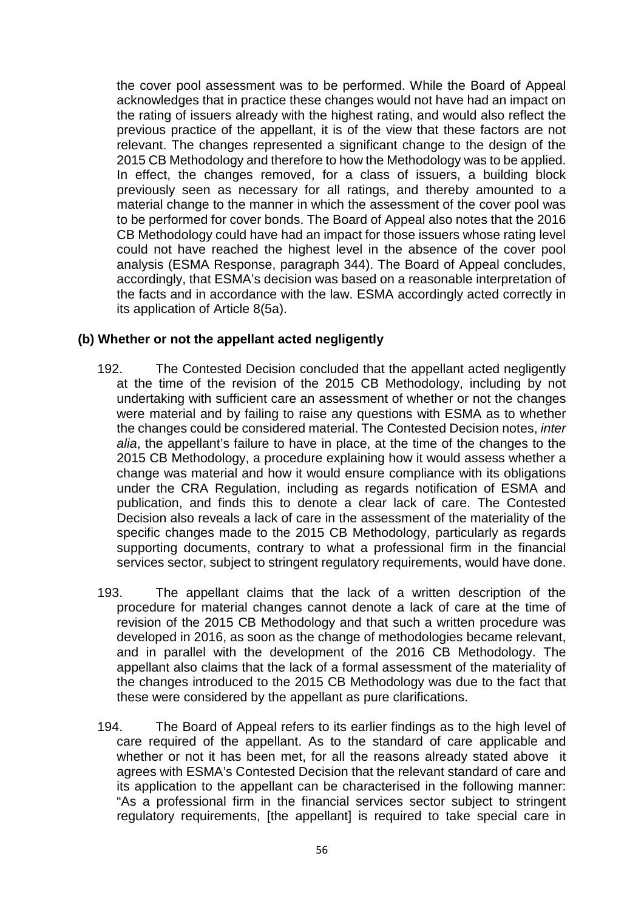the cover pool assessment was to be performed. While the Board of Appeal acknowledges that in practice these changes would not have had an impact on the rating of issuers already with the highest rating, and would also reflect the previous practice of the appellant, it is of the view that these factors are not relevant. The changes represented a significant change to the design of the 2015 CB Methodology and therefore to how the Methodology was to be applied. In effect, the changes removed, for a class of issuers, a building block previously seen as necessary for all ratings, and thereby amounted to a material change to the manner in which the assessment of the cover pool was to be performed for cover bonds. The Board of Appeal also notes that the 2016 CB Methodology could have had an impact for those issuers whose rating level could not have reached the highest level in the absence of the cover pool analysis (ESMA Response, paragraph 344). The Board of Appeal concludes, accordingly, that ESMA's decision was based on a reasonable interpretation of the facts and in accordance with the law. ESMA accordingly acted correctly in its application of Article 8(5a).

**(b) Whether or not the appellant acted negligently**

192. The Contested Decision concluded that the appellant acted negligently at the time of the revision of the 2015 CB Methodology, including by not undertaking with sufficient care an assessment of whether or not the changes were material and by failing to raise any questions with ESMA as to whether the changes could be considered material. The Contested Decision notes, *inter alia*, the appellant's failure to have in place, at the time of the changes to the 2015 CB Methodology, a procedure explaining how it would assess whether a change was material and how it would ensure compliance with its obligations under the CRA Regulation, including as regards notification of ESMA and publication, and finds this to denote a clear lack of care. The Contested Decision also reveals a lack of care in the assessment of the materiality of the specific changes made to the 2015 CB Methodology, particularly as regards supporting documents, contrary to what a professional firm in the financial services sector, subject to stringent regulatory requirements, would have done.

193. The appellant claims that the lack of a written description of the procedure for material changes cannot denote a lack of care at the time of revision of the 2015 CB Methodology and that such a written procedure was developed in 2016, as soon as the change of methodologies became relevant, and in parallel with the development of the 2016 CB Methodology. The appellant also claims that the lack of a formal assessment of the materiality of the changes introduced to the 2015 CB Methodology was due to the fact that these were considered by the appellant as pure clarifications.

194. The Board of Appeal refers to its earlier findings as to the high level of care required of the appellant. As to the standard of care applicable and whether or not it has been met, for all the reasons already stated above it agrees with ESMA's Contested Decision that the relevant standard of care and its application to the appellant can be characterised in the following manner: "As a professional firm in the financial services sector subject to stringent regulatory requirements, [the appellant] is required to take special care in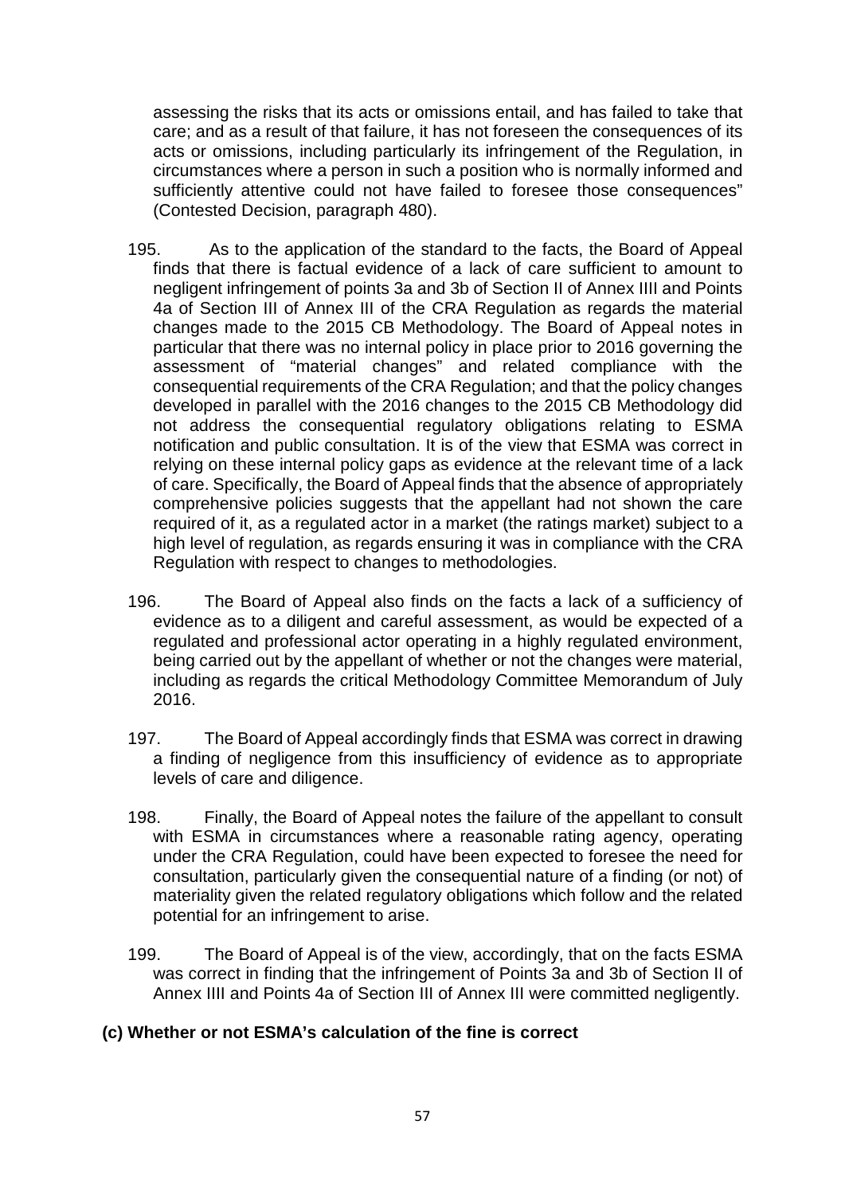assessing the risks that its acts or omissions entail, and has failed to take that care; and as a result of that failure, it has not foreseen the consequences of its acts or omissions, including particularly its infringement of the Regulation, in circumstances where a person in such a position who is normally informed and sufficiently attentive could not have failed to foresee those consequences" (Contested Decision, paragraph 480).

195. As to the application of the standard to the facts, the Board of Appeal finds that there is factual evidence of a lack of care sufficient to amount to negligent infringement of points 3a and 3b of Section II of Annex IIII and Points 4a of Section III of Annex III of the CRA Regulation as regards the material changes made to the 2015 CB Methodology. The Board of Appeal notes in particular that there was no internal policy in place prior to 2016 governing the assessment of "material changes" and related compliance with the consequential requirements of the CRA Regulation; and that the policy changes developed in parallel with the 2016 changes to the 2015 CB Methodology did not address the consequential regulatory obligations relating to ESMA notification and public consultation. It is of the view that ESMA was correct in relying on these internal policy gaps as evidence at the relevant time of a lack of care. Specifically, the Board of Appeal finds that the absence of appropriately comprehensive policies suggests that the appellant had not shown the care required of it, as a regulated actor in a market (the ratings market) subject to a high level of regulation, as regards ensuring it was in compliance with the CRA Regulation with respect to changes to methodologies.

196. The Board of Appeal also finds on the facts a lack of a sufficiency of evidence as to a diligent and careful assessment, as would be expected of a regulated and professional actor operating in a highly regulated environment, being carried out by the appellant of whether or not the changes were material, including as regards the critical Methodology Committee Memorandum of July 2016.

197. The Board of Appeal accordingly finds that ESMA was correct in drawing a finding of negligence from this insufficiency of evidence as to appropriate levels of care and diligence.

198. Finally, the Board of Appeal notes the failure of the appellant to consult with ESMA in circumstances where a reasonable rating agency, operating under the CRA Regulation, could have been expected to foresee the need for consultation, particularly given the consequential nature of a finding (or not) of materiality given the related regulatory obligations which follow and the related potential for an infringement to arise.

199. The Board of Appeal is of the view, accordingly, that on the facts ESMA was correct in finding that the infringement of Points 3a and 3b of Section II of Annex IIII and Points 4a of Section III of Annex III were committed negligently.

**(c) Whether or not ESMA's calculation of the fine is correct**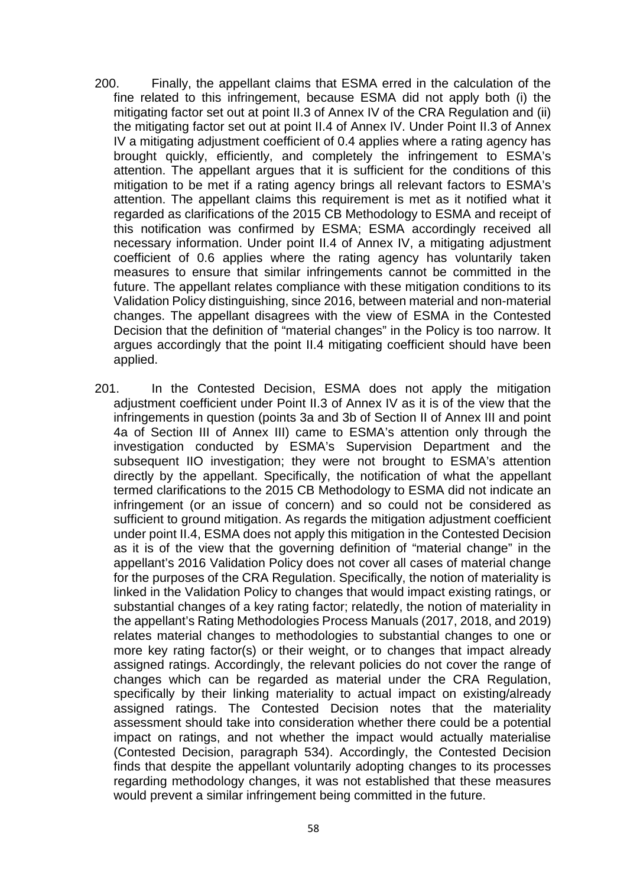200. Finally, the appellant claims that ESMA erred in the calculation of the fine related to this infringement, because ESMA did not apply both (i) the mitigating factor set out at point II.3 of Annex IV of the CRA Regulation and (ii) the mitigating factor set out at point II.4 of Annex IV. Under Point II.3 of Annex IV a mitigating adjustment coefficient of 0.4 applies where a rating agency has brought quickly, efficiently, and completely the infringement to ESMA's attention. The appellant argues that it is sufficient for the conditions of this mitigation to be met if a rating agency brings all relevant factors to ESMA's attention. The appellant claims this requirement is met as it notified what it regarded as clarifications of the 2015 CB Methodology to ESMA and receipt of this notification was confirmed by ESMA; ESMA accordingly received all necessary information. Under point II.4 of Annex IV, a mitigating adjustment coefficient of 0.6 applies where the rating agency has voluntarily taken measures to ensure that similar infringements cannot be committed in the future. The appellant relates compliance with these mitigation conditions to its Validation Policy distinguishing, since 2016, between material and non-material changes. The appellant disagrees with the view of ESMA in the Contested Decision that the definition of "material changes" in the Policy is too narrow. It argues accordingly that the point II.4 mitigating coefficient should have been applied.

201. In the Contested Decision, ESMA does not apply the mitigation adjustment coefficient under Point II.3 of Annex IV as it is of the view that the infringements in question (points 3a and 3b of Section II of Annex III and point 4a of Section III of Annex III) came to ESMA's attention only through the investigation conducted by ESMA's Supervision Department and the subsequent IIO investigation; they were not brought to ESMA's attention directly by the appellant. Specifically, the notification of what the appellant termed clarifications to the 2015 CB Methodology to ESMA did not indicate an infringement (or an issue of concern) and so could not be considered as sufficient to ground mitigation. As regards the mitigation adjustment coefficient under point II.4, ESMA does not apply this mitigation in the Contested Decision as it is of the view that the governing definition of "material change" in the appellant's 2016 Validation Policy does not cover all cases of material change for the purposes of the CRA Regulation. Specifically, the notion of materiality is linked in the Validation Policy to changes that would impact existing ratings, or substantial changes of a key rating factor; relatedly, the notion of materiality in the appellant's Rating Methodologies Process Manuals (2017, 2018, and 2019) relates material changes to methodologies to substantial changes to one or more key rating factor(s) or their weight, or to changes that impact already assigned ratings. Accordingly, the relevant policies do not cover the range of changes which can be regarded as material under the CRA Regulation, specifically by their linking materiality to actual impact on existing/already assigned ratings. The Contested Decision notes that the materiality assessment should take into consideration whether there could be a potential impact on ratings, and not whether the impact would actually materialise (Contested Decision, paragraph 534). Accordingly, the Contested Decision finds that despite the appellant voluntarily adopting changes to its processes regarding methodology changes, it was not established that these measures would prevent a similar infringement being committed in the future.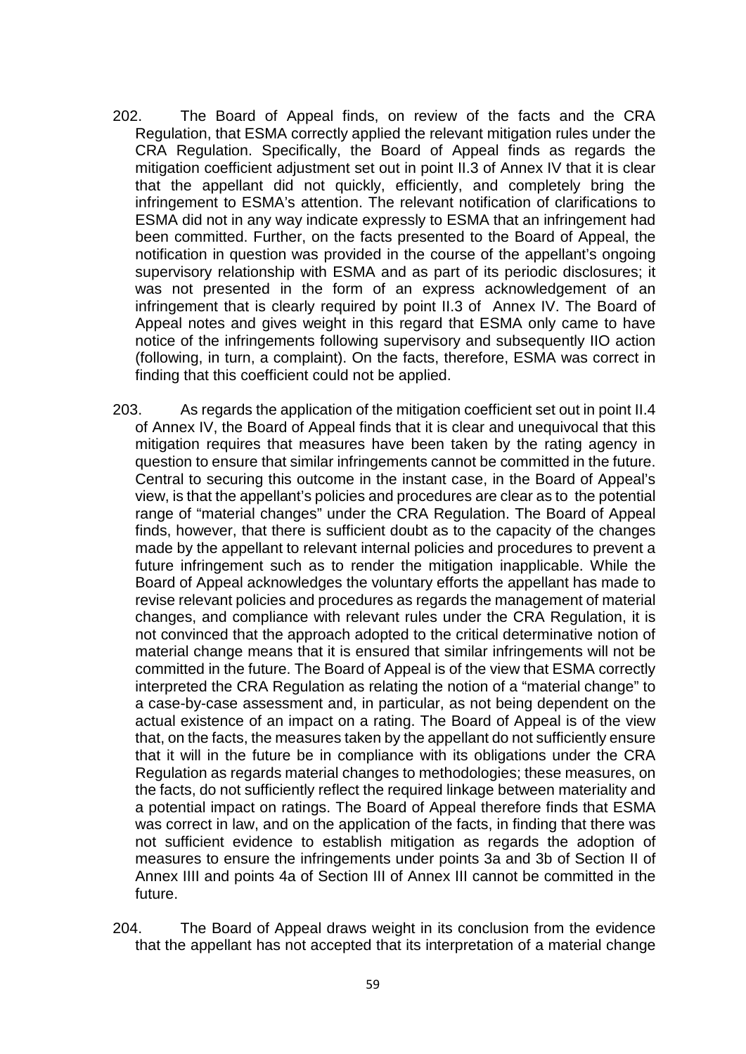202. The Board of Appeal finds, on review of the facts and the CRA Regulation, that ESMA correctly applied the relevant mitigation rules under the CRA Regulation. Specifically, the Board of Appeal finds as regards the mitigation coefficient adjustment set out in point II.3 of Annex IV that it is clear that the appellant did not quickly, efficiently, and completely bring the infringement to ESMA's attention. The relevant notification of clarifications to ESMA did not in any way indicate expressly to ESMA that an infringement had been committed. Further, on the facts presented to the Board of Appeal, the notification in question was provided in the course of the appellant's ongoing supervisory relationship with ESMA and as part of its periodic disclosures; it was not presented in the form of an express acknowledgement of an infringement that is clearly required by point II.3 of Annex IV. The Board of Appeal notes and gives weight in this regard that ESMA only came to have notice of the infringements following supervisory and subsequently IIO action (following, in turn, a complaint). On the facts, therefore, ESMA was correct in finding that this coefficient could not be applied.

203. As regards the application of the mitigation coefficient set out in point II.4 of Annex IV, the Board of Appeal finds that it is clear and unequivocal that this mitigation requires that measures have been taken by the rating agency in question to ensure that similar infringements cannot be committed in the future. Central to securing this outcome in the instant case, in the Board of Appeal's view, is that the appellant's policies and procedures are clear as to the potential range of "material changes" under the CRA Regulation. The Board of Appeal finds, however, that there is sufficient doubt as to the capacity of the changes made by the appellant to relevant internal policies and procedures to prevent a future infringement such as to render the mitigation inapplicable. While the Board of Appeal acknowledges the voluntary efforts the appellant has made to revise relevant policies and procedures as regards the management of material changes, and compliance with relevant rules under the CRA Regulation, it is not convinced that the approach adopted to the critical determinative notion of material change means that it is ensured that similar infringements will not be committed in the future. The Board of Appeal is of the view that ESMA correctly interpreted the CRA Regulation as relating the notion of a "material change" to a case-by-case assessment and, in particular, as not being dependent on the actual existence of an impact on a rating. The Board of Appeal is of the view that, on the facts, the measures taken by the appellant do not sufficiently ensure that it will in the future be in compliance with its obligations under the CRA Regulation as regards material changes to methodologies; these measures, on the facts, do not sufficiently reflect the required linkage between materiality and a potential impact on ratings. The Board of Appeal therefore finds that ESMA was correct in law, and on the application of the facts, in finding that there was not sufficient evidence to establish mitigation as regards the adoption of measures to ensure the infringements under points 3a and 3b of Section II of Annex IIII and points 4a of Section III of Annex III cannot be committed in the future.

204. The Board of Appeal draws weight in its conclusion from the evidence that the appellant has not accepted that its interpretation of a material change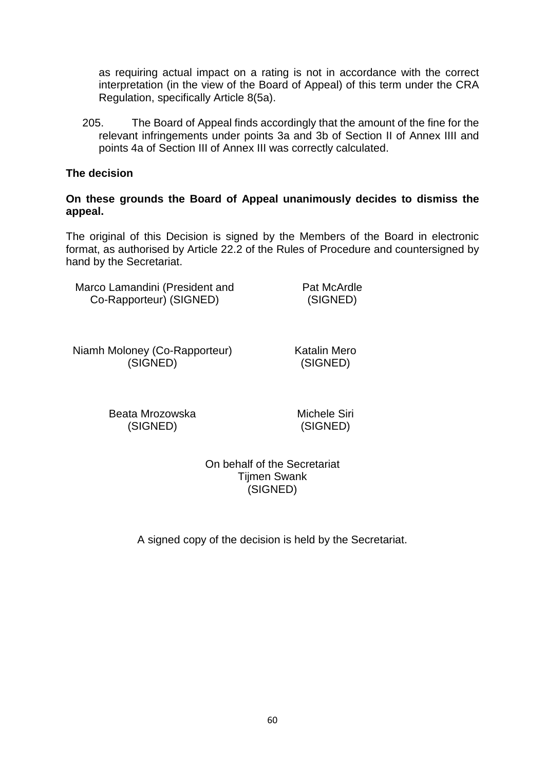as requiring actual impact on a rating is not in accordance with the correct interpretation (in the view of the Board of Appeal) of this term under the CRA Regulation, specifically Article 8(5a).

205. The Board of Appeal finds accordingly that the amount of the fine for the relevant infringements under points 3a and 3b of Section II of Annex IIII and points 4a of Section III of Annex III was correctly calculated.

**The decision**

**On these grounds the Board of Appeal unanimously decides to dismiss the appeal.**

The original of this Decision is signed by the Members of the Board in electronic format, as authorised by Article 22.2 of the Rules of Procedure and countersigned by hand by the Secretariat.

Marco Lamandini (President and Co-Rapporteur) (SIGNED)

Pat McArdle (SIGNED)

Niamh Moloney (Co-Rapporteur) (SIGNED)

Katalin Mero (SIGNED)

Beata Mrozowska (SIGNED)

Michele Siri (SIGNED)

On behalf of the Secretariat
Tijmen Swank
(SIGNED)

A signed copy of the decision is held by the Secretariat.